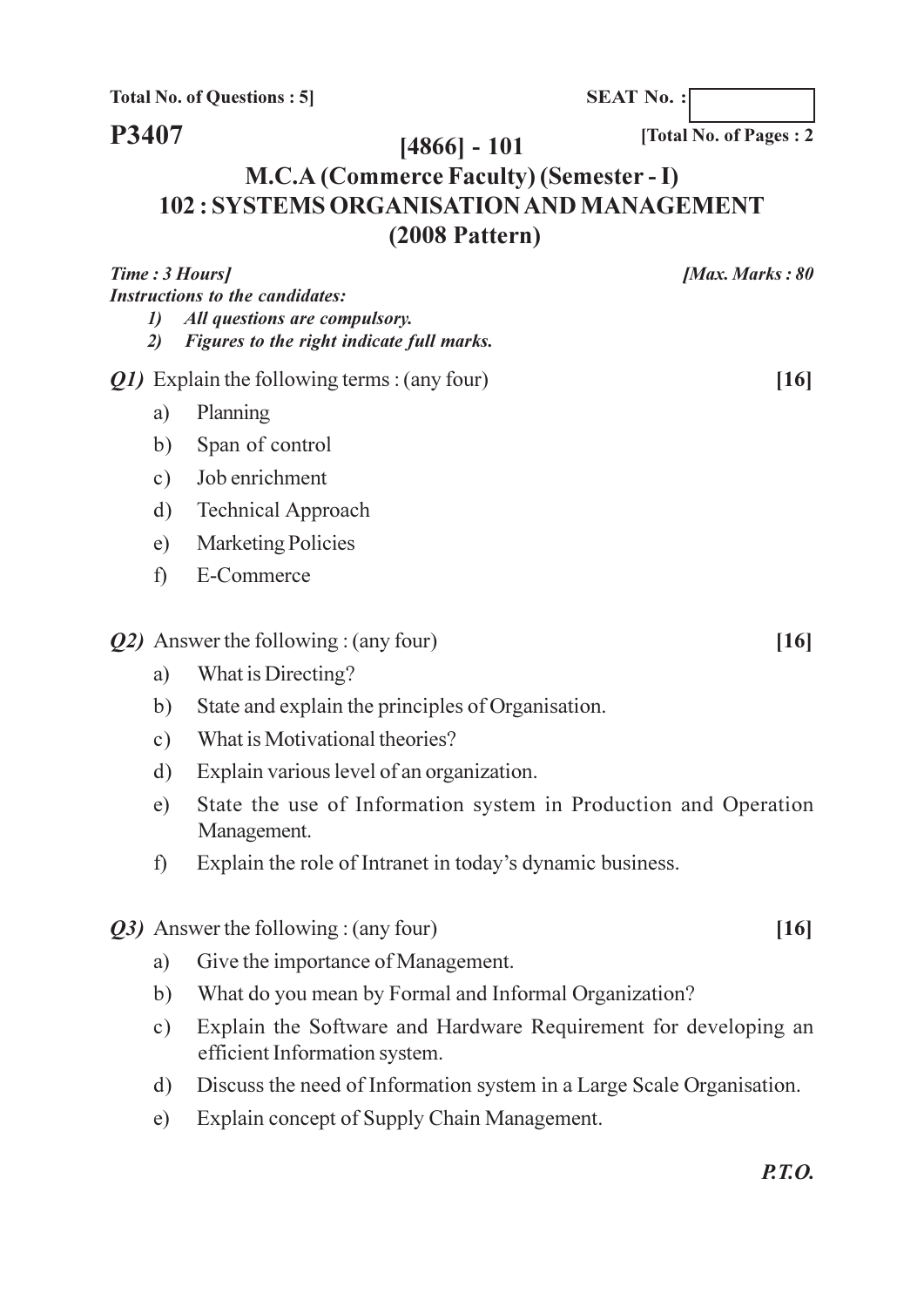**Total No. of Questions : 5]** **SEAT No. :**

**P3407** **[Total No. of Pages : 2**

# [4866] - 101

## M.C.A (Commerce Faculty) (Semester - I)

## 102 : SYSTEMS ORGANISATION AND MANAGEMENT

## (2008 Pattern)

***Time : 3 Hours]*** ***[Max. Marks : 80***

***Instructions to the candidates:***

1) *All questions are compulsory.*
2) *Figures to the right indicate full marks.*

***Q1)*** Explain the following terms : (any four) **[16]**

a) Planning

b) Span of control

c) Job enrichment

d) Technical Approach

e) Marketing Policies

f) E-Commerce

***Q2)*** Answer the following : (any four) **[16]**

a) What is Directing?

b) State and explain the principles of Organisation.

c) What is Motivational theories?

d) Explain various level of an organization.

e) State the use of Information system in Production and Operation Management.

f) Explain the role of Intranet in today's dynamic business.

***Q3)*** Answer the following : (any four) **[16]**

a) Give the importance of Management.

b) What do you mean by Formal and Informal Organization?

c) Explain the Software and Hardware Requirement for developing an efficient Information system.

d) Discuss the need of Information system in a Large Scale Organisation.

e) Explain concept of Supply Chain Management.

***P.T.O.***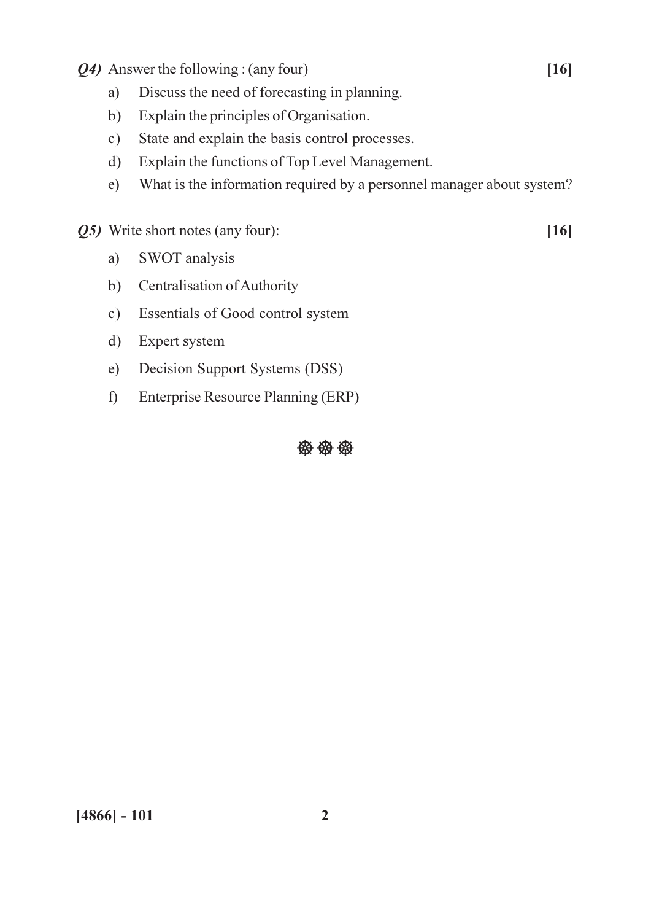***Q4)*** Answer the following : (any four) **[16]**

a) Discuss the need of forecasting in planning.

b) Explain the principles of Organisation.

c) State and explain the basis control processes.

d) Explain the functions of Top Level Management.

e) What is the information required by a personnel manager about system?

***Q5)*** Write short notes (any four): **[16]**

a) SWOT analysis

b) Centralisation of Authority

c) Essentials of Good control system

d) Expert system

e) Decision Support Systems (DSS)

f) Enterprise Resource Planning (ERP)

☸☸☸

**[4866] - 101**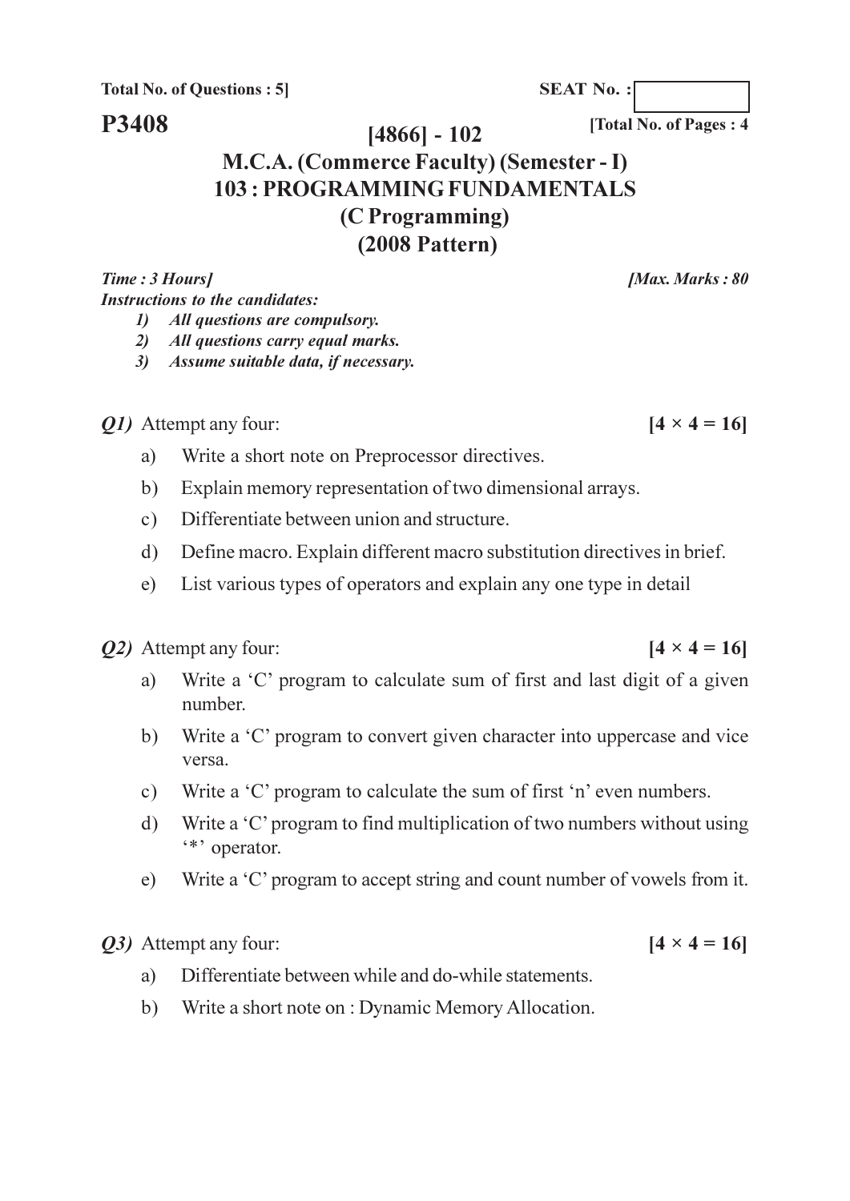Total No. of Questions : 5]

SEAT No. :

**P3408**

[Total No. of Pages : 4

# [4866] - 102

## M.C.A. (Commerce Faculty) (Semester - I)

## 103 : PROGRAMMING FUNDAMENTALS

## (C Programming)

## (2008 Pattern)

***Time : 3 Hours]*** ***[Max. Marks : 80***

***Instructions to the candidates:***

1) *All questions are compulsory.*
2) *All questions carry equal marks.*
3) *Assume suitable data, if necessary.*

***Q1)*** Attempt any four: **[4 × 4 = 16]**

a) Write a short note on Preprocessor directives.

b) Explain memory representation of two dimensional arrays.

c) Differentiate between union and structure.

d) Define macro. Explain different macro substitution directives in brief.

e) List various types of operators and explain any one type in detail

***Q2)*** Attempt any four: **[4 × 4 = 16]**

a) Write a 'C' program to calculate sum of first and last digit of a given number.

b) Write a 'C' program to convert given character into uppercase and vice versa.

c) Write a 'C' program to calculate the sum of first 'n' even numbers.

d) Write a 'C' program to find multiplication of two numbers without using '*' operator.

e) Write a 'C' program to accept string and count number of vowels from it.

***Q3)*** Attempt any four: **[4 × 4 = 16]**

a) Differentiate between while and do-while statements.

b) Write a short note on : Dynamic Memory Allocation.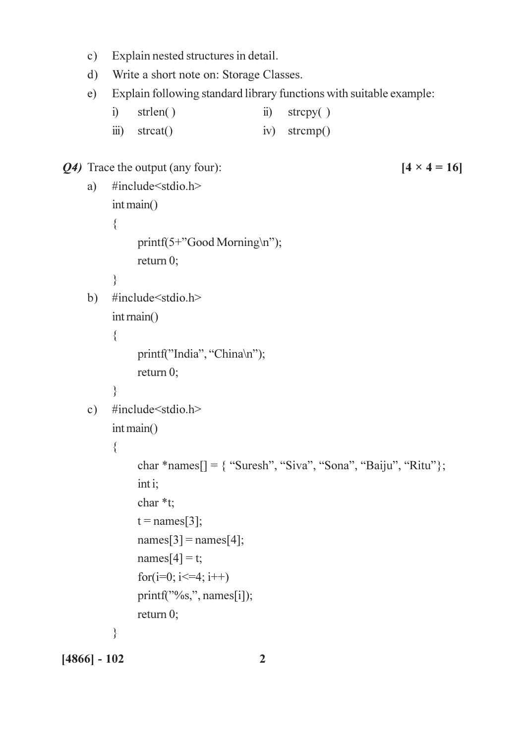c) Explain nested structures in detail.

d) Write a short note on: Storage Classes.

e) Explain following standard library functions with suitable example:

i) strlen( )  ii) strcpy( )

iii) strcat()  iv) strcmp()

***Q4)*** Trace the output (any four): **[4 × 4 = 16]**

a)
```
#include<stdio.h>
int main()
{
    printf(5+"Good Morning\n");
    return 0;
}
```

b)
```
#include<stdio.h>
int rnain()
{
    printf("India", "China\n");
    return 0;
}
```

c)
```
#include<stdio.h>
int main()
{
    char *names[] = { "Suresh", "Siva", "Sona", "Baiju", "Ritu"};
    int i;
    char *t;
    t = names[3];
    names[3] = names[4];
    names[4] = t;
    for(i=0; i<=4; i++)
    printf("%s,", names[i]);
    return 0;
}
```

**[4866] - 102**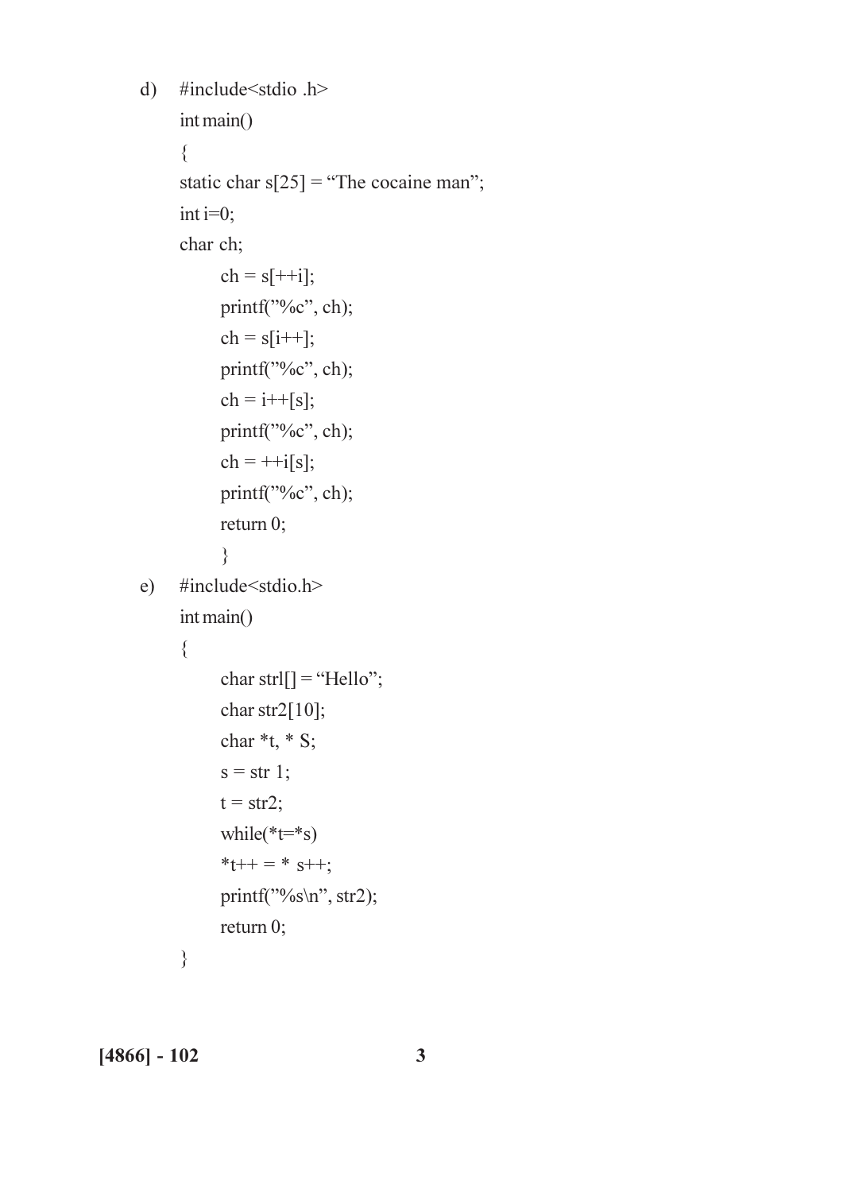d)
```
#include<stdio .h>
int main()
{
static char s[25] = "The cocaine man";
int i=0;
char ch;
      ch = s[++i];
      printf("%c", ch);
      ch = s[i++];
      printf("%c", ch);
      ch = i++[s];
      printf("%c", ch);
      ch = ++i[s];
      printf("%c", ch);
      return 0;
      }
```

e)
```
#include<stdio.h>
int main()
{
      char strl[] = "Hello";
      char str2[10];
      char *t, * S;
      s = str 1;
      t = str2;
      while(*t=*s)
      *t++ = * s++;
      printf("%s\n", str2);
      return 0;
}
```

**[4866] - 102**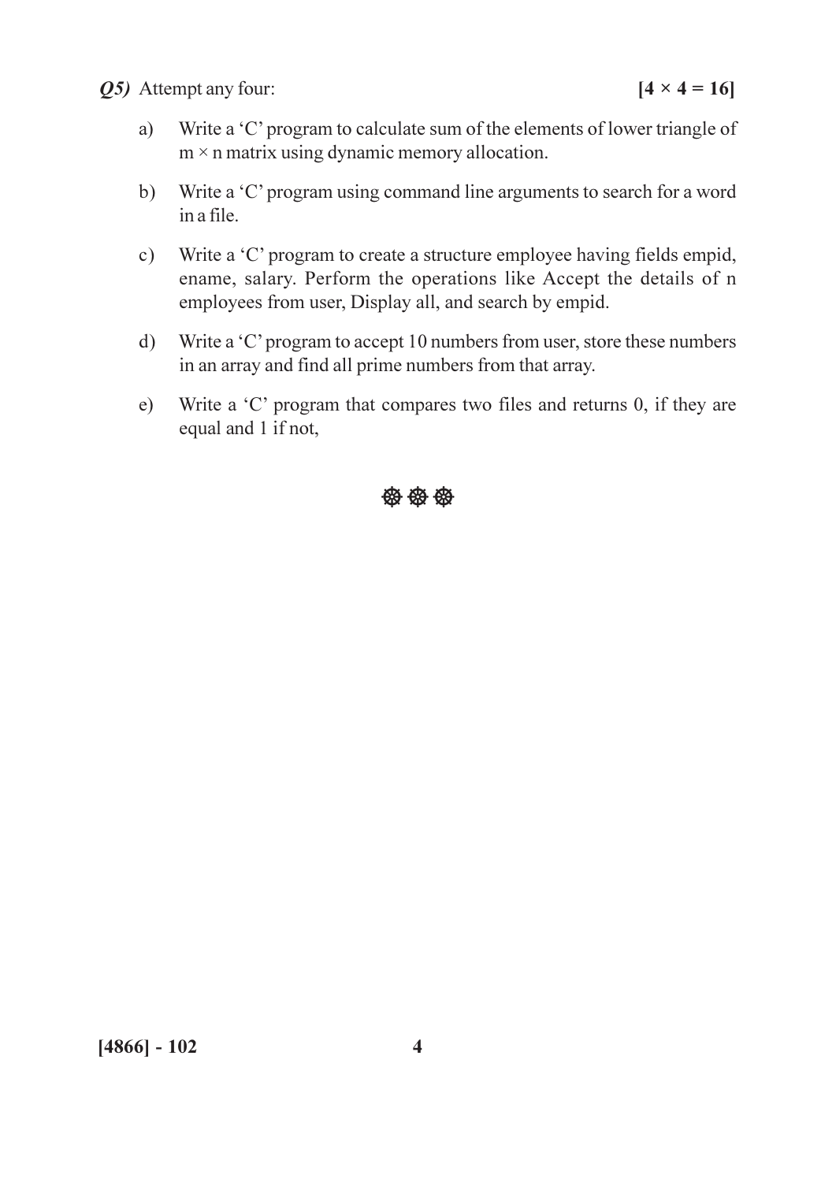***Q5)*** Attempt any four: **[4 × 4 = 16]**

a) Write a 'C' program to calculate sum of the elements of lower triangle of $m \times n$ matrix using dynamic memory allocation.

b) Write a 'C' program using command line arguments to search for a word in a file.

c) Write a 'C' program to create a structure employee having fields empid, ename, salary. Perform the operations like Accept the details of n employees from user, Display all, and search by empid.

d) Write a 'C' program to accept 10 numbers from user, store these numbers in an array and find all prime numbers from that array.

e) Write a 'C' program that compares two files and returns 0, if they are equal and 1 if not,

☸☸☸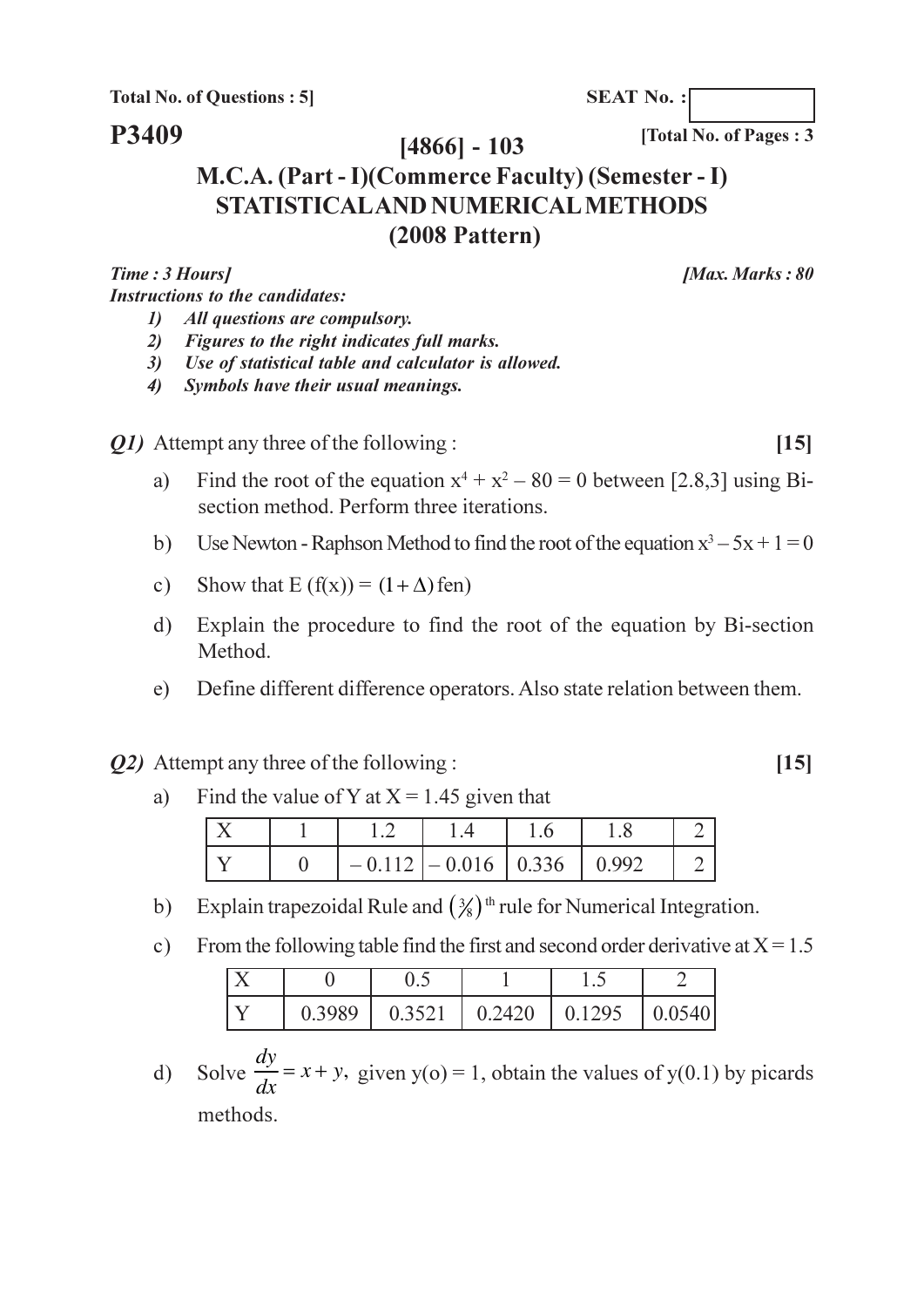**Total No. of Questions : 5]**

**SEAT No. :**

**P3409**

**[Total No. of Pages : 3**

# [4866] - 103

## M.C.A. (Part - I)(Commerce Faculty) (Semester - I)
## STATISTICAL AND NUMERICAL METHODS
## (2008 Pattern)

*Time : 3 Hours]* *[Max. Marks : 80*

*Instructions to the candidates:*

1) *All questions are compulsory.*
2) *Figures to the right indicates full marks.*
3) *Use of statistical table and calculator is allowed.*
4) *Symbols have their usual meanings.*

***Q1)*** Attempt any three of the following : **[15]**

a) Find the root of the equation $x^4 + x^2 - 80 = 0$ between [2.8,3] using Bi-section method. Perform three iterations.

b) Use Newton - Raphson Method to find the root of the equation $x^3 - 5x + 1 = 0$

c) Show that E (f(x)) = $(1 + \Delta)$ fen)

d) Explain the procedure to find the root of the equation by Bi-section Method.

e) Define different difference operators. Also state relation between them.

***Q2)*** Attempt any three of the following : **[15]**

a) Find the value of Y at X = 1.45 given that

| X | 1 | 1.2 | 1.4 | 1.6 | 1.8 | 2 |
|---|---|---|---|---|---|---|
| Y | 0 | – 0.112 | – 0.016 | 0.336 | 0.992 | 2 |

b) Explain trapezoidal Rule and $\left(\frac{3}{8}\right)^{\text{th}}$ rule for Numerical Integration.

c) From the following table find the first and second order derivative at X = 1.5

| X | 0 | 0.5 | 1 | 1.5 | 2 |
|---|---|---|---|---|---|
| Y | 0.3989 | 0.3521 | 0.2420 | 0.1295 | 0.0540 |

d) Solve $\frac{dy}{dx} = x + y$, given y(o) = 1, obtain the values of y(0.1) by picards methods.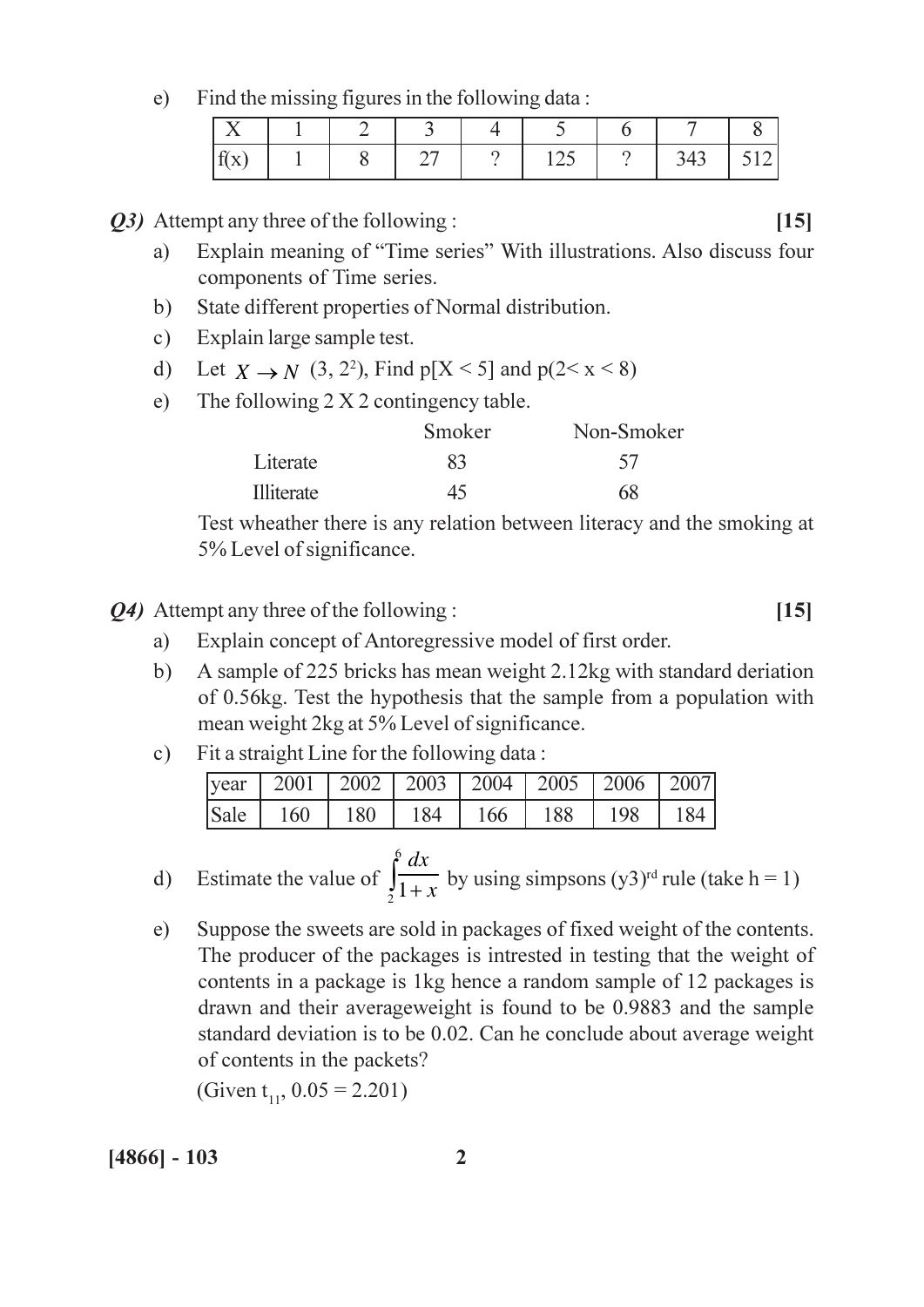e) Find the missing figures in the following data :

| X | 1 | 2 | 3 | 4 | 5 | 6 | 7 | 8 |
|---|---|---|---|---|---|---|---|---|
| f(x) | 1 | 8 | 27 | ? | 125 | ? | 343 | 512 |

***Q3)*** Attempt any three of the following : **[15]**

a) Explain meaning of "Time series" With illustrations. Also discuss four components of Time series.

b) State different properties of Normal distribution.

c) Explain large sample test.

d) Let $X \rightarrow N$ (3, $2^2$), Find p[X < 5] and p(2< x < 8)

e) The following 2 X 2 contingency table.

| | Smoker | Non-Smoker |
|---|---|---|
| Literate | 83 | 57 |
| Illiterate | 45 | 68 |

Test wheather there is any relation between literacy and the smoking at 5% Level of significance.

***Q4)*** Attempt any three of the following : **[15]**

a) Explain concept of Antoregressive model of first order.

b) A sample of 225 bricks has mean weight 2.12kg with standard deriation of 0.56kg. Test the hypothesis that the sample from a population with mean weight 2kg at 5% Level of significance.

c) Fit a straight Line for the following data :

| year | 2001 | 2002 | 2003 | 2004 | 2005 | 2006 | 2007 |
|---|---|---|---|---|---|---|---|
| Sale | 160 | 180 | 184 | 166 | 188 | 198 | 184 |

d) Estimate the value of $\int_{2}^{6} \frac{dx}{1+x}$ by using simpsons (y3)[rd] rule (take h = 1)

e) Suppose the sweets are sold in packages of fixed weight of the contents. The producer of the packages is intrested in testing that the weight of contents in a package is 1kg hence a random sample of 12 packages is drawn and their averageweight is found to be 0.9883 and the sample standard deviation is to be 0.02. Can he conclude about average weight of contents in the packets?

(Given $t_{11}$, 0.05 = 2.201)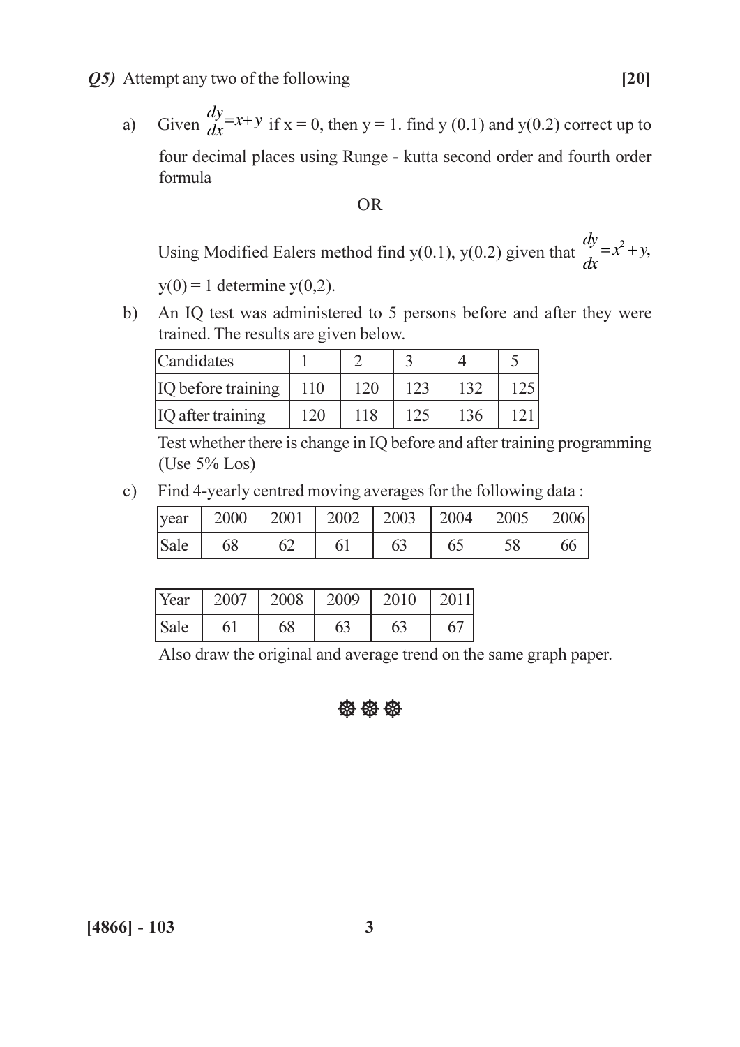***Q5)*** Attempt any two of the following **[20]**

a) Given $\frac{dy}{dx} = x + y$ if x = 0, then y = 1. find y (0.1) and y(0.2) correct up to four decimal places using Runge - kutta second order and fourth order formula

OR

Using Modified Ealers method find y(0.1), y(0.2) given that $\frac{dy}{dx} = x^2 + y$, y(0) = 1 determine y(0,2).

b) An IQ test was administered to 5 persons before and after they were trained. The results are given below.

| Candidates | 1 | 2 | 3 | 4 | 5 |
|---|---|---|---|---|---|
| IQ before training | 110 | 120 | 123 | 132 | 125 |
| IQ after training | 120 | 118 | 125 | 136 | 121 |

Test whether there is change in IQ before and after training programming (Use 5% Los)

c) Find 4-yearly centred moving averages for the following data :

| year | 2000 | 2001 | 2002 | 2003 | 2004 | 2005 | 2006 |
|---|---|---|---|---|---|---|---|
| Sale | 68 | 62 | 61 | 63 | 65 | 58 | 66 |

| Year | 2007 | 2008 | 2009 | 2010 | 2011 |
|---|---|---|---|---|---|
| Sale | 61 | 68 | 63 | 63 | 67 |

Also draw the original and average trend on the same graph paper.

❖ ❖ ❖

**[4866] - 103**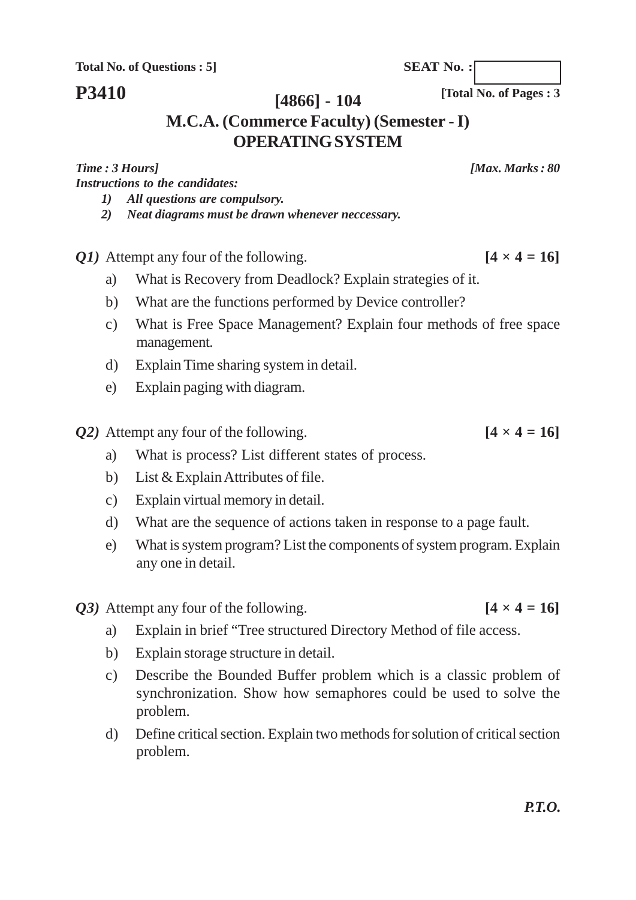**Total No. of Questions : 5]**

**SEAT No. :**

**P3410**

**[Total No. of Pages : 3**

# [4866] - 104

## M.C.A. (Commerce Faculty) (Semester - I)

## OPERATING SYSTEM

***Time : 3 Hours]*** ***[Max. Marks : 80***

***Instructions to the candidates:***

1) *All questions are compulsory.*
2) *Neat diagrams must be drawn whenever neccessary.*

***Q1)*** Attempt any four of the following. **[4 × 4 = 16]**

a) What is Recovery from Deadlock? Explain strategies of it.

b) What are the functions performed by Device controller?

c) What is Free Space Management? Explain four methods of free space management.

d) Explain Time sharing system in detail.

e) Explain paging with diagram.

***Q2)*** Attempt any four of the following. **[4 × 4 = 16]**

a) What is process? List different states of process.

b) List & Explain Attributes of file.

c) Explain virtual memory in detail.

d) What are the sequence of actions taken in response to a page fault.

e) What is system program? List the components of system program. Explain any one in detail.

***Q3)*** Attempt any four of the following. **[4 × 4 = 16]**

a) Explain in brief "Tree structured Directory Method of file access.

b) Explain storage structure in detail.

c) Describe the Bounded Buffer problem which is a classic problem of synchronization. Show how semaphores could be used to solve the problem.

d) Define critical section. Explain two methods for solution of critical section problem.

***P.T.O.***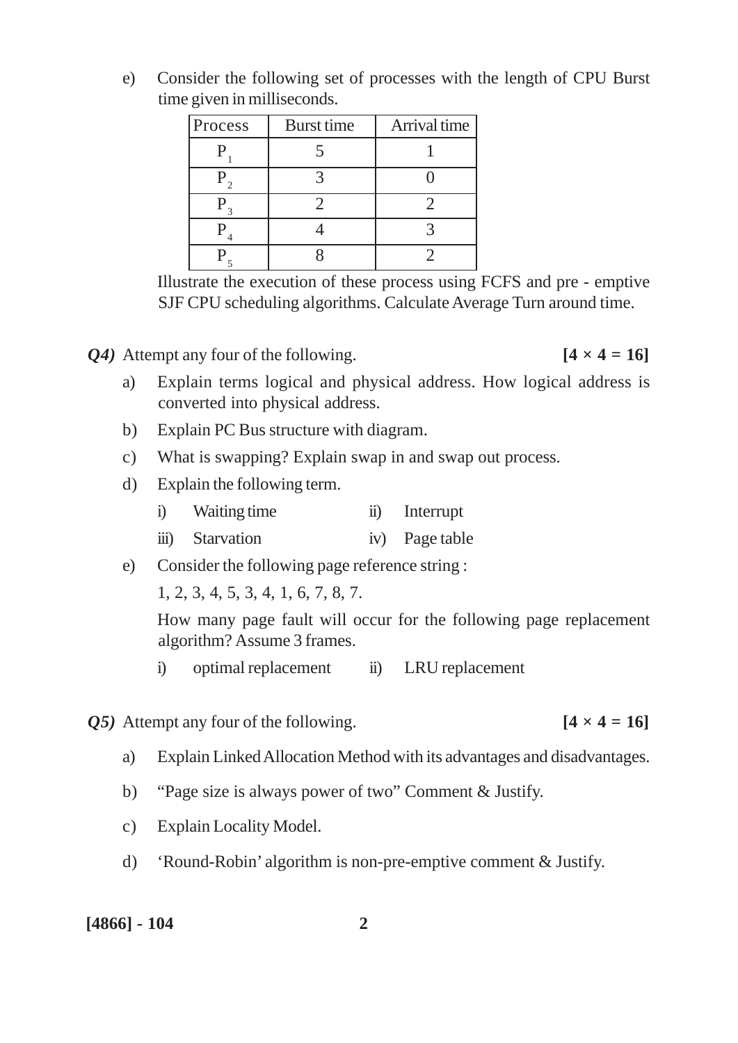e) Consider the following set of processes with the length of CPU Burst time given in milliseconds.

| Process | Burst time | Arrival time |
|---|---|---|
| $P_1$ | 5 | 1 |
| $P_2$ | 3 | 0 |
| $P_3$ | 2 | 2 |
| $P_4$ | 4 | 3 |
| $P_5$ | 8 | 2 |

Illustrate the execution of these process using FCFS and pre - emptive SJF CPU scheduling algorithms. Calculate Average Turn around time.

***Q4)*** Attempt any four of the following. **[4 × 4 = 16]**

a) Explain terms logical and physical address. How logical address is converted into physical address.

b) Explain PC Bus structure with diagram.

c) What is swapping? Explain swap in and swap out process.

d) Explain the following term.

   i) Waiting time
   
   ii) Interrupt
   
   iii) Starvation
   
   iv) Page table

e) Consider the following page reference string :

   1, 2, 3, 4, 5, 3, 4, 1, 6, 7, 8, 7.

   How many page fault will occur for the following page replacement algorithm? Assume 3 frames.

   i) optimal replacement
   
   ii) LRU replacement

***Q5)*** Attempt any four of the following. **[4 × 4 = 16]**

a) Explain Linked Allocation Method with its advantages and disadvantages.

b) "Page size is always power of two" Comment & Justify.

c) Explain Locality Model.

d) 'Round-Robin' algorithm is non-pre-emptive comment & Justify.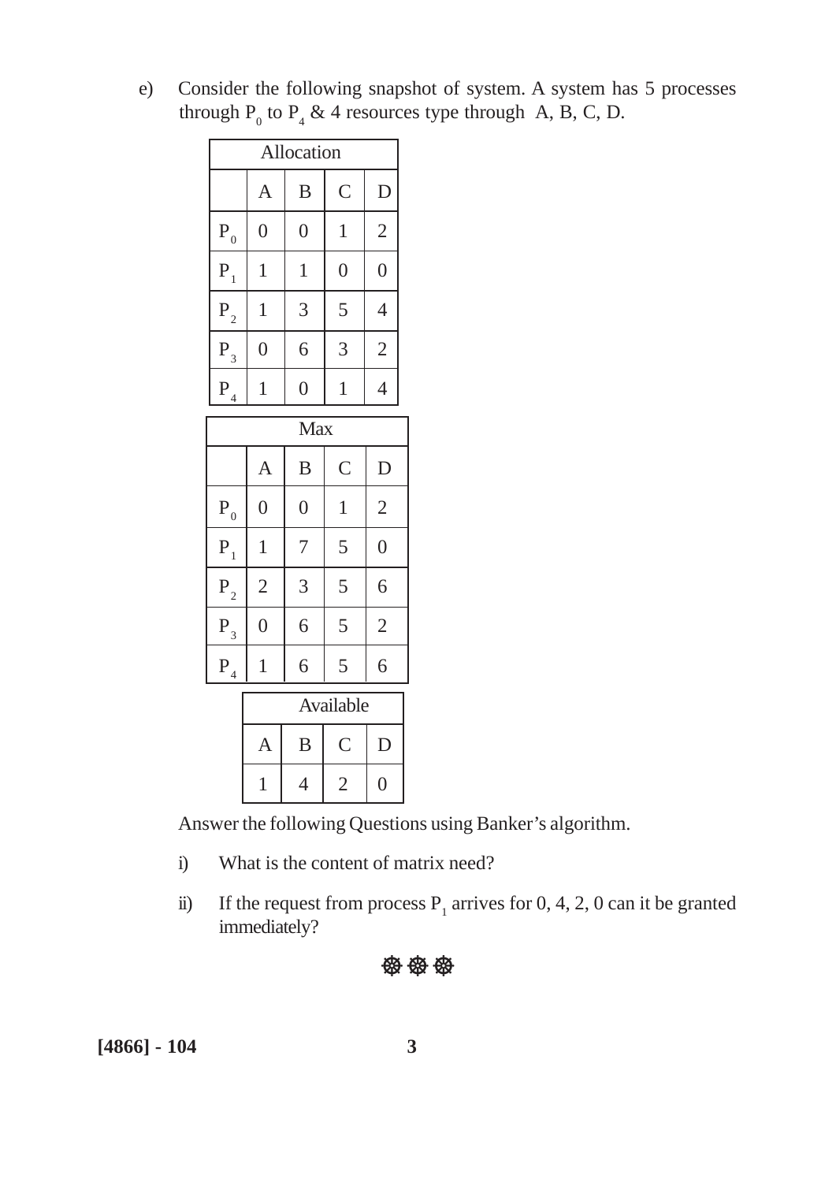e) Consider the following snapshot of system. A system has 5 processes through $P_0$ to $P_4$ & 4 resources type through A, B, C, D.

| Allocation | | | | |
|---|---|---|---|---|
| | A | B | C | D |
| $P_0$ | 0 | 0 | 1 | 2 |
| $P_1$ | 1 | 1 | 0 | 0 |
| $P_2$ | 1 | 3 | 5 | 4 |
| $P_3$ | 0 | 6 | 3 | 2 |
| $P_4$ | 1 | 0 | 1 | 4 |

| Max | | | | |
|---|---|---|---|---|
| | A | B | C | D |
| $P_0$ | 0 | 0 | 1 | 2 |
| $P_1$ | 1 | 7 | 5 | 0 |
| $P_2$ | 2 | 3 | 5 | 6 |
| $P_3$ | 0 | 6 | 5 | 2 |
| $P_4$ | 1 | 6 | 5 | 6 |

| Available | | | |
|---|---|---|---|
| A | B | C | D |
| 1 | 4 | 2 | 0 |

Answer the following Questions using Banker's algorithm.

i) What is the content of matrix need?

ii) If the request from process $P_1$ arrives for 0, 4, 2, 0 can it be granted immediately?

❀❀❀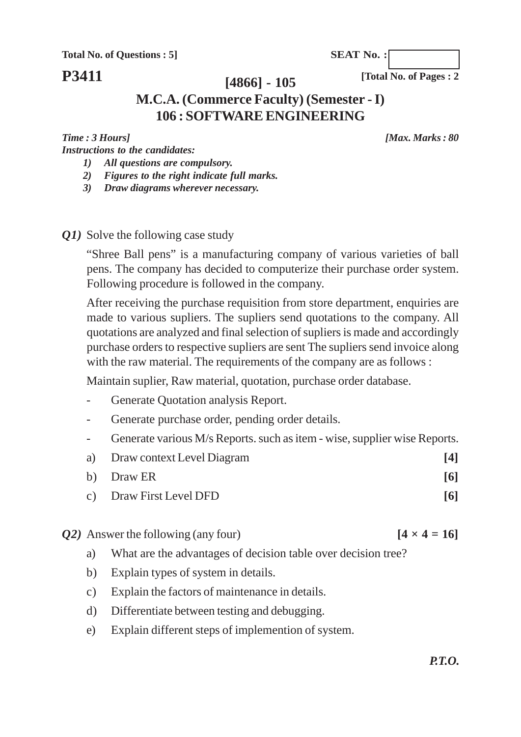Total No. of Questions : 5]

SEAT No. :

**P3411**

[Total No. of Pages : 2

## [4866] - 105

## M.C.A. (Commerce Faculty) (Semester - I)

## 106 : SOFTWARE ENGINEERING

*Time : 3 Hours]* *[Max. Marks : 80*

***Instructions to the candidates:***

1) ***All questions are compulsory.***
2) ***Figures to the right indicate full marks.***
3) ***Draw diagrams wherever necessary.***

***Q1)*** Solve the following case study

"Shree Ball pens" is a manufacturing company of various varieties of ball pens. The company has decided to computerize their purchase order system. Following procedure is followed in the company.

After receiving the purchase requisition from store department, enquiries are made to various supliers. The supliers send quotations to the company. All quotations are analyzed and final selection of supliers is made and accordingly purchase orders to respective supliers are sent The supliers send invoice along with the raw material. The requirements of the company are as follows :

Maintain suplier, Raw material, quotation, purchase order database.

- Generate Quotation analysis Report.
- Generate purchase order, pending order details.
- Generate various M/s Reports. such as item - wise, supplier wise Reports.

a) Draw context Level Diagram **[4]**

b) Draw ER **[6]**

c) Draw First Level DFD **[6]**

***Q2)*** Answer the following (any four) **[4 × 4 = 16]**

a) What are the advantages of decision table over decision tree?

b) Explain types of system in details.

c) Explain the factors of maintenance in details.

d) Differentiate between testing and debugging.

e) Explain different steps of implemention of system.

***P.T.O.***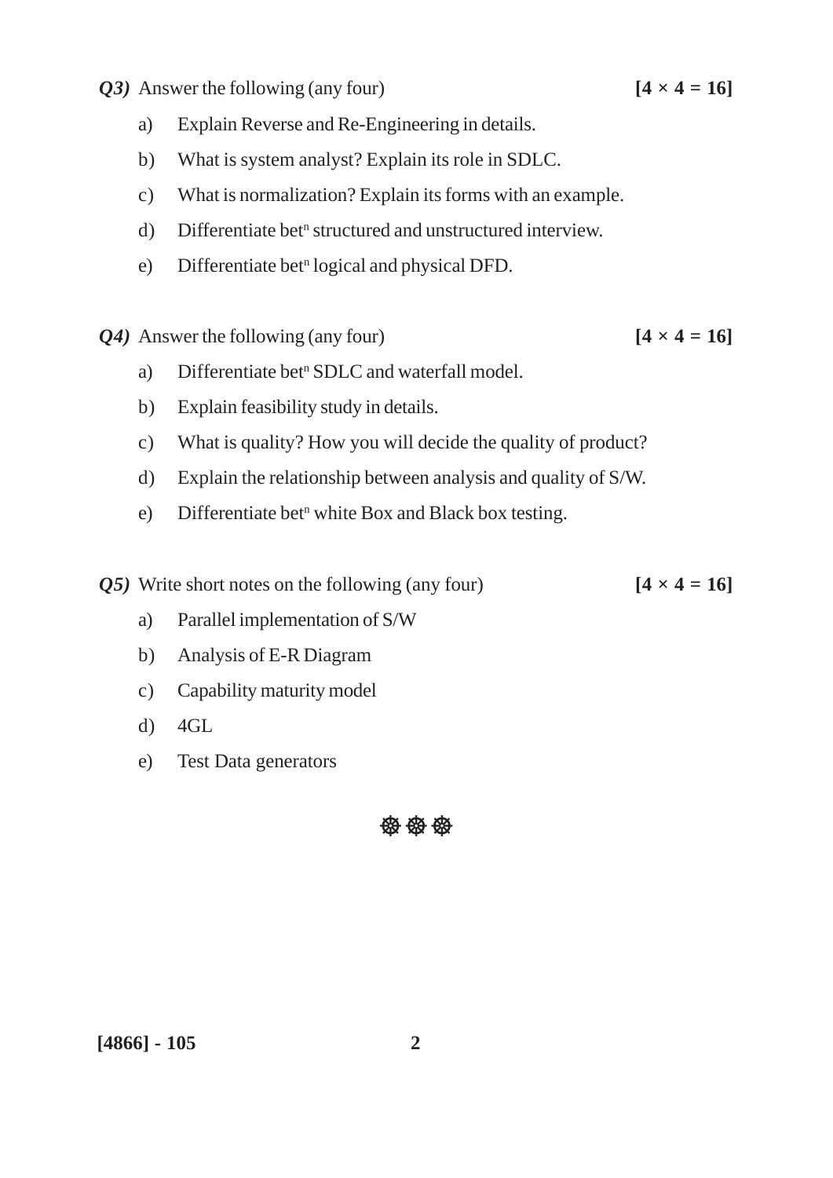***Q3)*** Answer the following (any four) **[4 × 4 = 16]**

a) Explain Reverse and Re-Engineering in details.

b) What is system analyst? Explain its role in SDLC.

c) What is normalization? Explain its forms with an example.

d) Differentiate bet$^{n}$ structured and unstructured interview.

e) Differentiate bet$^{n}$ logical and physical DFD.

***Q4)*** Answer the following (any four) **[4 × 4 = 16]**

a) Differentiate bet$^{n}$ SDLC and waterfall model.

b) Explain feasibility study in details.

c) What is quality? How you will decide the quality of product?

d) Explain the relationship between analysis and quality of S/W.

e) Differentiate bet$^{n}$ white Box and Black box testing.

***Q5)*** Write short notes on the following (any four) **[4 × 4 = 16]**

a) Parallel implementation of S/W

b) Analysis of E-R Diagram

c) Capability maturity model

d) 4GL

e) Test Data generators

☸ ☸ ☸

**[4866] - 105**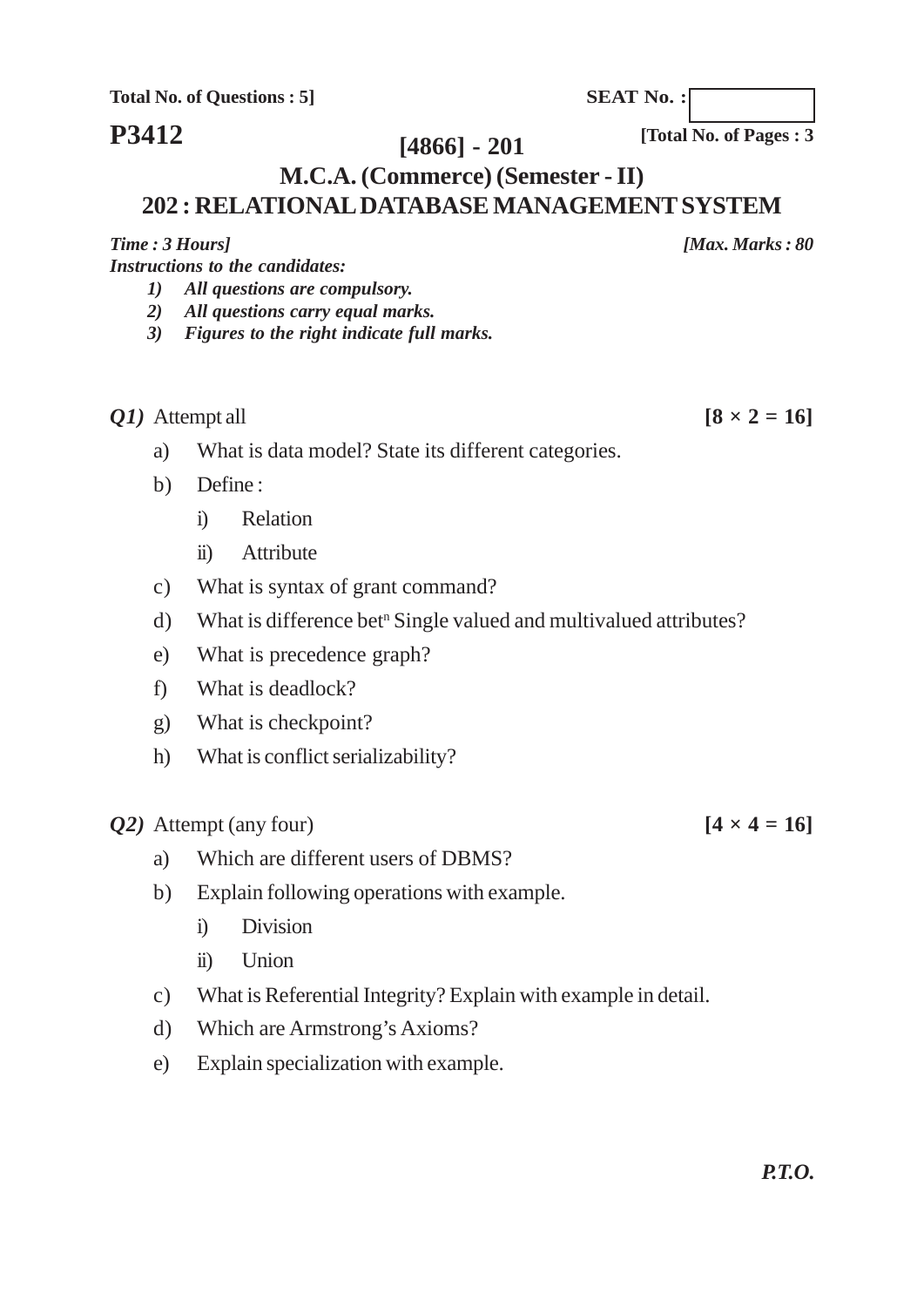Total No. of Questions : 5]

SEAT No. :

# P3412

[Total No. of Pages : 3

## [4866] - 201

## M.C.A. (Commerce) (Semester - II)

## 202 : RELATIONAL DATABASE MANAGEMENT SYSTEM

*Time : 3 Hours]* *[Max. Marks : 80*

*Instructions to the candidates:*

1) *All questions are compulsory.*
2) *All questions carry equal marks.*
3) *Figures to the right indicate full marks.*

***Q1)*** Attempt all **[8 × 2 = 16]**

a) What is data model? State its different categories.

b) Define :

   i) Relation

   ii) Attribute

c) What is syntax of grant command?

d) What is difference bet$^{n}$ Single valued and multivalued attributes?

e) What is precedence graph?

f) What is deadlock?

g) What is checkpoint?

h) What is conflict serializability?

***Q2)*** Attempt (any four) **[4 × 4 = 16]**

a) Which are different users of DBMS?

b) Explain following operations with example.

   i) Division

   ii) Union

c) What is Referential Integrity? Explain with example in detail.

d) Which are Armstrong's Axioms?

e) Explain specialization with example.

***P.T.O.***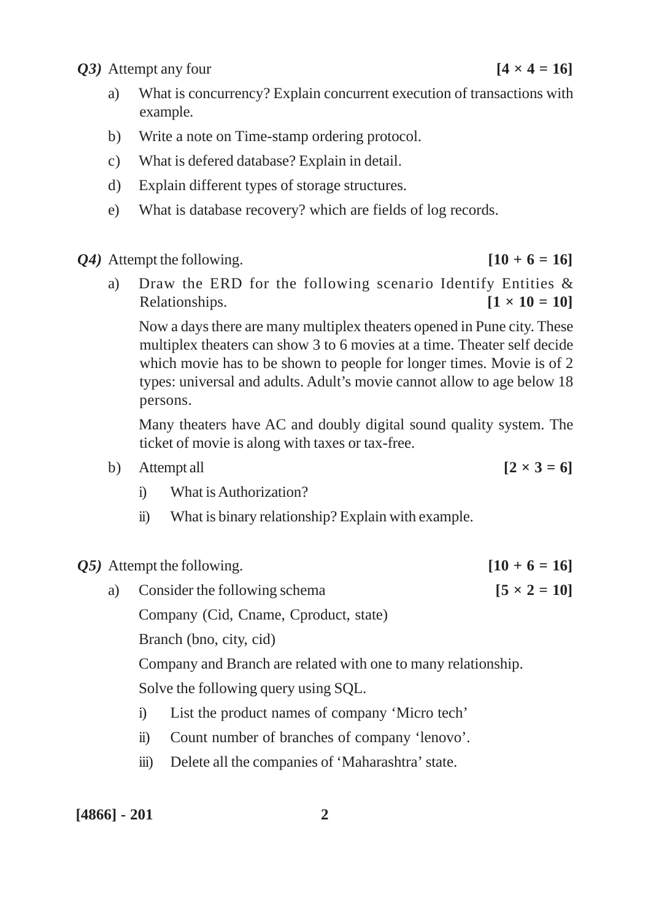***Q3)*** Attempt any four **[4 × 4 = 16]**

a) What is concurrency? Explain concurrent execution of transactions with example.

b) Write a note on Time-stamp ordering protocol.

c) What is defered database? Explain in detail.

d) Explain different types of storage structures.

e) What is database recovery? which are fields of log records.

***Q4)*** Attempt the following. **[10 + 6 = 16]**

a) Draw the ERD for the following scenario Identify Entities & Relationships. **[1 × 10 = 10]**

Now a days there are many multiplex theaters opened in Pune city. These multiplex theaters can show 3 to 6 movies at a time. Theater self decide which movie has to be shown to people for longer times. Movie is of 2 types: universal and adults. Adult's movie cannot allow to age below 18 persons.

Many theaters have AC and doubly digital sound quality system. The ticket of movie is along with taxes or tax-free.

b) Attempt all **[2 × 3 = 6]**

i) What is Authorization?

ii) What is binary relationship? Explain with example.

***Q5)*** Attempt the following. **[10 + 6 = 16]**

a) Consider the following schema **[5 × 2 = 10]**

Company (Cid, Cname, Cproduct, state)

Branch (bno, city, cid)

Company and Branch are related with one to many relationship.

Solve the following query using SQL.

i) List the product names of company 'Micro tech'

ii) Count number of branches of company 'lenovo'.

iii) Delete all the companies of 'Maharashtra' state.

**[4866] - 201**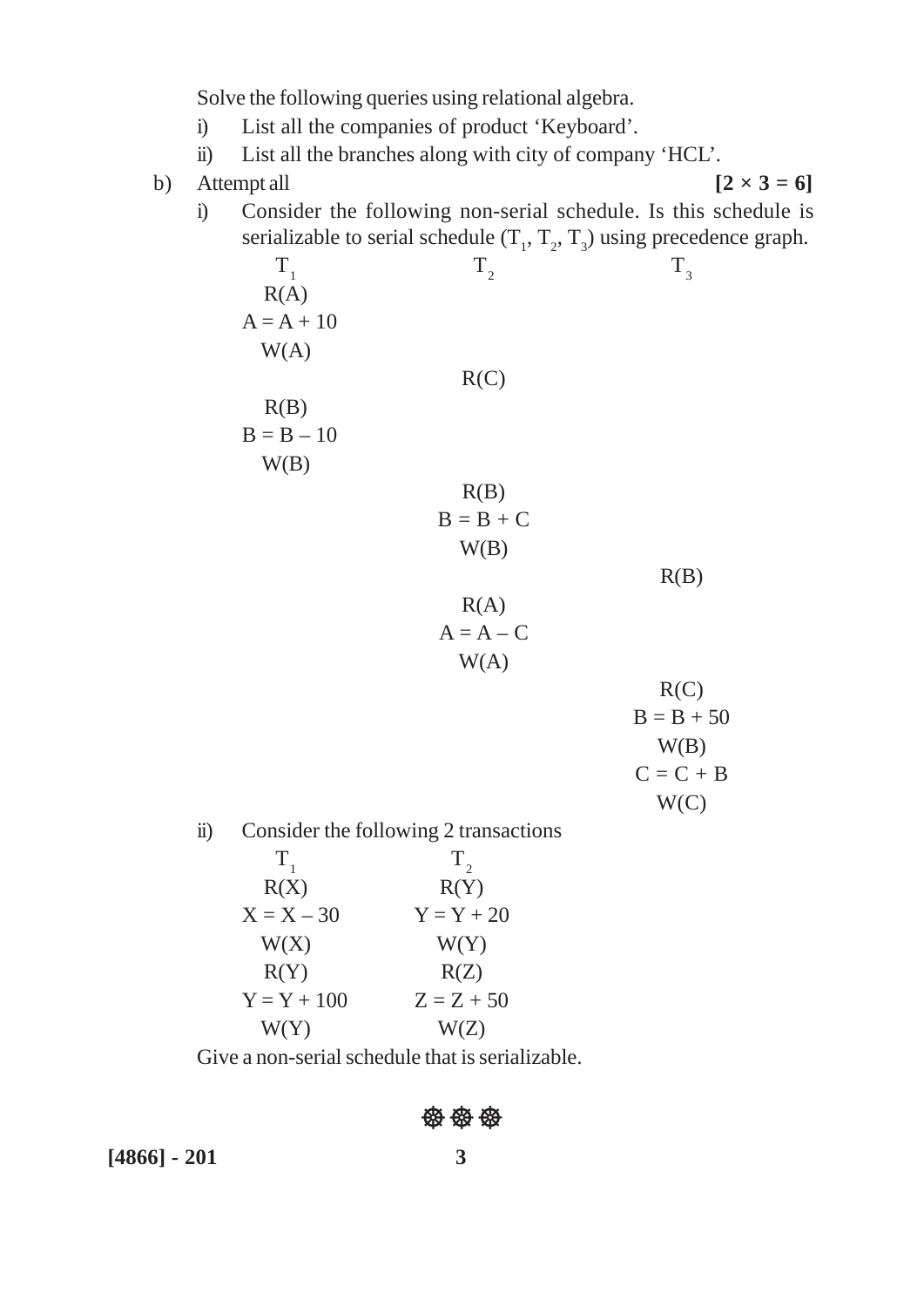Solve the following queries using relational algebra.

i) List all the companies of product 'Keyboard'.

ii) List all the branches along with city of company 'HCL'.

b) Attempt all **[2 × 3 = 6]**

i) Consider the following non-serial schedule. Is this schedule is serializable to serial schedule ($T_1$, $T_2$, $T_3$) using precedence graph.

| $T_1$ | $T_2$ | $T_3$ |
|---|---|---|
| R(A) | | |
| A = A + 10 | | |
| W(A) | | |
| | R(C) | |
| R(B) | | |
| B = B – 10 | | |
| W(B) | | |
| | R(B) | |
| | B = B + C | |
| | W(B) | |
| | | R(B) |
| | R(A) | |
| | A = A – C | |
| | W(A) | |
| | | R(C) |
| | | B = B + 50 |
| | | W(B) |
| | | C = C + B |
| | | W(C) |

ii) Consider the following 2 transactions

| $T_1$ | $T_2$ |
|---|---|
| R(X) | R(Y) |
| X = X – 30 | Y = Y + 20 |
| W(X) | W(Y) |
| R(Y) | R(Z) |
| Y = Y + 100 | Z = Z + 50 |
| W(Y) | W(Z) |

Give a non-serial schedule that is serializable.

[4866] - 201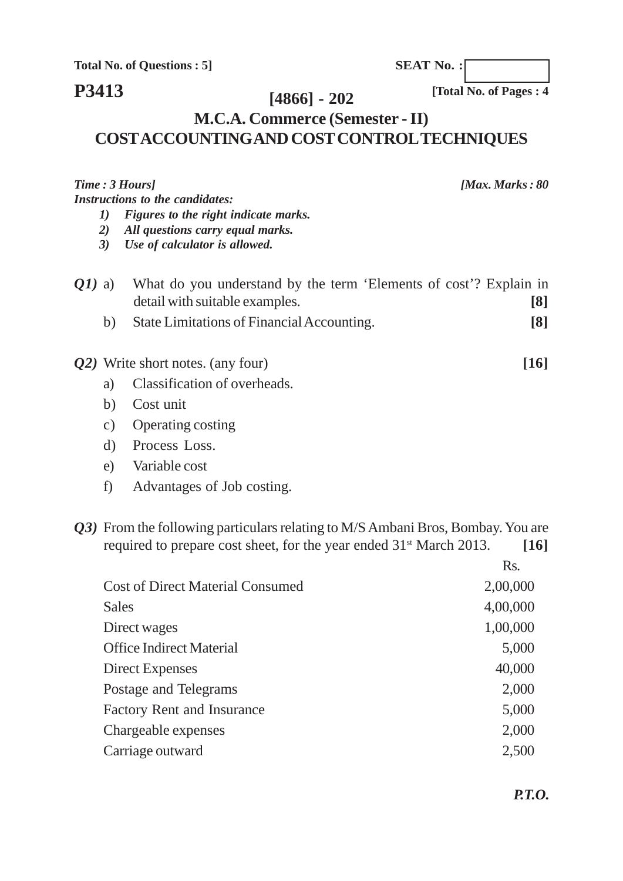Total No. of Questions : 5]

SEAT No. :

**P3413**

**[4866] - 202**

[Total No. of Pages : 4

## M.C.A. Commerce (Semester - II)

## COST ACCOUNTING AND COST CONTROL TECHNIQUES

*Time : 3 Hours]* *[Max. Marks : 80*

*Instructions to the candidates:*

1) *Figures to the right indicate marks.*
2) *All questions carry equal marks.*
3) *Use of calculator is allowed.*

***Q1)*** a) What do you understand by the term 'Elements of cost'? Explain in detail with suitable examples. **[8]**

b) State Limitations of Financial Accounting. **[8]**

***Q2)*** Write short notes. (any four) **[16]**

a) Classification of overheads.

b) Cost unit

c) Operating costing

d) Process Loss.

e) Variable cost

f) Advantages of Job costing.

***Q3)*** From the following particulars relating to M/S Ambani Bros, Bombay. You are required to prepare cost sheet, for the year ended 31st March 2013. **[16]**

| | Rs. |
|---|---|
| Cost of Direct Material Consumed | 2,00,000 |
| Sales | 4,00,000 |
| Direct wages | 1,00,000 |
| Office Indirect Material | 5,000 |
| Direct Expenses | 40,000 |
| Postage and Telegrams | 2,000 |
| Factory Rent and Insurance | 5,000 |
| Chargeable expenses | 2,000 |
| Carriage outward | 2,500 |

*P.T.O.*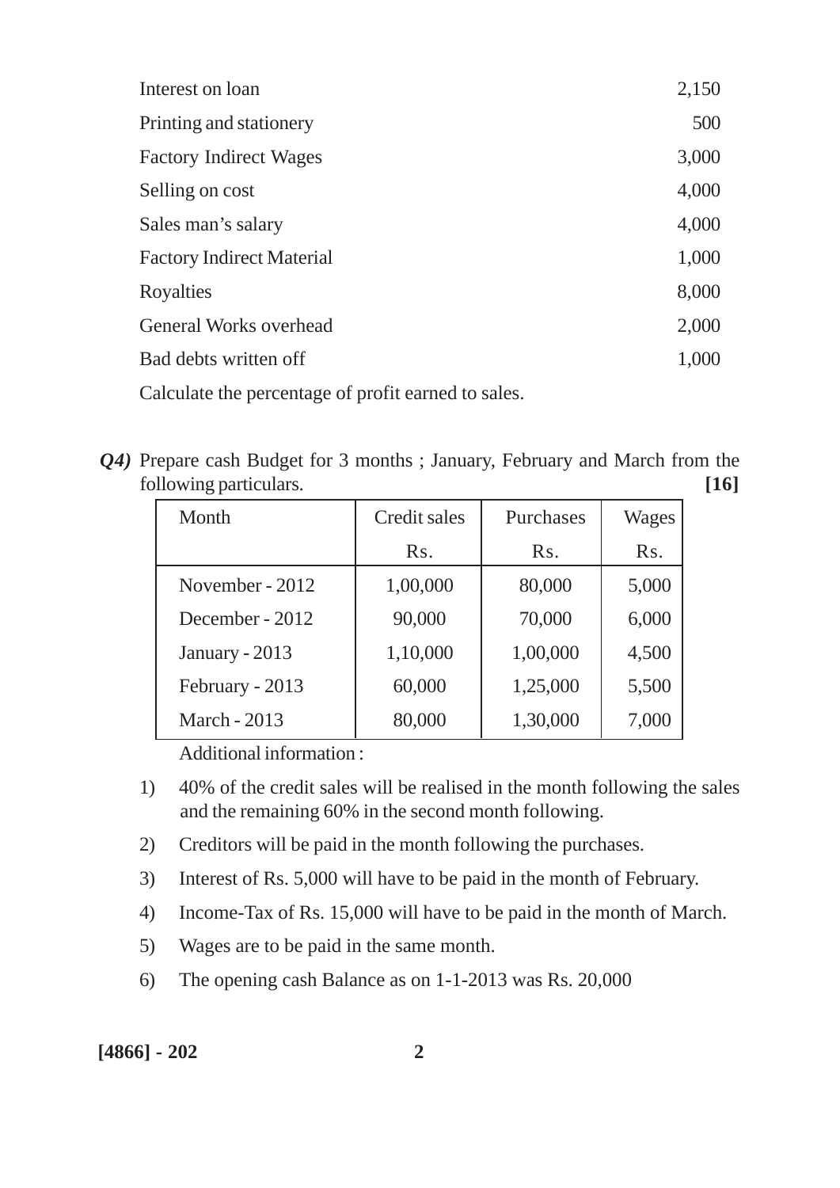| | |
|---|---|
| Interest on loan | 2,150 |
| Printing and stationery | 500 |
| Factory Indirect Wages | 3,000 |
| Selling on cost | 4,000 |
| Sales man's salary | 4,000 |
| Factory Indirect Material | 1,000 |
| Royalties | 8,000 |
| General Works overhead | 2,000 |
| Bad debts written off | 1,000 |

Calculate the percentage of profit earned to sales.

***Q4)*** Prepare cash Budget for 3 months ; January, February and March from the following particulars. **[16]**

| Month | Credit sales | Purchases | Wages |
|---|---|---|---|
| | Rs. | Rs. | Rs. |
| November - 2012 | 1,00,000 | 80,000 | 5,000 |
| December - 2012 | 90,000 | 70,000 | 6,000 |
| January - 2013 | 1,10,000 | 1,00,000 | 4,500 |
| February - 2013 | 60,000 | 1,25,000 | 5,500 |
| March - 2013 | 80,000 | 1,30,000 | 7,000 |

Additional information :

1) 40% of the credit sales will be realised in the month following the sales and the remaining 60% in the second month following.
2) Creditors will be paid in the month following the purchases.
3) Interest of Rs. 5,000 will have to be paid in the month of February.
4) Income-Tax of Rs. 15,000 will have to be paid in the month of March.
5) Wages are to be paid in the same month.
6) The opening cash Balance as on 1-1-2013 was Rs. 20,000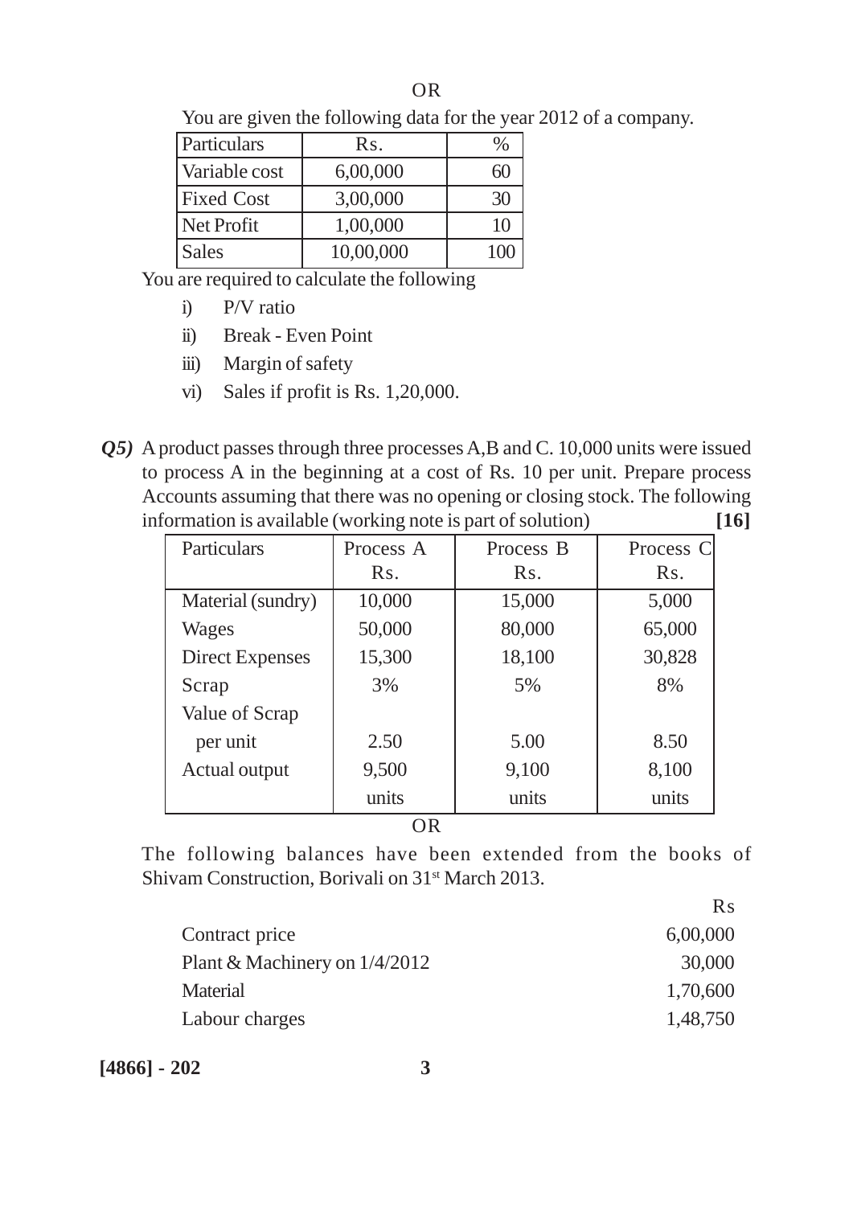OR

You are given the following data for the year 2012 of a company.

| Particulars | Rs. | % |
|---|---|---|
| Variable cost | 6,00,000 | 60 |
| Fixed Cost | 3,00,000 | 30 |
| Net Profit | 1,00,000 | 10 |
| Sales | 10,00,000 | 100 |

You are required to calculate the following

i) P/V ratio

ii) Break - Even Point

iii) Margin of safety

vi) Sales if profit is Rs. 1,20,000.

***Q5)*** A product passes through three processes A,B and C. 10,000 units were issued to process A in the beginning at a cost of Rs. 10 per unit. Prepare process Accounts assuming that there was no opening or closing stock. The following information is available (working note is part of solution) **[16]**

| Particulars | Process A Rs. | Process B Rs. | Process C Rs. |
|---|---|---|---|
| Material (sundry) | 10,000 | 15,000 | 5,000 |
| Wages | 50,000 | 80,000 | 65,000 |
| Direct Expenses | 15,300 | 18,100 | 30,828 |
| Scrap | 3% | 5% | 8% |
| Value of Scrap per unit | 2.50 | 5.00 | 8.50 |
| Actual output | 9,500 units | 9,100 units | 8,100 units |

OR

The following balances have been extended from the books of Shivam Construction, Borivali on 31st March 2013.

| | Rs |
|---|---|
| Contract price | 6,00,000 |
| Plant & Machinery on 1/4/2012 | 30,000 |
| Material | 1,70,600 |
| Labour charges | 1,48,750 |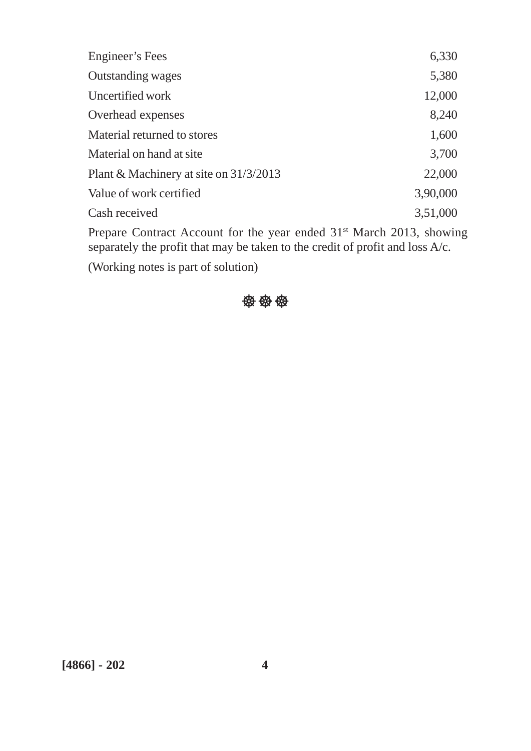| | |
|---|---|
| Engineer's Fees | 6,330 |
| Outstanding wages | 5,380 |
| Uncertified work | 12,000 |
| Overhead expenses | 8,240 |
| Material returned to stores | 1,600 |
| Material on hand at site | 3,700 |
| Plant & Machinery at site on 31/3/2013 | 22,000 |
| Value of work certified | 3,90,000 |
| Cash received | 3,51,000 |

Prepare Contract Account for the year ended 31st March 2013, showing separately the profit that may be taken to the credit of profit and loss A/c.

(Working notes is part of solution)

☸ ☸ ☸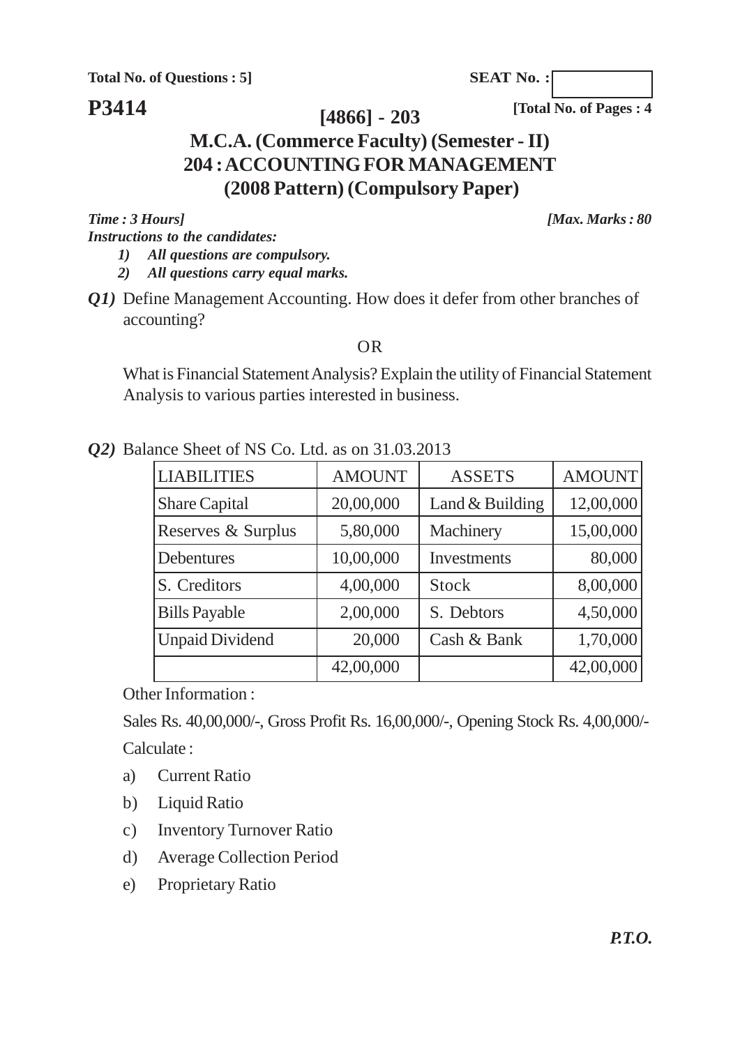Total No. of Questions : 5]

SEAT No. :

**P3414**

**[4866] - 203**

[Total No. of Pages : 4

# M.C.A. (Commerce Faculty) (Semester - II)
## 204 : ACCOUNTING FOR MANAGEMENT
### (2008 Pattern) (Compulsory Paper)

*Time : 3 Hours]* *[Max. Marks : 80*

*Instructions to the candidates:*

1) *All questions are compulsory.*
2) *All questions carry equal marks.*

***Q1)*** Define Management Accounting. How does it defer from other branches of accounting?

OR

What is Financial Statement Analysis? Explain the utility of Financial Statement Analysis to various parties interested in business.

***Q2)*** Balance Sheet of NS Co. Ltd. as on 31.03.2013

| LIABILITIES | AMOUNT | ASSETS | AMOUNT |
|---|---|---|---|
| Share Capital | 20,00,000 | Land & Building | 12,00,000 |
| Reserves & Surplus | 5,80,000 | Machinery | 15,00,000 |
| Debentures | 10,00,000 | Investments | 80,000 |
| S. Creditors | 4,00,000 | Stock | 8,00,000 |
| Bills Payable | 2,00,000 | S. Debtors | 4,50,000 |
| Unpaid Dividend | 20,000 | Cash & Bank | 1,70,000 |
| | 42,00,000 | | 42,00,000 |

Other Information :

Sales Rs. 40,00,000/-, Gross Profit Rs. 16,00,000/-, Opening Stock Rs. 4,00,000/-

Calculate :

a) Current Ratio
b) Liquid Ratio
c) Inventory Turnover Ratio
d) Average Collection Period
e) Proprietary Ratio

***P.T.O.***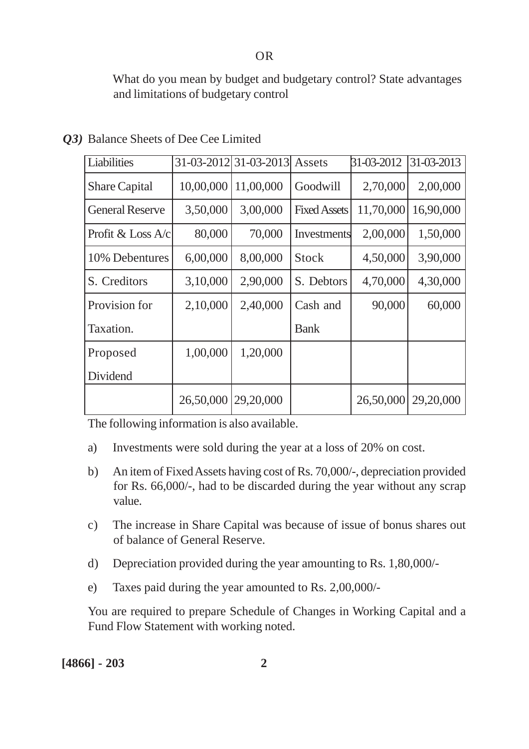OR

What do you mean by budget and budgetary control? State advantages and limitations of budgetary control

***Q3)*** Balance Sheets of Dee Cee Limited

| Liabilities | 31-03-2012 | 31-03-2013 | Assets | 31-03-2012 | 31-03-2013 |
|---|---|---|---|---|---|
| Share Capital | 10,00,000 | 11,00,000 | Goodwill | 2,70,000 | 2,00,000 |
| General Reserve | 3,50,000 | 3,00,000 | Fixed Assets | 11,70,000 | 16,90,000 |
| Profit & Loss A/c | 80,000 | 70,000 | Investments | 2,00,000 | 1,50,000 |
| 10% Debentures | 6,00,000 | 8,00,000 | Stock | 4,50,000 | 3,90,000 |
| S. Creditors | 3,10,000 | 2,90,000 | S. Debtors | 4,70,000 | 4,30,000 |
| Provision for Taxation. | 2,10,000 | 2,40,000 | Cash and Bank | 90,000 | 60,000 |
| Proposed Dividend | 1,00,000 | 1,20,000 | | | |
| | 26,50,000 | 29,20,000 | | 26,50,000 | 29,20,000 |

The following information is also available.

a) Investments were sold during the year at a loss of 20% on cost.

b) An item of Fixed Assets having cost of Rs. 70,000/-, depreciation provided for Rs. 66,000/-, had to be discarded during the year without any scrap value.

c) The increase in Share Capital was because of issue of bonus shares out of balance of General Reserve.

d) Depreciation provided during the year amounting to Rs. 1,80,000/-

e) Taxes paid during the year amounted to Rs. 2,00,000/-

You are required to prepare Schedule of Changes in Working Capital and a Fund Flow Statement with working noted.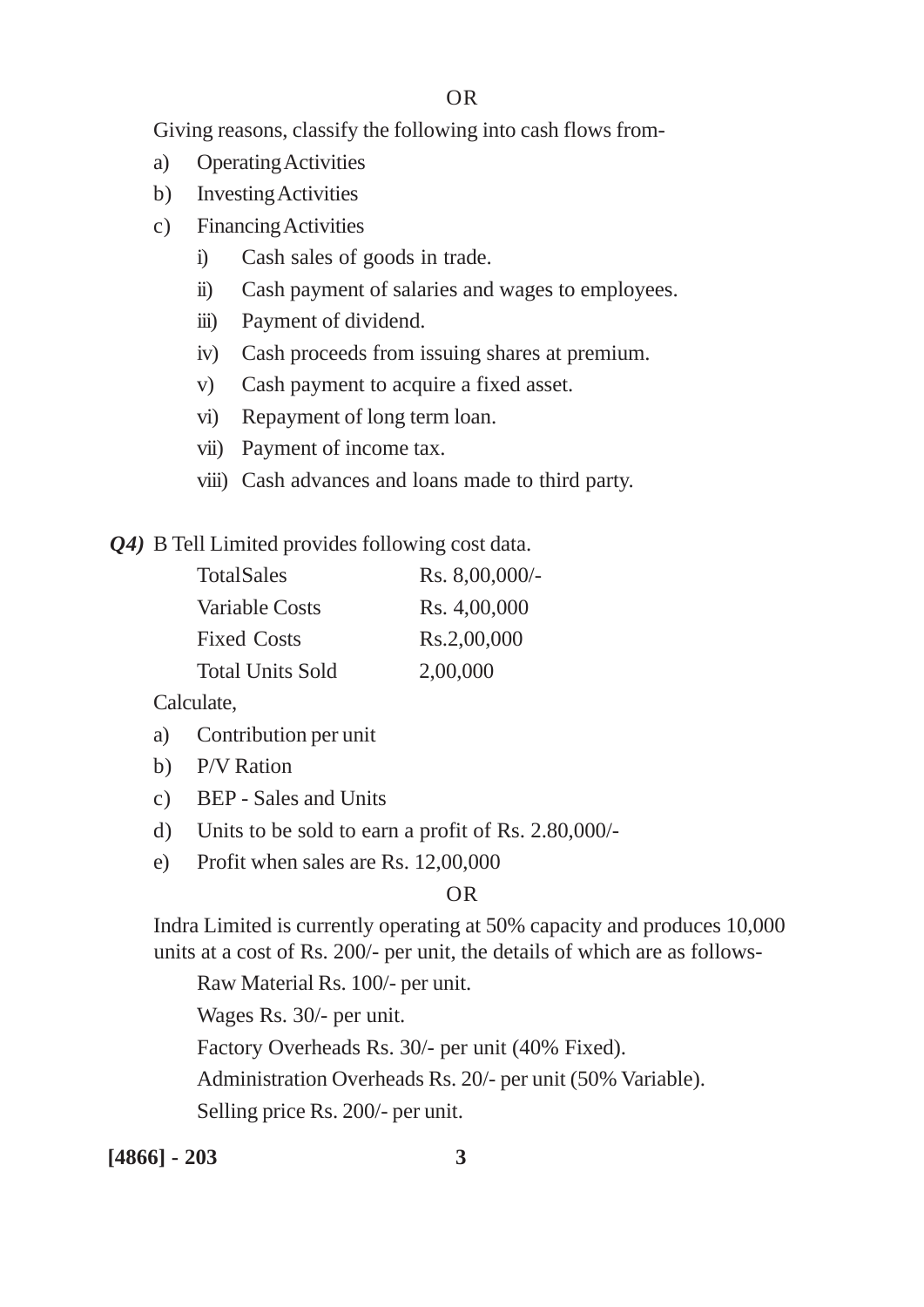OR

Giving reasons, classify the following into cash flows from-

a) Operating Activities
b) Investing Activities
c) Financing Activities
   - i) Cash sales of goods in trade.
   - ii) Cash payment of salaries and wages to employees.
   - iii) Payment of dividend.
   - iv) Cash proceeds from issuing shares at premium.
   - v) Cash payment to acquire a fixed asset.
   - vi) Repayment of long term loan.
   - vii) Payment of income tax.
   - viii) Cash advances and loans made to third party.

***Q4)*** B Tell Limited provides following cost data.

| | |
|---|---|
| TotalSales | Rs. 8,00,000/- |
| Variable Costs | Rs. 4,00,000 |
| Fixed Costs | Rs.2,00,000 |
| Total Units Sold | 2,00,000 |

Calculate,

a) Contribution per unit
b) P/V Ration
c) BEP - Sales and Units
d) Units to be sold to earn a profit of Rs. 2.80,000/-
e) Profit when sales are Rs. 12,00,000

OR

Indra Limited is currently operating at 50% capacity and produces 10,000 units at a cost of Rs. 200/- per unit, the details of which are as follows-

Raw Material Rs. 100/- per unit.

Wages Rs. 30/- per unit.

Factory Overheads Rs. 30/- per unit (40% Fixed).

Administration Overheads Rs. 20/- per unit (50% Variable).

Selling price Rs. 200/- per unit.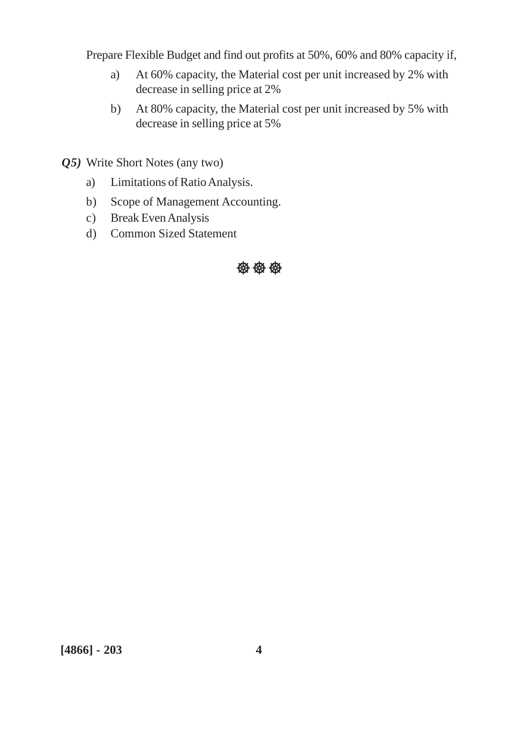Prepare Flexible Budget and find out profits at 50%, 60% and 80% capacity if,

a) At 60% capacity, the Material cost per unit increased by 2% with decrease in selling price at 2%

b) At 80% capacity, the Material cost per unit increased by 5% with decrease in selling price at 5%

***Q5)*** Write Short Notes (any two)

a) Limitations of Ratio Analysis.

b) Scope of Management Accounting.

c) Break Even Analysis

d) Common Sized Statement

☸☸☸

[4866] - 203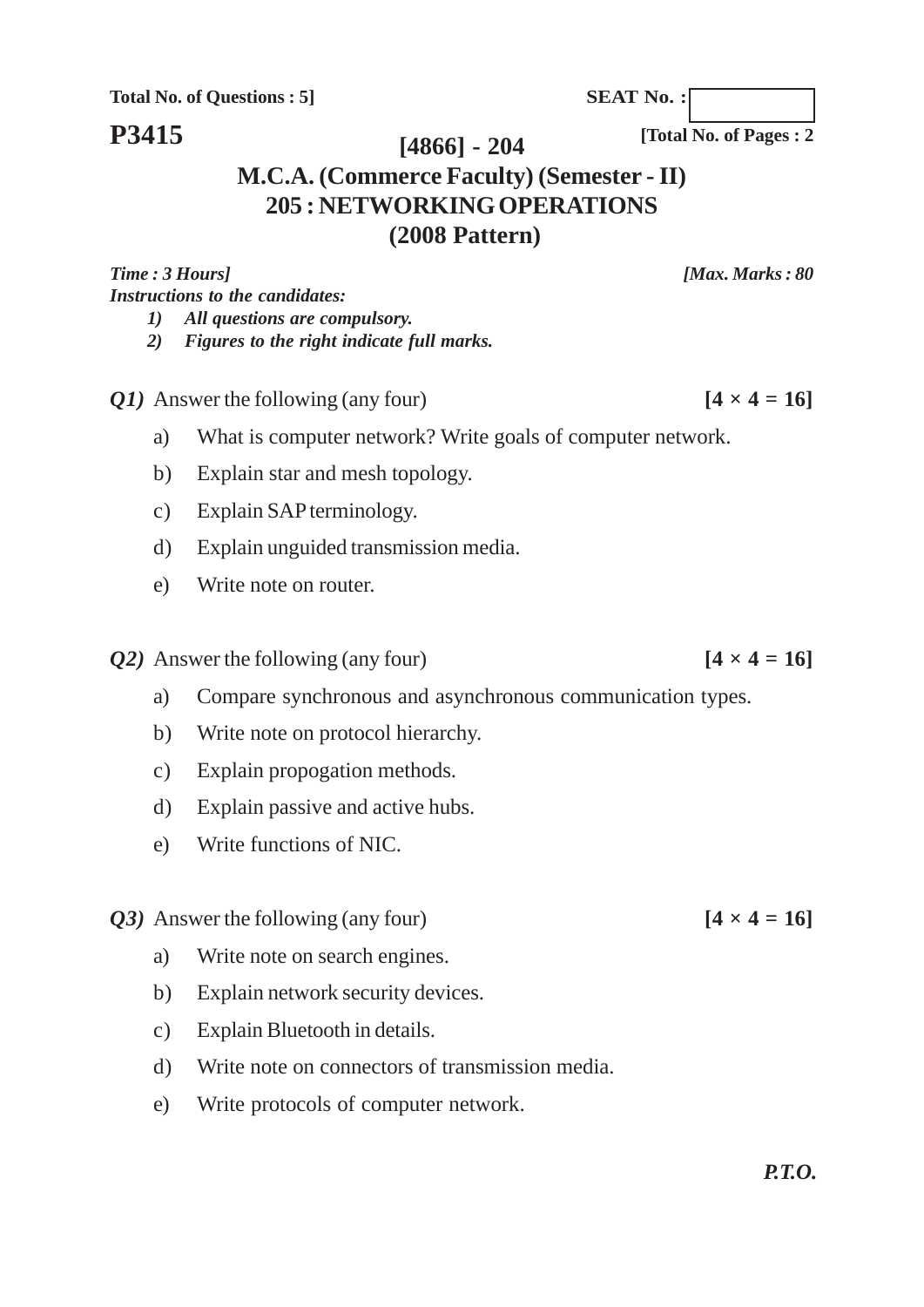**Total No. of Questions : 5]**

**SEAT No. :**

**P3415**

**[Total No. of Pages : 2**

# [4866] - 204

## M.C.A. (Commerce Faculty) (Semester - II)

## 205 : NETWORKING OPERATIONS

## (2008 Pattern)

***Time : 3 Hours]*** ***[Max. Marks : 80***

***Instructions to the candidates:***

1) *All questions are compulsory.*
2) *Figures to the right indicate full marks.*

***Q1)*** Answer the following (any four) **[4 × 4 = 16]**

a) What is computer network? Write goals of computer network.

b) Explain star and mesh topology.

c) Explain SAP terminology.

d) Explain unguided transmission media.

e) Write note on router.

***Q2)*** Answer the following (any four) **[4 × 4 = 16]**

a) Compare synchronous and asynchronous communication types.

b) Write note on protocol hierarchy.

c) Explain propogation methods.

d) Explain passive and active hubs.

e) Write functions of NIC.

***Q3)*** Answer the following (any four) **[4 × 4 = 16]**

a) Write note on search engines.

b) Explain network security devices.

c) Explain Bluetooth in details.

d) Write note on connectors of transmission media.

e) Write protocols of computer network.

***P.T.O.***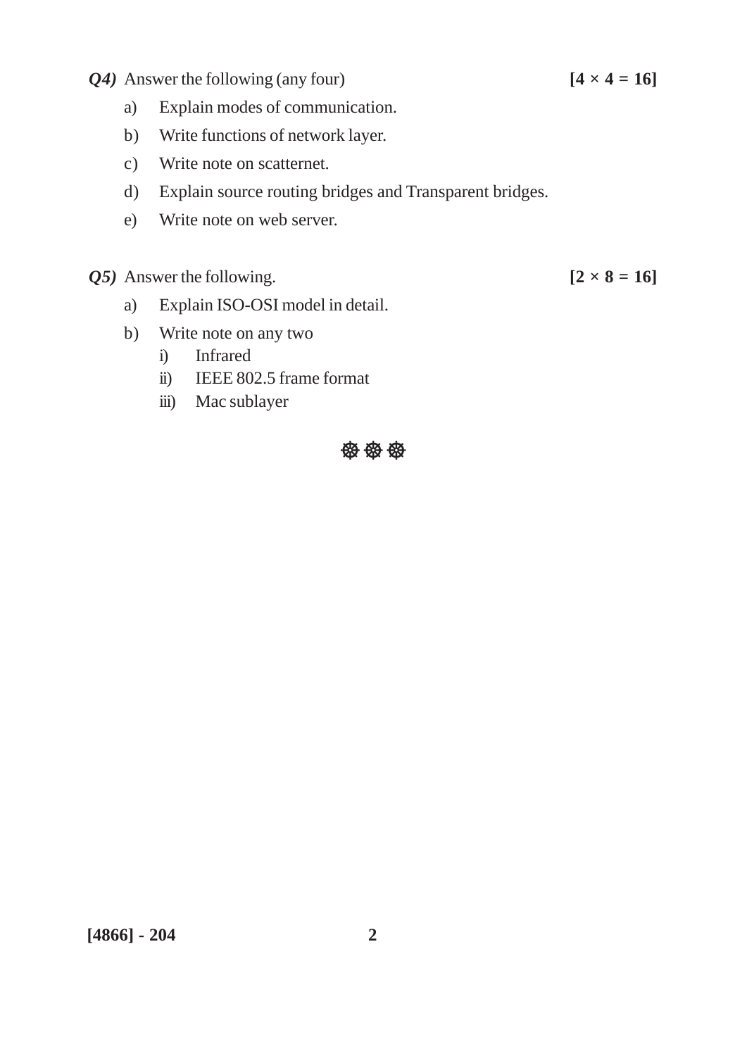***Q4)*** Answer the following (any four) **[4 × 4 = 16]**

a) Explain modes of communication.

b) Write functions of network layer.

c) Write note on scatternet.

d) Explain source routing bridges and Transparent bridges.

e) Write note on web server.

***Q5)*** Answer the following. **[2 × 8 = 16]**

a) Explain ISO-OSI model in detail.

b) Write note on any two

   i) Infrared

   ii) IEEE 802.5 frame format

   iii) Mac sublayer

❁ ❁ ❁

**[4866] - 204**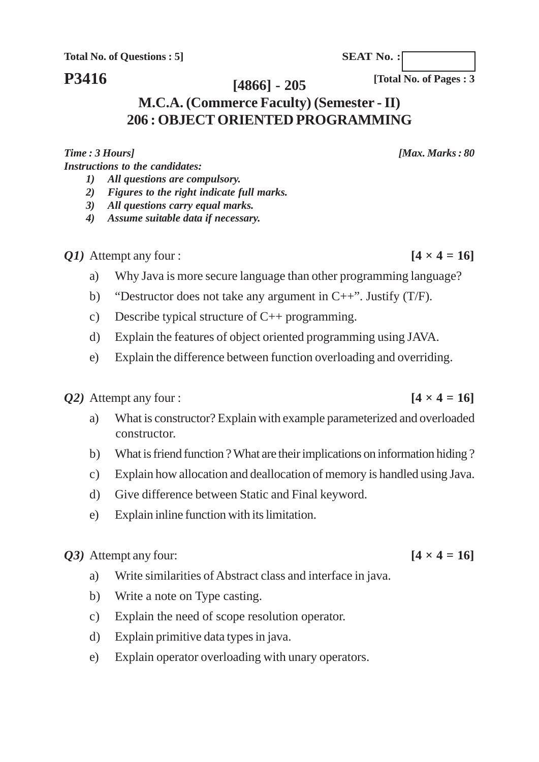**Total No. of Questions : 5]** **SEAT No. :**

**P3416** **[Total No. of Pages : 3**

# [4866] - 205

## M.C.A. (Commerce Faculty) (Semester - II)

## 206 : OBJECT ORIENTED PROGRAMMING

*Time : 3 Hours]* *[Max. Marks : 80*

***Instructions to the candidates:***

1) *All questions are compulsory.*
2) *Figures to the right indicate full marks.*
3) *All questions carry equal marks.*
4) *Assume suitable data if necessary.*

***Q1)*** Attempt any four : **[4 × 4 = 16]**

a) Why Java is more secure language than other programming language?

b) "Destructor does not take any argument in C++". Justify (T/F).

c) Describe typical structure of C++ programming.

d) Explain the features of object oriented programming using JAVA.

e) Explain the difference between function overloading and overriding.

***Q2)*** Attempt any four : **[4 × 4 = 16]**

a) What is constructor? Explain with example parameterized and overloaded constructor.

b) What is friend function ? What are their implications on information hiding ?

c) Explain how allocation and deallocation of memory is handled using Java.

d) Give difference between Static and Final keyword.

e) Explain inline function with its limitation.

***Q3)*** Attempt any four: **[4 × 4 = 16]**

a) Write similarities of Abstract class and interface in java.

b) Write a note on Type casting.

c) Explain the need of scope resolution operator.

d) Explain primitive data types in java.

e) Explain operator overloading with unary operators.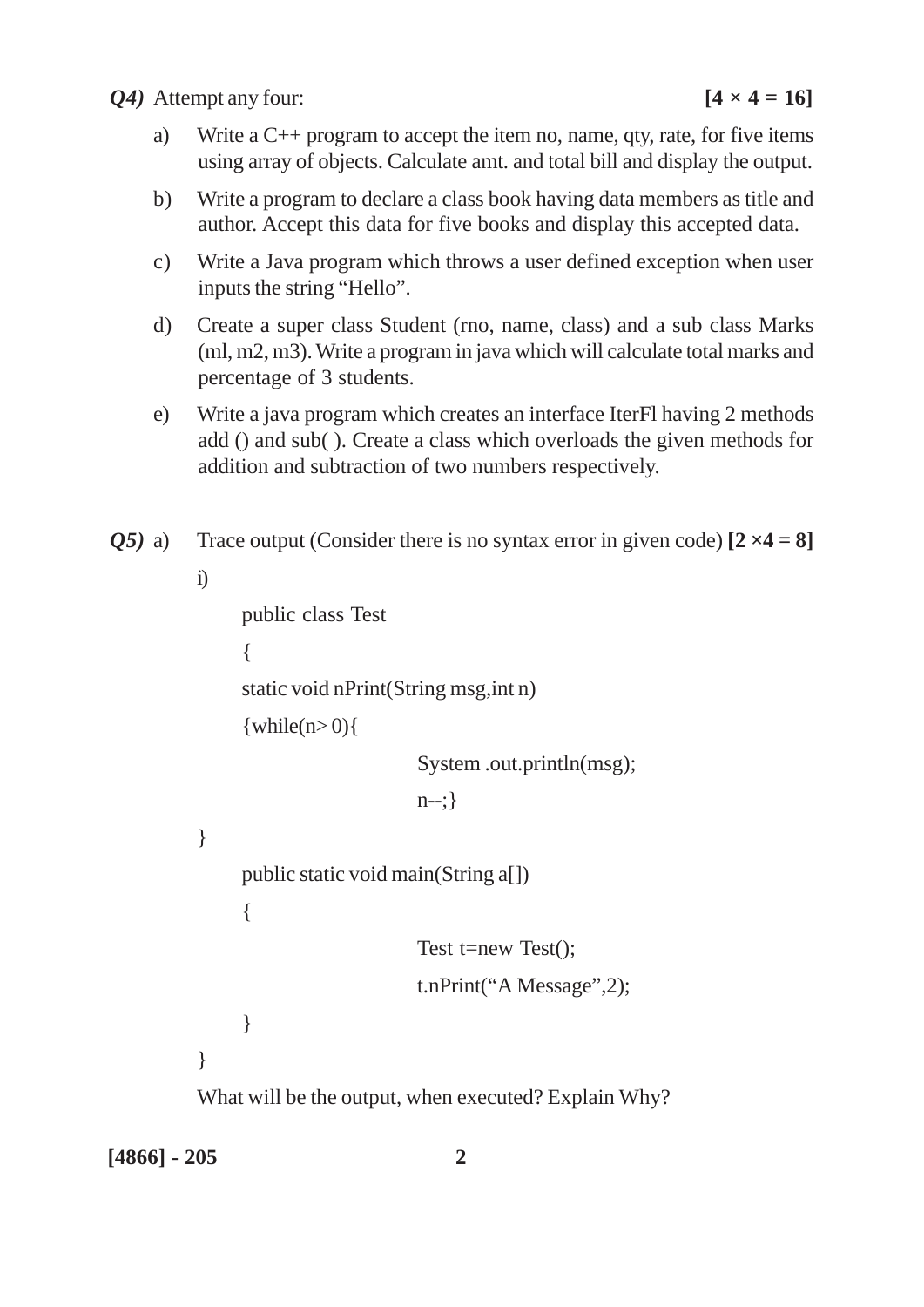***Q4)*** Attempt any four: **[4 × 4 = 16]**

a) Write a C++ program to accept the item no, name, qty, rate, for five items using array of objects. Calculate amt. and total bill and display the output.

b) Write a program to declare a class book having data members as title and author. Accept this data for five books and display this accepted data.

c) Write a Java program which throws a user defined exception when user inputs the string "Hello".

d) Create a super class Student (rno, name, class) and a sub class Marks (ml, m2, m3). Write a program in java which will calculate total marks and percentage of 3 students.

e) Write a java program which creates an interface IterFl having 2 methods add () and sub( ). Create a class which overloads the given methods for addition and subtraction of two numbers respectively.

***Q5)*** a) Trace output (Consider there is no syntax error in given code) **[2 ×4 = 8]**

i)

```
public class Test
{
static void nPrint(String msg,int n)
{while(n> 0){
            System .out.println(msg);
            n--;}
}
public static void main(String a[])
{
            Test t=new Test();
            t.nPrint("A Message",2);
}
}
```

What will be the output, when executed? Explain Why?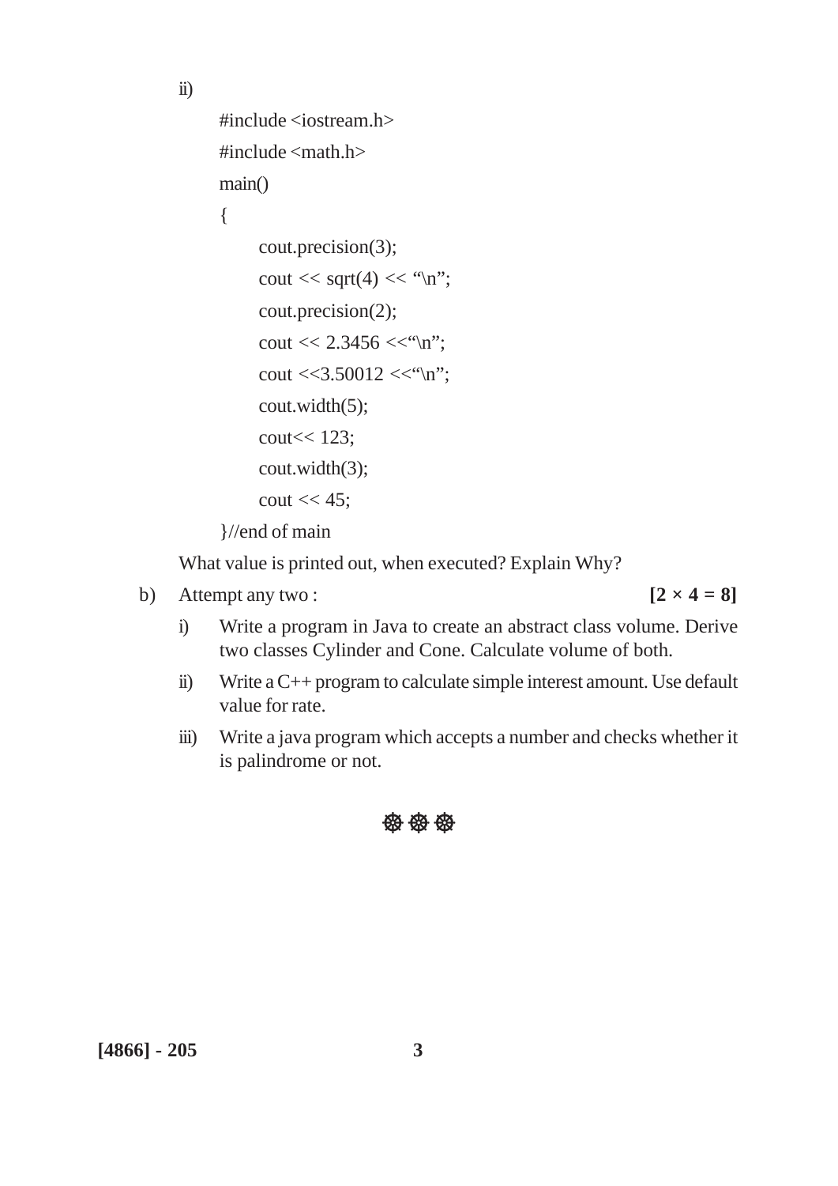ii)

```
#include <iostream.h>
#include <math.h>
main()
{
    cout.precision(3);
    cout << sqrt(4) << "\n";
    cout.precision(2);
    cout << 2.3456 <<"\n";
    cout <<3.50012 <<"\n";
    cout.width(5);
    cout<< 123;
    cout.width(3);
    cout << 45;
}//end of main
```

What value is printed out, when executed? Explain Why?

b) Attempt any two : **[2 × 4 = 8]**

i) Write a program in Java to create an abstract class volume. Derive two classes Cylinder and Cone. Calculate volume of both.

ii) Write a C++ program to calculate simple interest amount. Use default value for rate.

iii) Write a java program which accepts a number and checks whether it is palindrome or not.

❀❀❀

**[4866] - 205**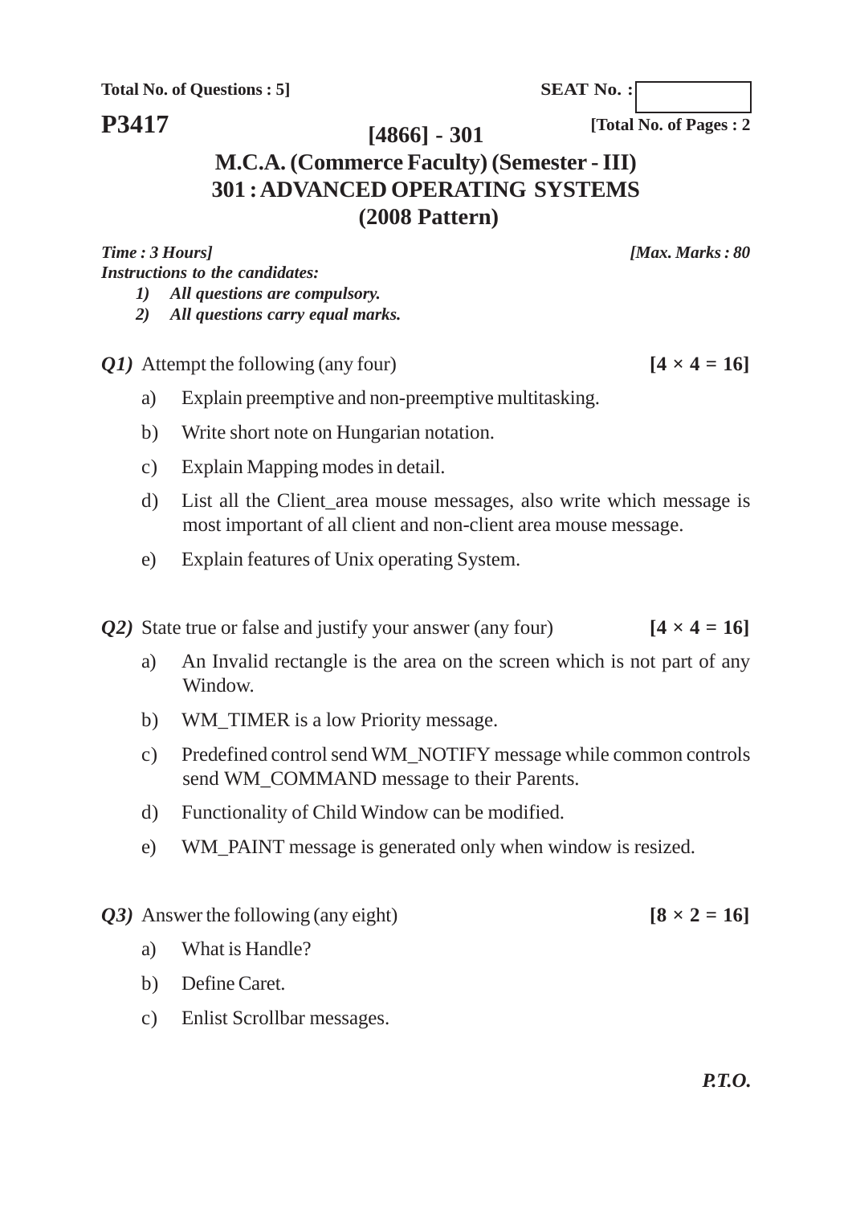**Total No. of Questions : 5]**

**SEAT No. :**

**P3417**

**[Total No. of Pages : 2**

# [4866] - 301

## M.C.A. (Commerce Faculty) (Semester - III)

## 301 : ADVANCED OPERATING SYSTEMS

## (2008 Pattern)

***Time : 3 Hours]*** ***[Max. Marks : 80***

***Instructions to the candidates:***

1) *All questions are compulsory.*
2) *All questions carry equal marks.*

***Q1)*** Attempt the following (any four) **[4 × 4 = 16]**

a) Explain preemptive and non-preemptive multitasking.

b) Write short note on Hungarian notation.

c) Explain Mapping modes in detail.

d) List all the Client_area mouse messages, also write which message is most important of all client and non-client area mouse message.

e) Explain features of Unix operating System.

***Q2)*** State true or false and justify your answer (any four) **[4 × 4 = 16]**

a) An Invalid rectangle is the area on the screen which is not part of any Window.

b) WM_TIMER is a low Priority message.

c) Predefined control send WM_NOTIFY message while common controls send WM_COMMAND message to their Parents.

d) Functionality of Child Window can be modified.

e) WM_PAINT message is generated only when window is resized.

***Q3)*** Answer the following (any eight) **[8 × 2 = 16]**

a) What is Handle?

b) Define Caret.

c) Enlist Scrollbar messages.

***P.T.O.***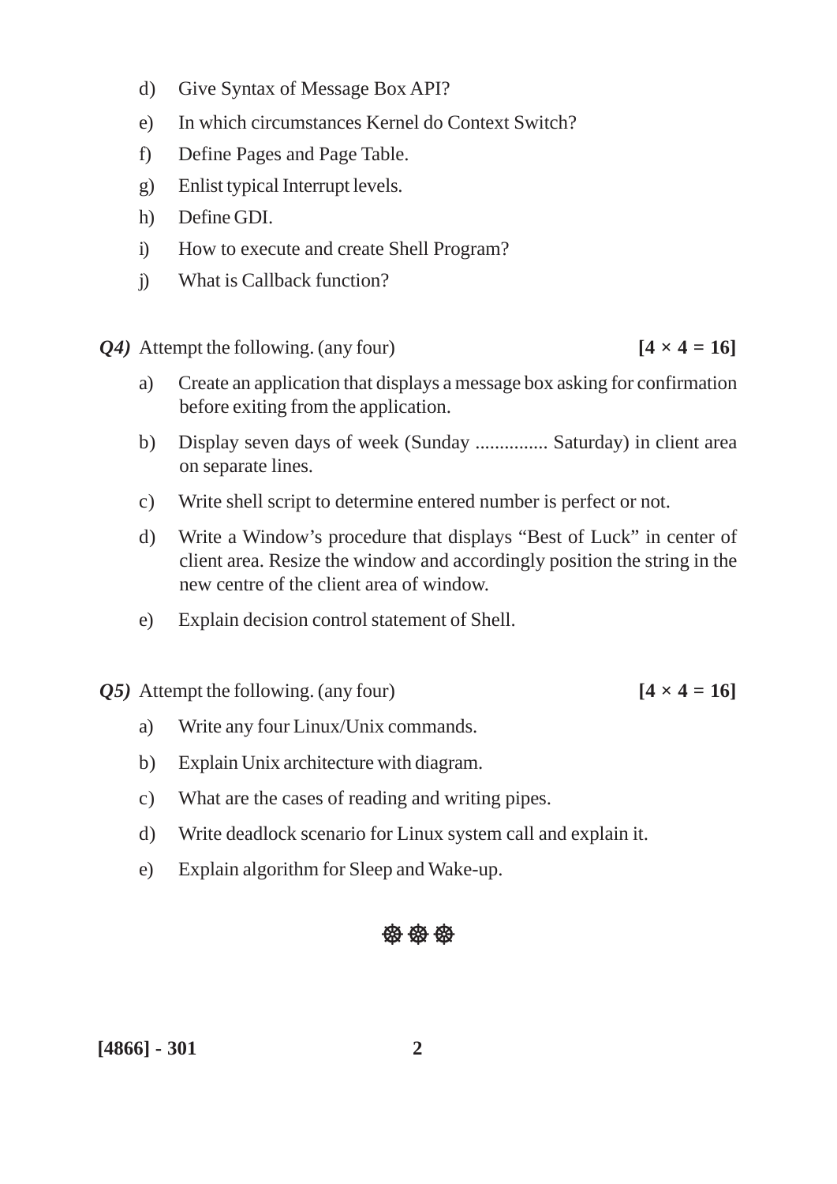d) Give Syntax of Message Box API?

e) In which circumstances Kernel do Context Switch?

f) Define Pages and Page Table.

g) Enlist typical Interrupt levels.

h) Define GDI.

i) How to execute and create Shell Program?

j) What is Callback function?

***Q4)*** Attempt the following. (any four) **[4 × 4 = 16]**

a) Create an application that displays a message box asking for confirmation before exiting from the application.

b) Display seven days of week (Sunday ............... Saturday) in client area on separate lines.

c) Write shell script to determine entered number is perfect or not.

d) Write a Window's procedure that displays "Best of Luck" in center of client area. Resize the window and accordingly position the string in the new centre of the client area of window.

e) Explain decision control statement of Shell.

***Q5)*** Attempt the following. (any four) **[4 × 4 = 16]**

a) Write any four Linux/Unix commands.

b) Explain Unix architecture with diagram.

c) What are the cases of reading and writing pipes.

d) Write deadlock scenario for Linux system call and explain it.

e) Explain algorithm for Sleep and Wake-up.

☸☸☸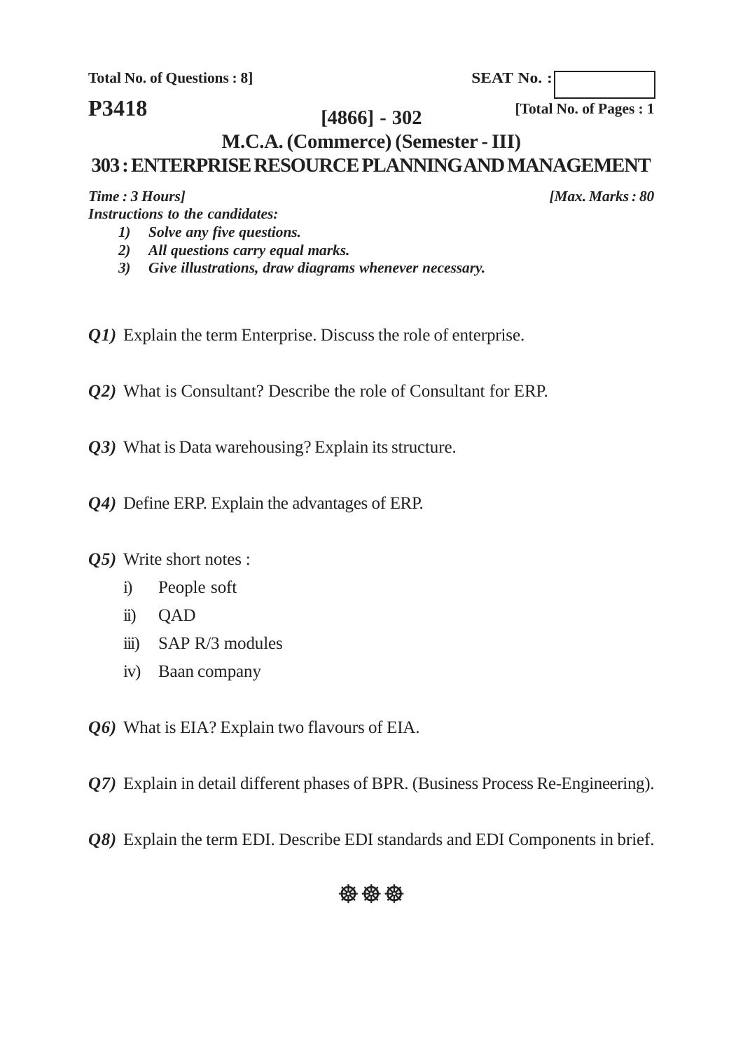**Total No. of Questions : 8]**

**SEAT No. :**

**P3418**

**[4866] - 302**

**[Total No. of Pages : 1**

# M.C.A. (Commerce) (Semester - III)

## 303 : ENTERPRISE RESOURCE PLANNING AND MANAGEMENT

***Time : 3 Hours]*** ***[Max. Marks : 80***

***Instructions to the candidates:***

1) ***Solve any five questions.***
2) ***All questions carry equal marks.***
3) ***Give illustrations, draw diagrams whenever necessary.***

***Q1)*** Explain the term Enterprise. Discuss the role of enterprise.

***Q2)*** What is Consultant? Describe the role of Consultant for ERP.

***Q3)*** What is Data warehousing? Explain its structure.

***Q4)*** Define ERP. Explain the advantages of ERP.

***Q5)*** Write short notes :

i) People soft

ii) QAD

iii) SAP R/3 modules

iv) Baan company

***Q6)*** What is EIA? Explain two flavours of EIA.

***Q7)*** Explain in detail different phases of BPR. (Business Process Re-Engineering).

***Q8)*** Explain the term EDI. Describe EDI standards and EDI Components in brief.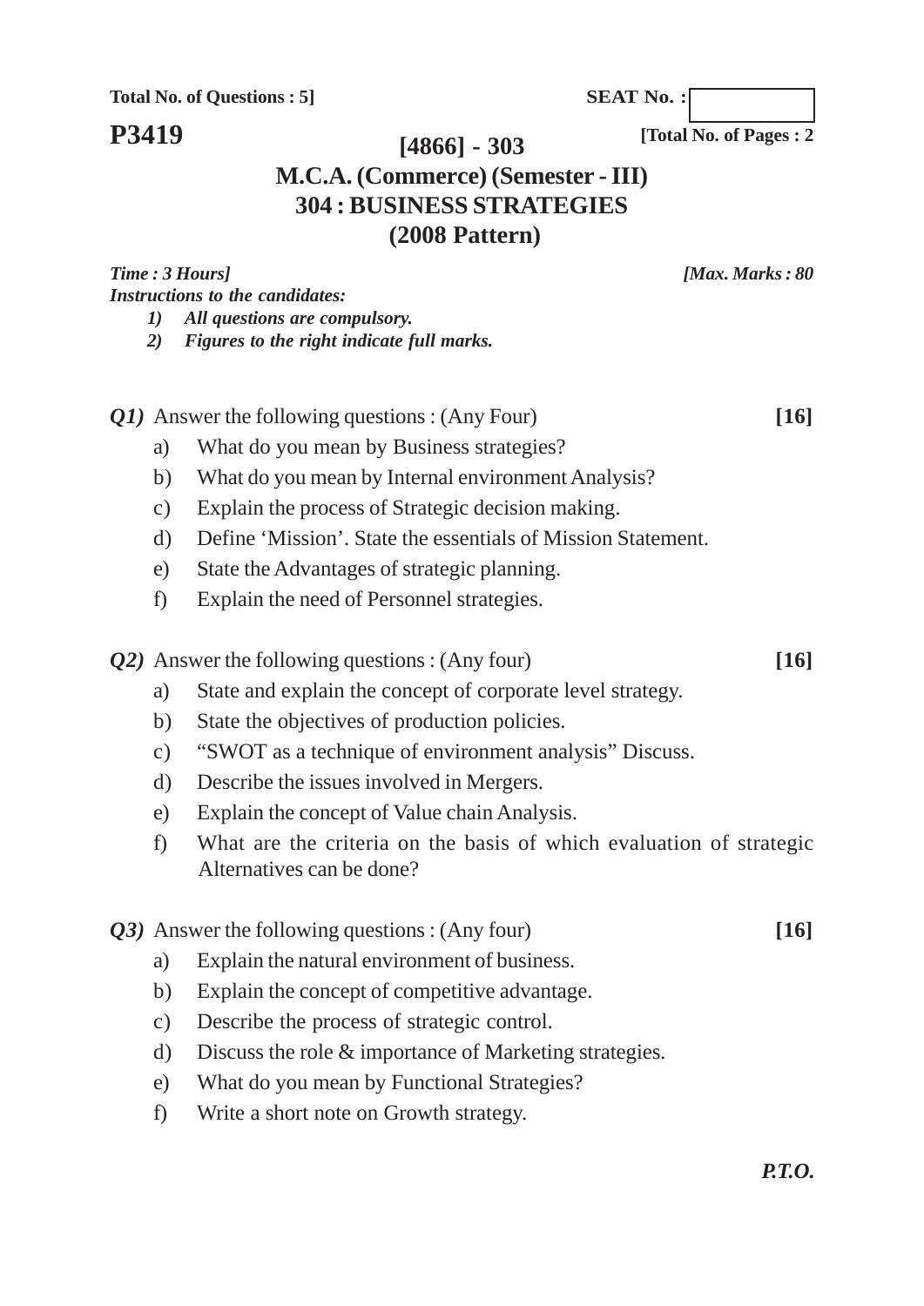**Total No. of Questions : 5]**

**SEAT No. :**

**P3419**

**[Total No. of Pages : 2**

# [4866] - 303

## M.C.A. (Commerce) (Semester - III)

## 304 : BUSINESS STRATEGIES

## (2008 Pattern)

*Time : 3 Hours]* *[Max. Marks : 80*

***Instructions to the candidates:***

1) *All questions are compulsory.*
2) *Figures to the right indicate full marks.*

***Q1)*** Answer the following questions : (Any Four) **[16]**

a) What do you mean by Business strategies?

b) What do you mean by Internal environment Analysis?

c) Explain the process of Strategic decision making.

d) Define 'Mission'. State the essentials of Mission Statement.

e) State the Advantages of strategic planning.

f) Explain the need of Personnel strategies.

***Q2)*** Answer the following questions : (Any four) **[16]**

a) State and explain the concept of corporate level strategy.

b) State the objectives of production policies.

c) "SWOT as a technique of environment analysis" Discuss.

d) Describe the issues involved in Mergers.

e) Explain the concept of Value chain Analysis.

f) What are the criteria on the basis of which evaluation of strategic Alternatives can be done?

***Q3)*** Answer the following questions : (Any four) **[16]**

a) Explain the natural environment of business.

b) Explain the concept of competitive advantage.

c) Describe the process of strategic control.

d) Discuss the role & importance of Marketing strategies.

e) What do you mean by Functional Strategies?

f) Write a short note on Growth strategy.

***P.T.O.***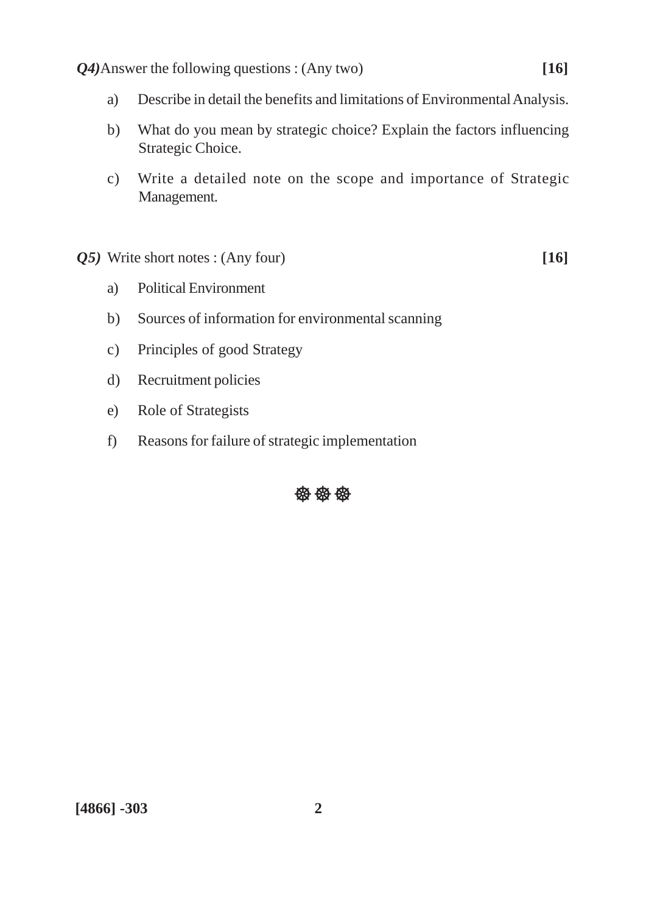***Q4)*** Answer the following questions : (Any two) **[16]**

a) Describe in detail the benefits and limitations of Environmental Analysis.

b) What do you mean by strategic choice? Explain the factors influencing Strategic Choice.

c) Write a detailed note on the scope and importance of Strategic Management.

***Q5)*** Write short notes : (Any four) **[16]**

a) Political Environment

b) Sources of information for environmental scanning

c) Principles of good Strategy

d) Recruitment policies

e) Role of Strategists

f) Reasons for failure of strategic implementation

☸☸☸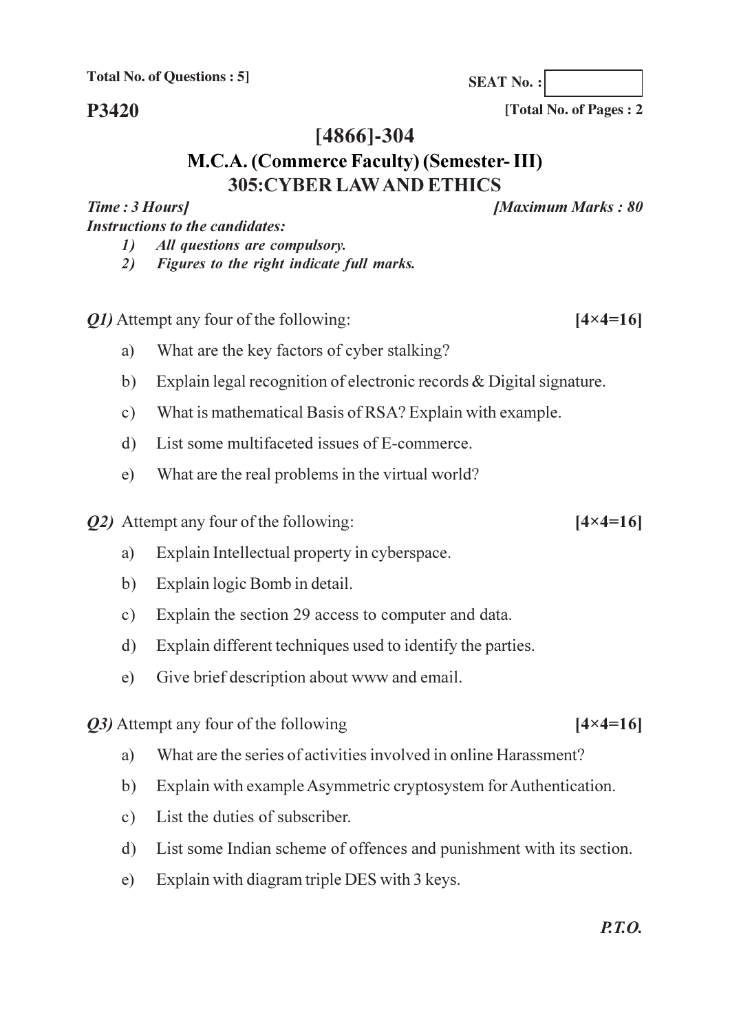Total No. of Questions : 5]

SEAT No. :

**P3420**

[Total No. of Pages : 2

# [4866]-304

## M.C.A. (Commerce Faculty) (Semester- III)

## 305:CYBER LAW AND ETHICS

*Time : 3 Hours]* *[Maximum Marks : 80*

*Instructions to the candidates:*

1) *All questions are compulsory.*
2) *Figures to the right indicate full marks.*

***Q1)*** Attempt any four of the following: **[4×4=16]**

a) What are the key factors of cyber stalking?

b) Explain legal recognition of electronic records & Digital signature.

c) What is mathematical Basis of RSA? Explain with example.

d) List some multifaceted issues of E-commerce.

e) What are the real problems in the virtual world?

***Q2)*** Attempt any four of the following: **[4×4=16]**

a) Explain Intellectual property in cyberspace.

b) Explain logic Bomb in detail.

c) Explain the section 29 access to computer and data.

d) Explain different techniques used to identify the parties.

e) Give brief description about www and email.

***Q3)*** Attempt any four of the following **[4×4=16]**

a) What are the series of activities involved in online Harassment?

b) Explain with example Asymmetric cryptosystem for Authentication.

c) List the duties of subscriber.

d) List some Indian scheme of offences and punishment with its section.

e) Explain with diagram triple DES with 3 keys.

***P.T.O.***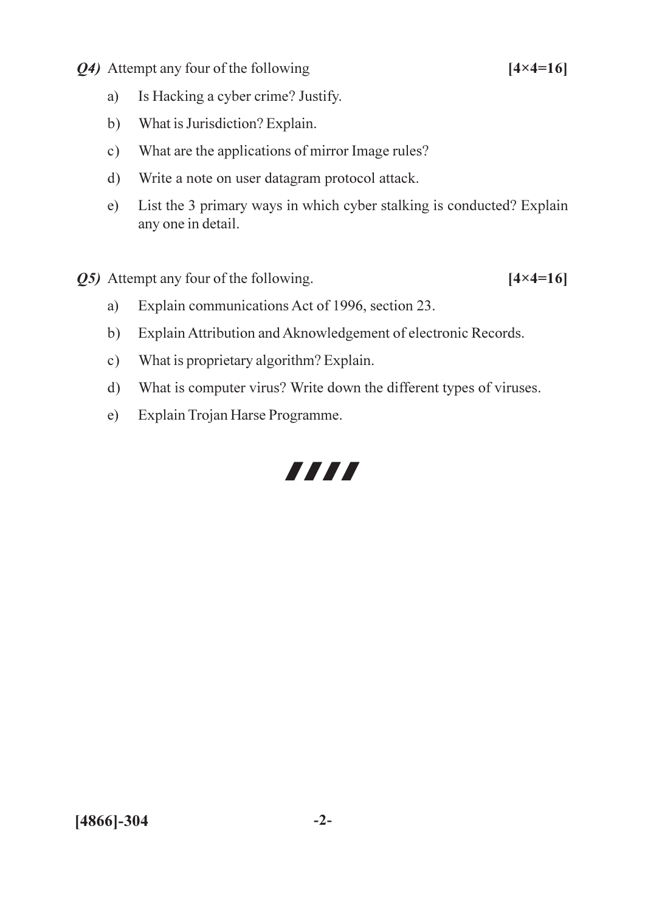***Q4)*** Attempt any four of the following **[4×4=16]**

a) Is Hacking a cyber crime? Justify.

b) What is Jurisdiction? Explain.

c) What are the applications of mirror Image rules?

d) Write a note on user datagram protocol attack.

e) List the 3 primary ways in which cyber stalking is conducted? Explain any one in detail.

***Q5)*** Attempt any four of the following. **[4×4=16]**

a) Explain communications Act of 1996, section 23.

b) Explain Attribution and Aknowledgement of electronic Records.

c) What is proprietary algorithm? Explain.

d) What is computer virus? Write down the different types of viruses.

e) Explain Trojan Harse Programme.

**[4866]-304**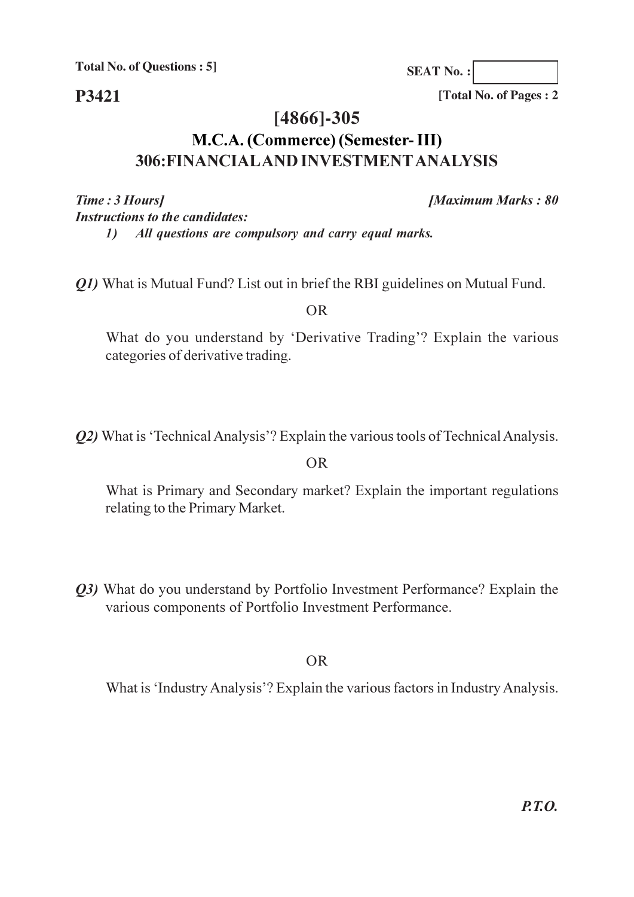**Total No. of Questions : 5]**

**SEAT No. :**

**P3421**

**[Total No. of Pages : 2**

# [4866]-305

## M.C.A. (Commerce) (Semester- III)

## 306:FINANCIAL AND INVESTMENT ANALYSIS

***Time : 3 Hours]*** ***[Maximum Marks : 80***

***Instructions to the candidates:***

*1) All questions are compulsory and carry equal marks.*

***Q1)*** What is Mutual Fund? List out in brief the RBI guidelines on Mutual Fund.

OR

What do you understand by 'Derivative Trading'? Explain the various categories of derivative trading.

***Q2)*** What is 'Technical Analysis'? Explain the various tools of Technical Analysis.

OR

What is Primary and Secondary market? Explain the important regulations relating to the Primary Market.

***Q3)*** What do you understand by Portfolio Investment Performance? Explain the various components of Portfolio Investment Performance.

OR

What is 'Industry Analysis'? Explain the various factors in Industry Analysis.

***P.T.O.***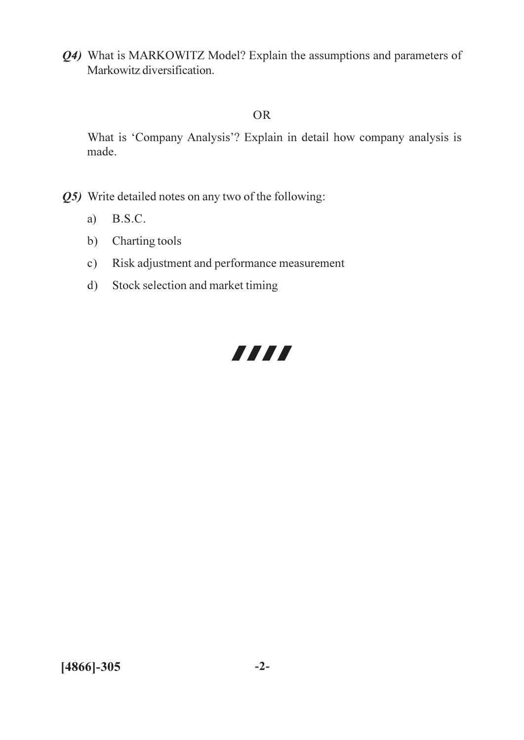***Q4)*** What is MARKOWITZ Model? Explain the assumptions and parameters of Markowitz diversification.

OR

What is 'Company Analysis'? Explain in detail how company analysis is made.

***Q5)*** Write detailed notes on any two of the following:

a) B.S.C.

b) Charting tools

c) Risk adjustment and performance measurement

d) Stock selection and market timing

**[4866]-305**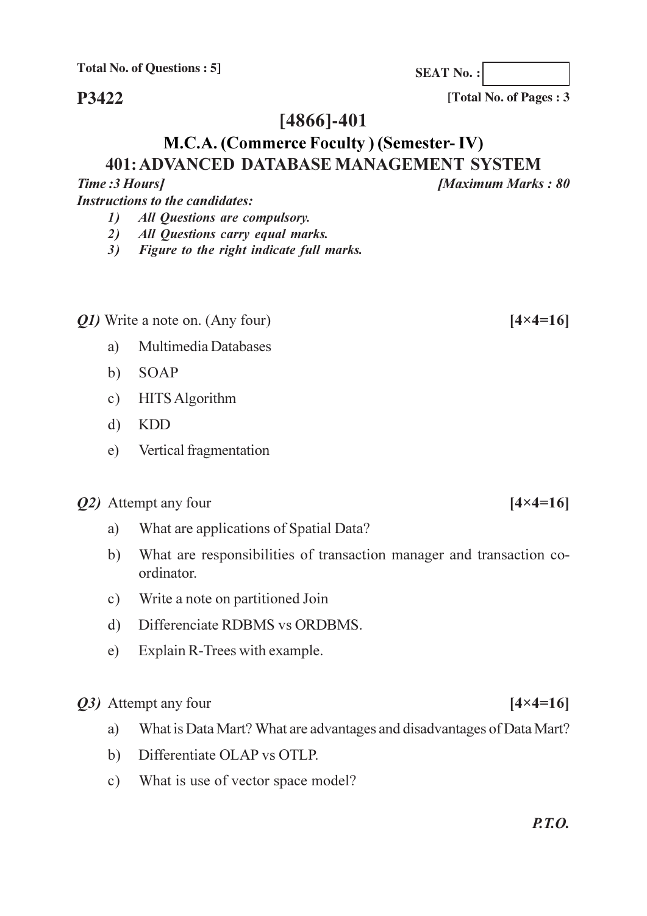**Total No. of Questions : 5]**

**SEAT No. :**

**P3422**

**[Total No. of Pages : 3**

# [4866]-401

## M.C.A. (Commerce Foculty ) (Semester- IV)

## 401: ADVANCED DATABASE MANAGEMENT SYSTEM

***Time :3 Hours]*** ***[Maximum Marks : 80***

***Instructions to the candidates:***

1) *All Questions are compulsory.*
2) *All Questions carry equal marks.*
3) *Figure to the right indicate full marks.*

***Q1)*** Write a note on. (Any four) **[4×4=16]**

a) Multimedia Databases

b) SOAP

c) HITS Algorithm

d) KDD

e) Vertical fragmentation

***Q2)*** Attempt any four **[4×4=16]**

a) What are applications of Spatial Data?

b) What are responsibilities of transaction manager and transaction co-ordinator.

c) Write a note on partitioned Join

d) Differenciate RDBMS vs ORDBMS.

e) Explain R-Trees with example.

***Q3)*** Attempt any four **[4×4=16]**

a) What is Data Mart? What are advantages and disadvantages of Data Mart?

b) Differentiate OLAP vs OTLP.

c) What is use of vector space model?

***P.T.O.***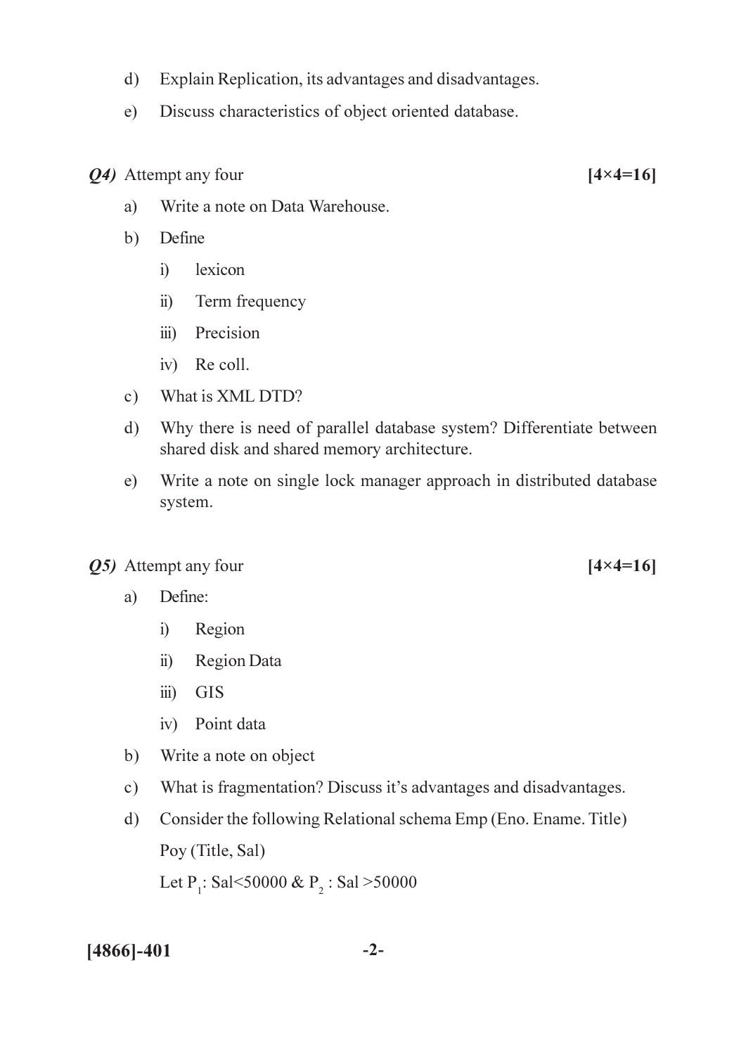d) Explain Replication, its advantages and disadvantages.

e) Discuss characteristics of object oriented database.

***Q4)*** Attempt any four **[4×4=16]**

a) Write a note on Data Warehouse.

b) Define

i) lexicon

ii) Term frequency

iii) Precision

iv) Re coll.

c) What is XML DTD?

d) Why there is need of parallel database system? Differentiate between shared disk and shared memory architecture.

e) Write a note on single lock manager approach in distributed database system.

***Q5)*** Attempt any four **[4×4=16]**

a) Define:

i) Region

ii) Region Data

iii) GIS

iv) Point data

b) Write a note on object

c) What is fragmentation? Discuss it's advantages and disadvantages.

d) Consider the following Relational schema Emp (Eno. Ename. Title)

Poy (Title, Sal)

Let $P_1$: Sal<50000 & $P_2$ : Sal >50000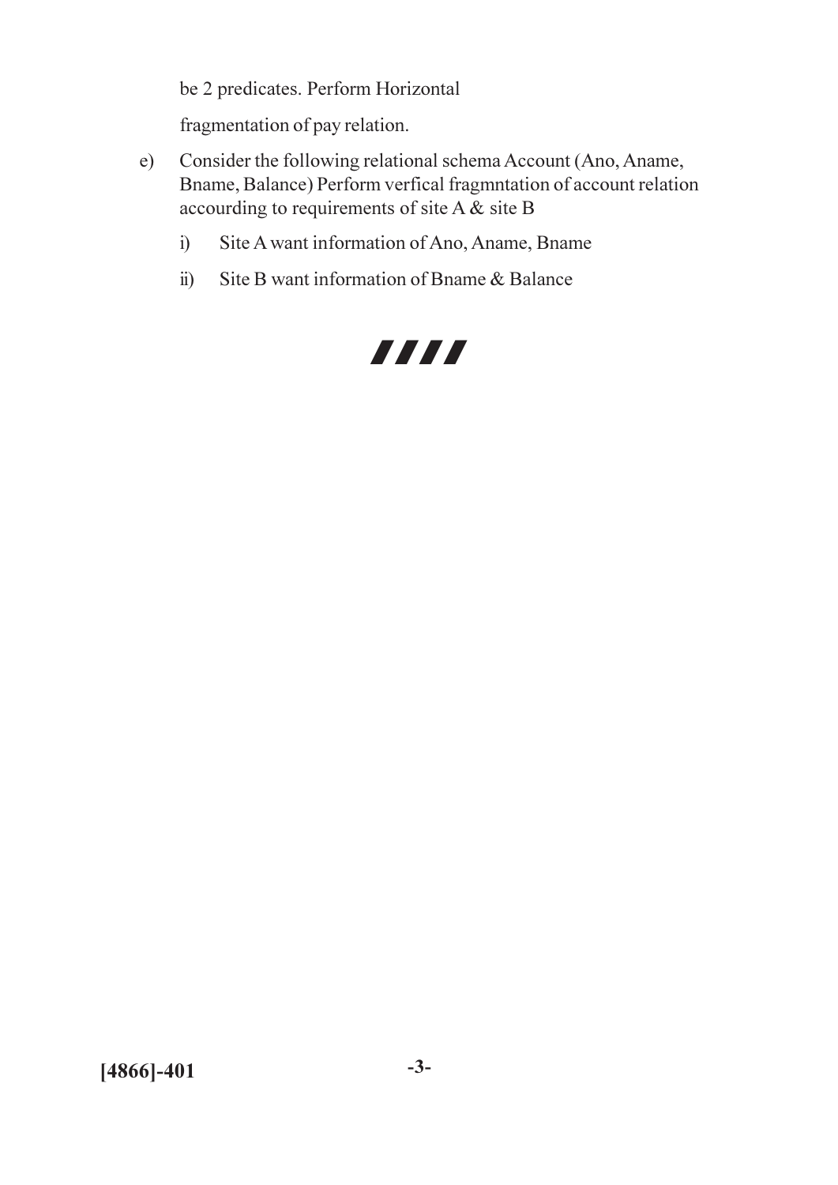be 2 predicates. Perform Horizontal

fragmentation of pay relation.

e) Consider the following relational schema Account (Ano, Aname, Bname, Balance) Perform verfical fragmntation of account relation accourding to requirements of site A & site B

   i) Site A want information of Ano, Aname, Bname

   ii) Site B want information of Bname & Balance

////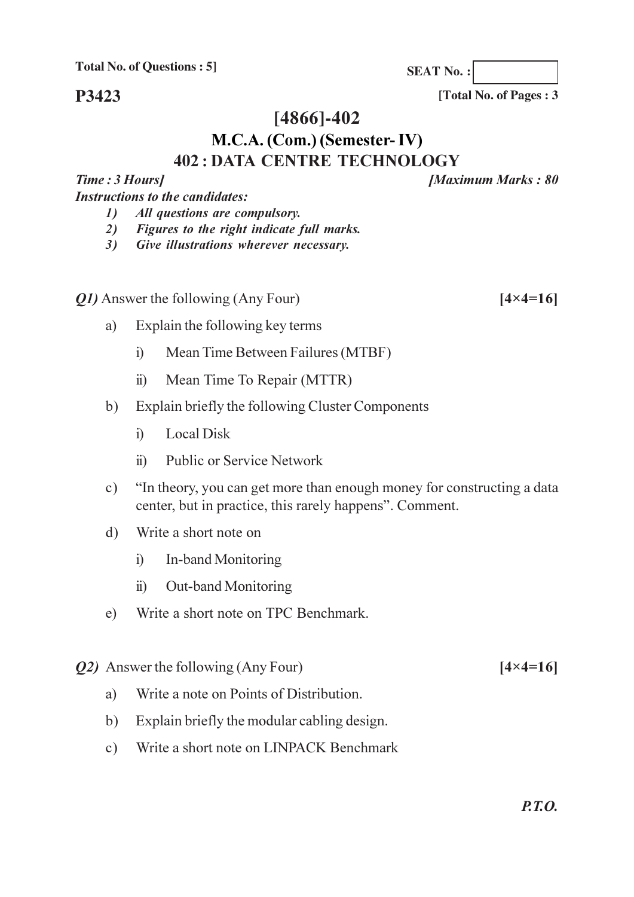**Total No. of Questions : 5]**

**SEAT No. :**

**P3423**

**[Total No. of Pages : 3**

# [4866]-402

## M.C.A. (Com.) (Semester- IV)

## 402 : DATA CENTRE TECHNOLOGY

***Time : 3 Hours]*** ***[Maximum Marks : 80***

***Instructions to the candidates:***

1) *All questions are compulsory.*
2) *Figures to the right indicate full marks.*
3) *Give illustrations wherever necessary.*

***Q1)*** Answer the following (Any Four) **[4×4=16]**

a) Explain the following key terms

   i) Mean Time Between Failures (MTBF)

   ii) Mean Time To Repair (MTTR)

b) Explain briefly the following Cluster Components

   i) Local Disk

   ii) Public or Service Network

c) "In theory, you can get more than enough money for constructing a data center, but in practice, this rarely happens". Comment.

d) Write a short note on

   i) In-band Monitoring

   ii) Out-band Monitoring

e) Write a short note on TPC Benchmark.

***Q2)*** Answer the following (Any Four) **[4×4=16]**

a) Write a note on Points of Distribution.

b) Explain briefly the modular cabling design.

c) Write a short note on LINPACK Benchmark

***P.T.O.***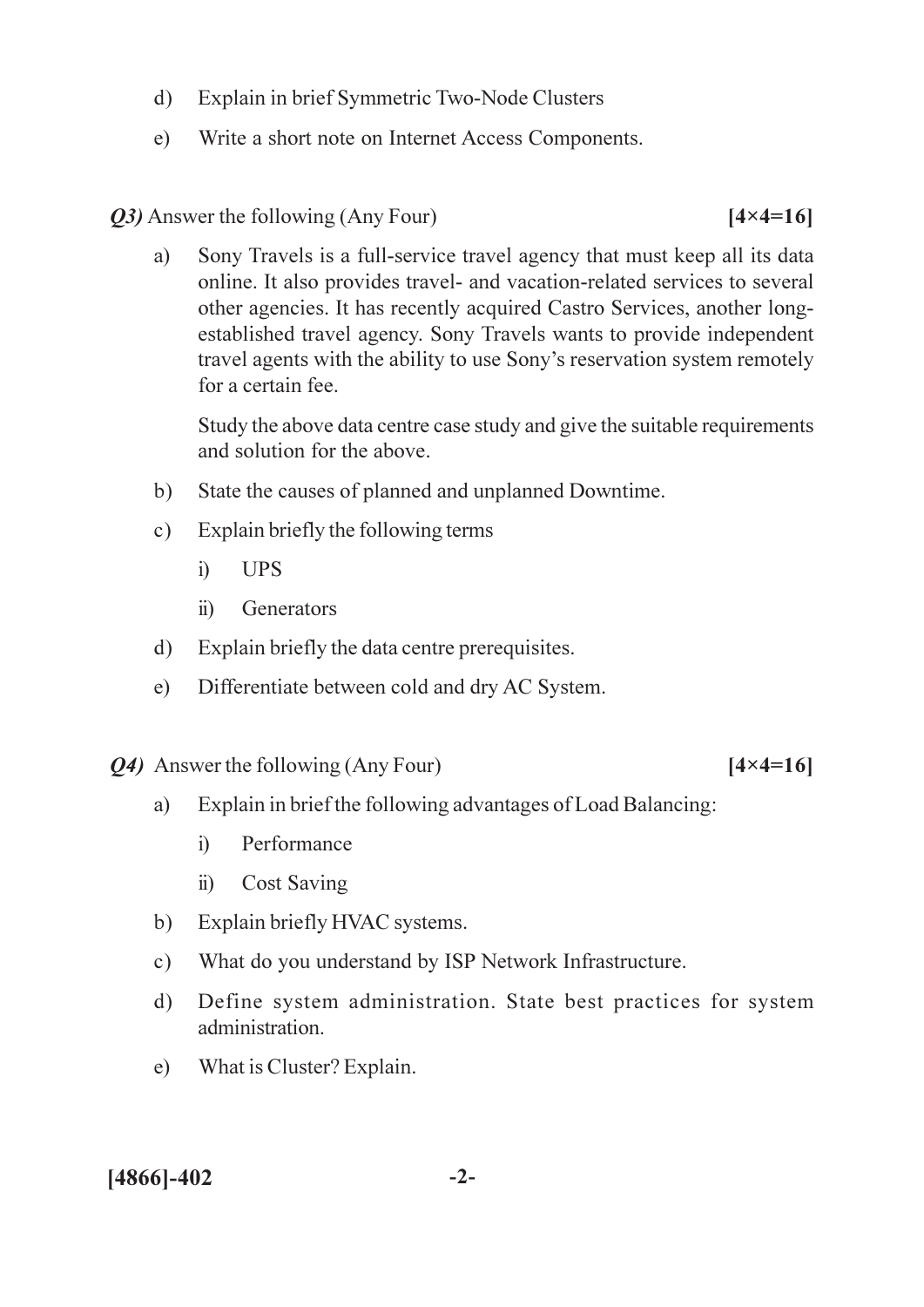d) Explain in brief Symmetric Two-Node Clusters

e) Write a short note on Internet Access Components.

***Q3)*** Answer the following (Any Four) **[4×4=16]**

a) Sony Travels is a full-service travel agency that must keep all its data online. It also provides travel- and vacation-related services to several other agencies. It has recently acquired Castro Services, another long-established travel agency. Sony Travels wants to provide independent travel agents with the ability to use Sony's reservation system remotely for a certain fee.

Study the above data centre case study and give the suitable requirements and solution for the above.

b) State the causes of planned and unplanned Downtime.

c) Explain briefly the following terms

   i) UPS

   ii) Generators

d) Explain briefly the data centre prerequisites.

e) Differentiate between cold and dry AC System.

***Q4)*** Answer the following (Any Four) **[4×4=16]**

a) Explain in brief the following advantages of Load Balancing:

   i) Performance

   ii) Cost Saving

b) Explain briefly HVAC systems.

c) What do you understand by ISP Network Infrastructure.

d) Define system administration. State best practices for system administration.

e) What is Cluster? Explain.

**[4866]-402**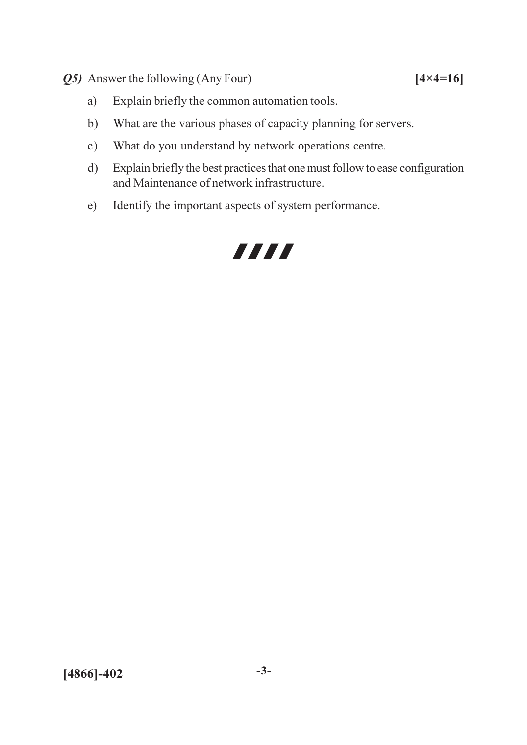***Q5)*** Answer the following (Any Four) **[4×4=16]**

a) Explain briefly the common automation tools.

b) What are the various phases of capacity planning for servers.

c) What do you understand by network operations centre.

d) Explain briefly the best practices that one must follow to ease configuration and Maintenance of network infrastructure.

e) Identify the important aspects of system performance.

////

**[4866]-402**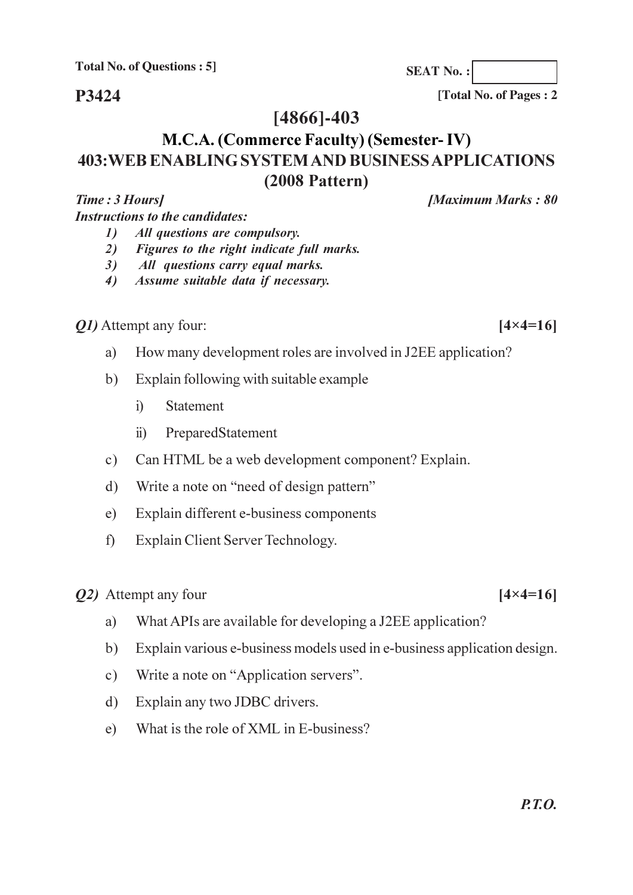Total No. of Questions : 5]

SEAT No. :

**P3424**

[Total No. of Pages : 2

# [4866]-403

## M.C.A. (Commerce Faculty) (Semester- IV)

## 403:WEB ENABLING SYSTEM AND BUSINESS APPLICATIONS

## (2008 Pattern)

*Time : 3 Hours]* *[Maximum Marks : 80*

*Instructions to the candidates:*

1) *All questions are compulsory.*
2) *Figures to the right indicate full marks.*
3) *All questions carry equal marks.*
4) *Assume suitable data if necessary.*

***Q1)*** Attempt any four: **[4×4=16]**

a) How many development roles are involved in J2EE application?

b) Explain following with suitable example

 i) Statement

 ii) PreparedStatement

c) Can HTML be a web development component? Explain.

d) Write a note on "need of design pattern"

e) Explain different e-business components

f) Explain Client Server Technology.

***Q2)*** Attempt any four **[4×4=16]**

a) What APIs are available for developing a J2EE application?

b) Explain various e-business models used in e-business application design.

c) Write a note on "Application servers".

d) Explain any two JDBC drivers.

e) What is the role of XML in E-business?

***P.T.O.***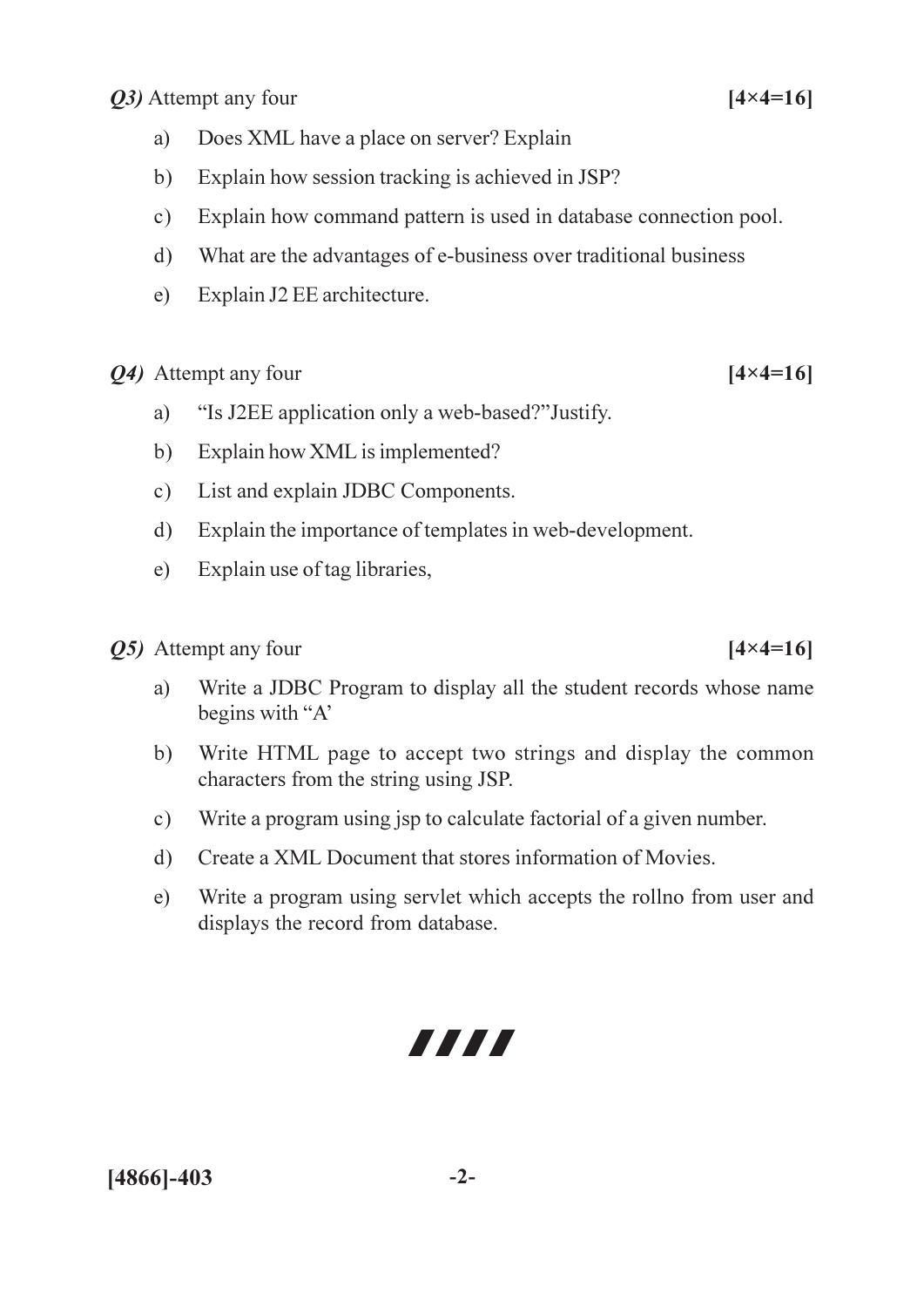***Q3)*** Attempt any four **[4×4=16]**

a) Does XML have a place on server? Explain

b) Explain how session tracking is achieved in JSP?

c) Explain how command pattern is used in database connection pool.

d) What are the advantages of e-business over traditional business

e) Explain J2 EE architecture.

***Q4)*** Attempt any four **[4×4=16]**

a) "Is J2EE application only a web-based?"Justify.

b) Explain how XML is implemented?

c) List and explain JDBC Components.

d) Explain the importance of templates in web-development.

e) Explain use of tag libraries,

***Q5)*** Attempt any four **[4×4=16]**

a) Write a JDBC Program to display all the student records whose name begins with "A'

b) Write HTML page to accept two strings and display the common characters from the string using JSP.

c) Write a program using jsp to calculate factorial of a given number.

d) Create a XML Document that stores information of Movies.

e) Write a program using servlet which accepts the rollno from user and displays the record from database.

////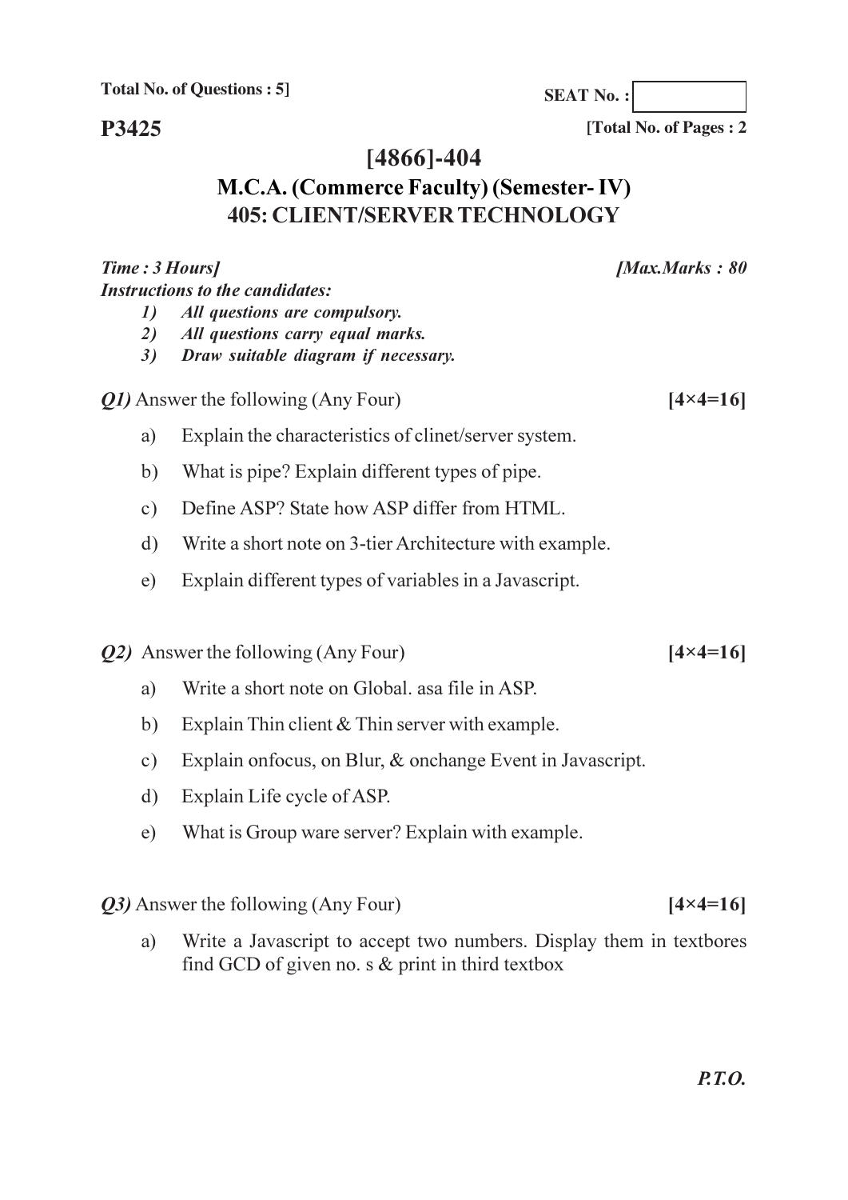Total No. of Questions : 5]

SEAT No. :

**P3425**

[Total No. of Pages : 2

# [4866]-404

## M.C.A. (Commerce Faculty) (Semester- IV)

## 405: CLIENT/SERVER TECHNOLOGY

***Time : 3 Hours]*** ***[Max.Marks : 80***

***Instructions to the candidates:***

1) *All questions are compulsory.*
2) *All questions carry equal marks.*
3) *Draw suitable diagram if necessary.*

***Q1)*** Answer the following (Any Four) **[4×4=16]**

a) Explain the characteristics of clinet/server system.

b) What is pipe? Explain different types of pipe.

c) Define ASP? State how ASP differ from HTML.

d) Write a short note on 3-tier Architecture with example.

e) Explain different types of variables in a Javascript.

***Q2)*** Answer the following (Any Four) **[4×4=16]**

a) Write a short note on Global. asa file in ASP.

b) Explain Thin client & Thin server with example.

c) Explain onfocus, on Blur, & onchange Event in Javascript.

d) Explain Life cycle of ASP.

e) What is Group ware server? Explain with example.

***Q3)*** Answer the following (Any Four) **[4×4=16]**

a) Write a Javascript to accept two numbers. Display them in textbores find GCD of given no. s & print in third textbox

***P.T.O.***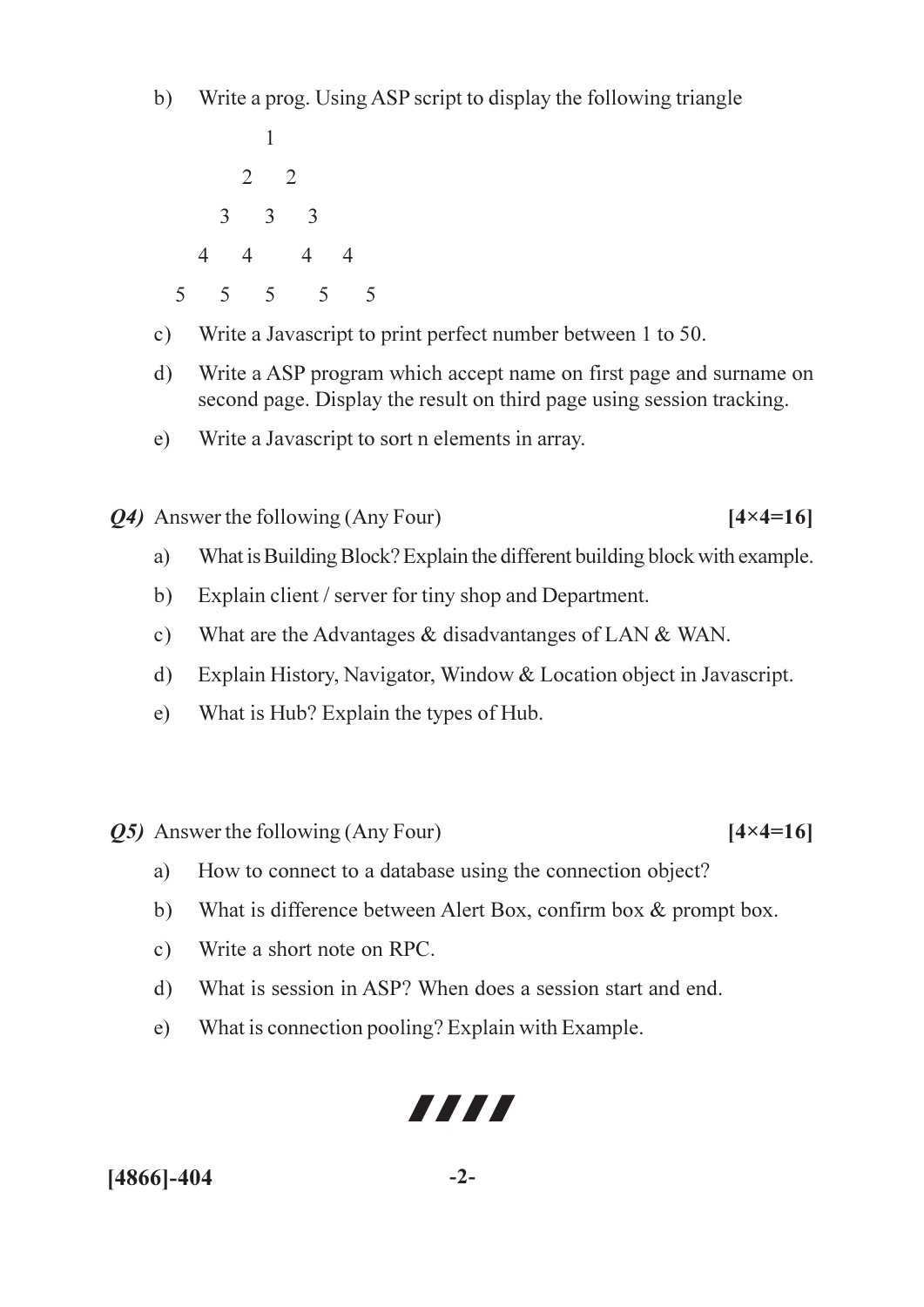b) Write a prog. Using ASP script to display the following triangle

```
        1
      2   2
    3   3   3
  4   4     4   4
5   5   5     5   5
```

c) Write a Javascript to print perfect number between 1 to 50.

d) Write a ASP program which accept name on first page and surname on second page. Display the result on third page using session tracking.

e) Write a Javascript to sort n elements in array.

***Q4)*** Answer the following (Any Four) **[4×4=16]**

a) What is Building Block? Explain the different building block with example.

b) Explain client / server for tiny shop and Department.

c) What are the Advantages & disadvantanges of LAN & WAN.

d) Explain History, Navigator, Window & Location object in Javascript.

e) What is Hub? Explain the types of Hub.

***Q5)*** Answer the following (Any Four) **[4×4=16]**

a) How to connect to a database using the connection object?

b) What is difference between Alert Box, confirm box & prompt box.

c) Write a short note on RPC.

d) What is session in ASP? When does a session start and end.

e) What is connection pooling? Explain with Example.

////

**[4866]-404**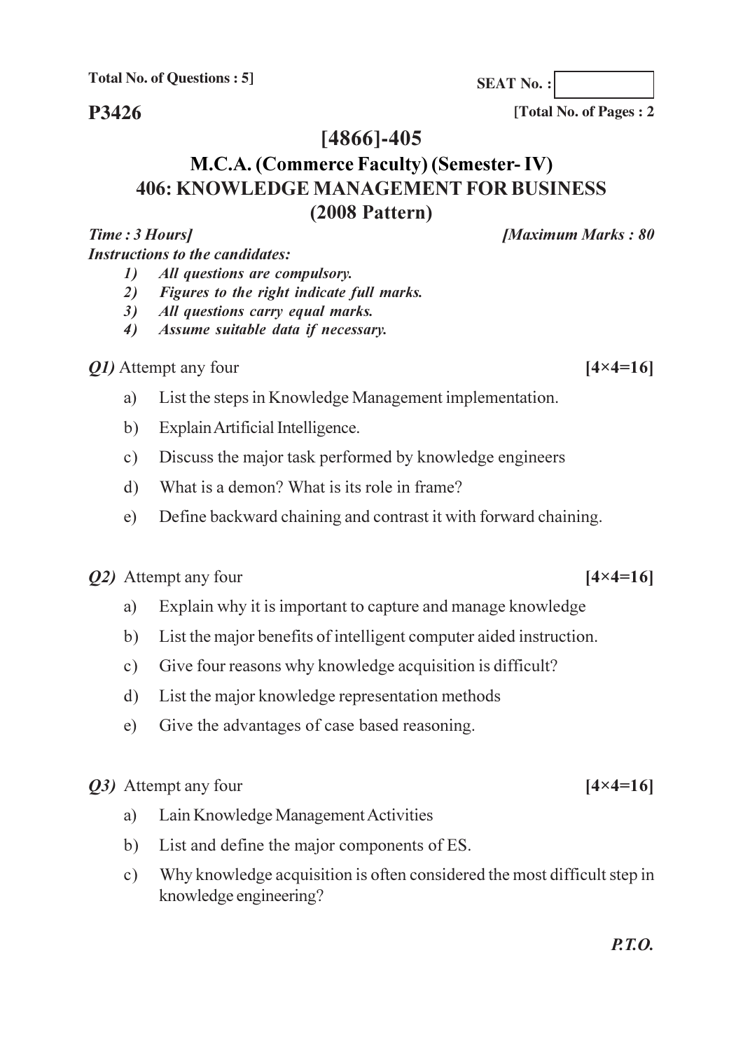Total No. of Questions : 5]

SEAT No. :

**P3426**

[Total No. of Pages : 2

# [4866]-405

## M.C.A. (Commerce Faculty) (Semester- IV)
## 406: KNOWLEDGE MANAGEMENT FOR BUSINESS
## (2008 Pattern)

*Time : 3 Hours]* *[Maximum Marks : 80*

***Instructions to the candidates:***

1) *All questions are compulsory.*
2) *Figures to the right indicate full marks.*
3) *All questions carry equal marks.*
4) *Assume suitable data if necessary.*

***Q1)*** Attempt any four **[4×4=16]**

a) List the steps in Knowledge Management implementation.

b) Explain Artificial Intelligence.

c) Discuss the major task performed by knowledge engineers

d) What is a demon? What is its role in frame?

e) Define backward chaining and contrast it with forward chaining.

***Q2)*** Attempt any four **[4×4=16]**

a) Explain why it is important to capture and manage knowledge

b) List the major benefits of intelligent computer aided instruction.

c) Give four reasons why knowledge acquisition is difficult?

d) List the major knowledge representation methods

e) Give the advantages of case based reasoning.

***Q3)*** Attempt any four **[4×4=16]**

a) Lain Knowledge Management Activities

b) List and define the major components of ES.

c) Why knowledge acquisition is often considered the most difficult step in knowledge engineering?

***P.T.O.***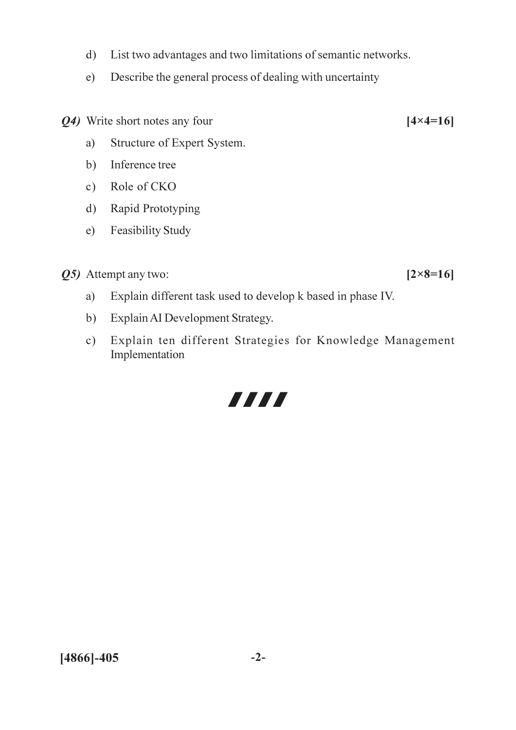d) List two advantages and two limitations of semantic networks.

e) Describe the general process of dealing with uncertainty

***Q4)*** Write short notes any four **[4×4=16]**

a) Structure of Expert System.

b) Inference tree

c) Role of CKO

d) Rapid Prototyping

e) Feasibility Study

***Q5)*** Attempt any two: **[2×8=16]**

a) Explain different task used to develop k based in phase IV.

b) Explain AI Development Strategy.

c) Explain ten different Strategies for Knowledge Management Implementation

////

**[4866]-405**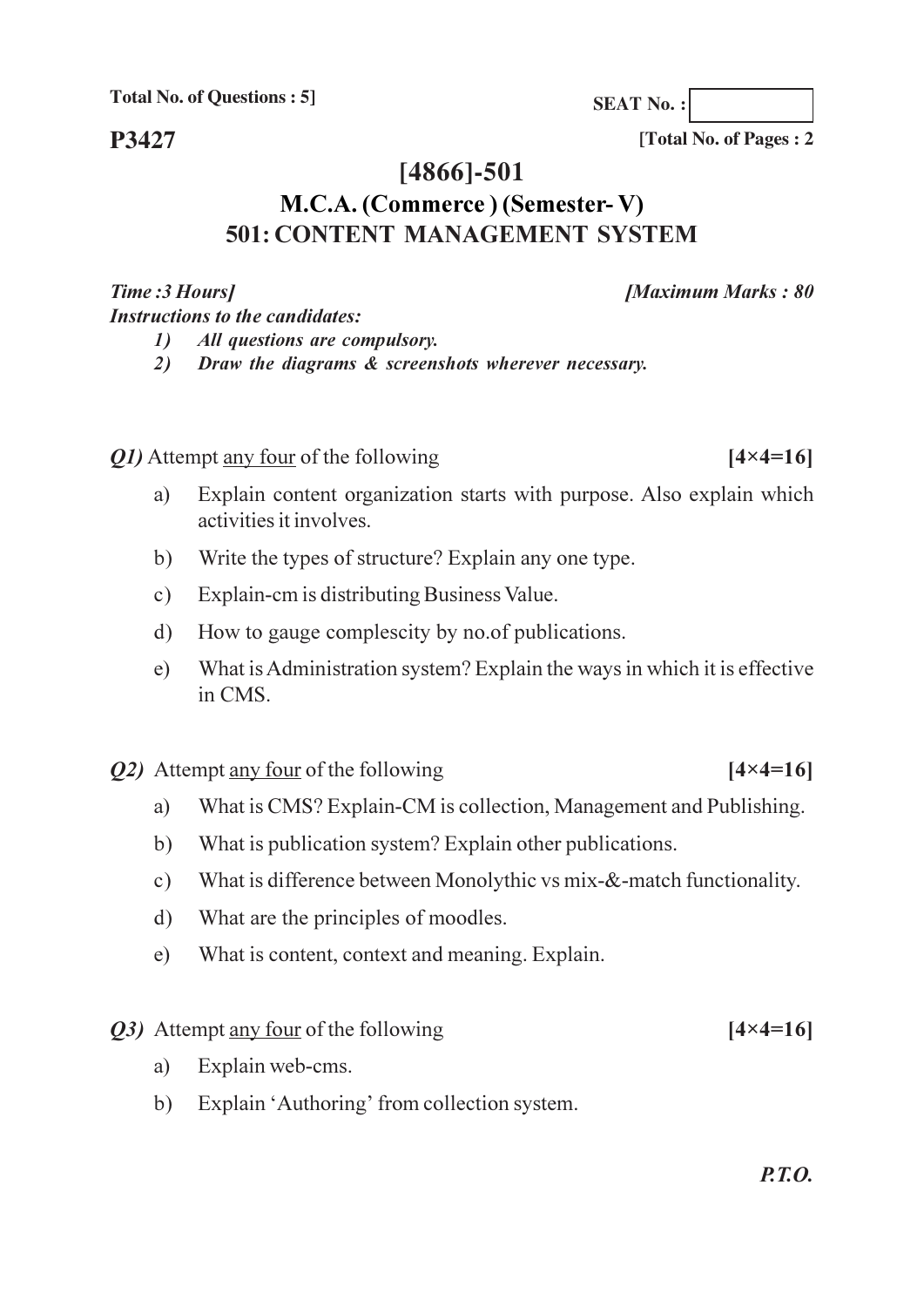**Total No. of Questions : 5]**

**SEAT No. :**

**P3427**

**[Total No. of Pages : 2**

# [4866]-501

## M.C.A. (Commerce ) (Semester- V)

## 501: CONTENT MANAGEMENT SYSTEM

***Time :3 Hours]*** ***[Maximum Marks : 80***

***Instructions to the candidates:***

1) ***All questions are compulsory.***
2) ***Draw the diagrams & screenshots wherever necessary.***

***Q1)*** Attempt <u>any four</u> of the following **[4×4=16]**

a) Explain content organization starts with purpose. Also explain which activities it involves.

b) Write the types of structure? Explain any one type.

c) Explain-cm is distributing Business Value.

d) How to gauge complescity by no.of publications.

e) What is Administration system? Explain the ways in which it is effective in CMS.

***Q2)*** Attempt <u>any four</u> of the following **[4×4=16]**

a) What is CMS? Explain-CM is collection, Management and Publishing.

b) What is publication system? Explain other publications.

c) What is difference between Monolythic vs mix-&-match functionality.

d) What are the principles of moodles.

e) What is content, context and meaning. Explain.

***Q3)*** Attempt <u>any four</u> of the following **[4×4=16]**

a) Explain web-cms.

b) Explain 'Authoring' from collection system.

***P.T.O.***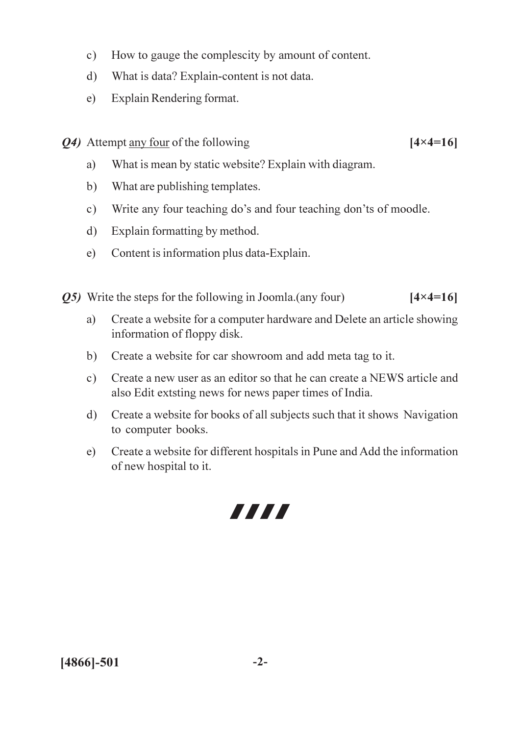c) How to gauge the complescity by amount of content.

d) What is data? Explain-content is not data.

e) Explain Rendering format.

***Q4)*** Attempt <u>any four</u> of the following **[4×4=16]**

a) What is mean by static website? Explain with diagram.

b) What are publishing templates.

c) Write any four teaching do's and four teaching don'ts of moodle.

d) Explain formatting by method.

e) Content is information plus data-Explain.

***Q5)*** Write the steps for the following in Joomla.(any four) **[4×4=16]**

a) Create a website for a computer hardware and Delete an article showing information of floppy disk.

b) Create a website for car showroom and add meta tag to it.

c) Create a new user as an editor so that he can create a NEWS article and also Edit extsting news for news paper times of India.

d) Create a website for books of all subjects such that it shows Navigation to computer books.

e) Create a website for different hospitals in Pune and Add the information of new hospital to it.

////

**[4866]-501**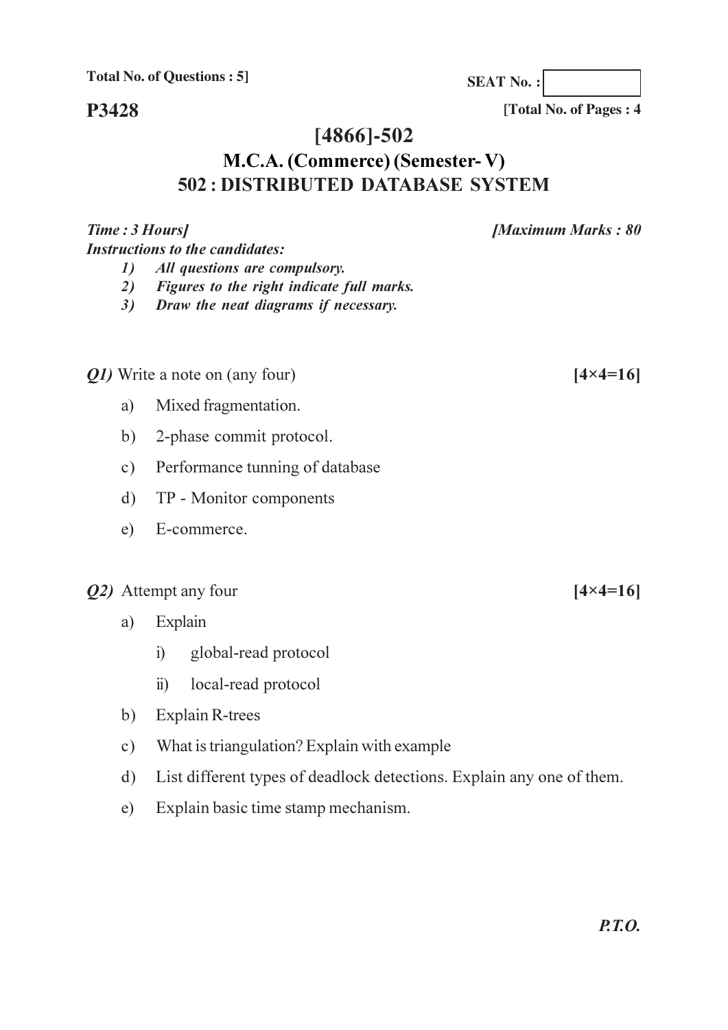**Total No. of Questions : 5]**

**SEAT No. :**

**P3428**

**[Total No. of Pages : 4**

# [4866]-502

## M.C.A. (Commerce) (Semester- V)

## 502 : DISTRIBUTED DATABASE SYSTEM

***Time : 3 Hours]*** ***[Maximum Marks : 80***

***Instructions to the candidates:***

1) *All questions are compulsory.*
2) *Figures to the right indicate full marks.*
3) *Draw the neat diagrams if necessary.*

***Q1)*** Write a note on (any four) **[4×4=16]**

a) Mixed fragmentation.

b) 2-phase commit protocol.

c) Performance tunning of database

d) TP - Monitor components

e) E-commerce.

***Q2)*** Attempt any four **[4×4=16]**

a) Explain

   i) global-read protocol

   ii) local-read protocol

b) Explain R-trees

c) What is triangulation? Explain with example

d) List different types of deadlock detections. Explain any one of them.

e) Explain basic time stamp mechanism.

***P.T.O.***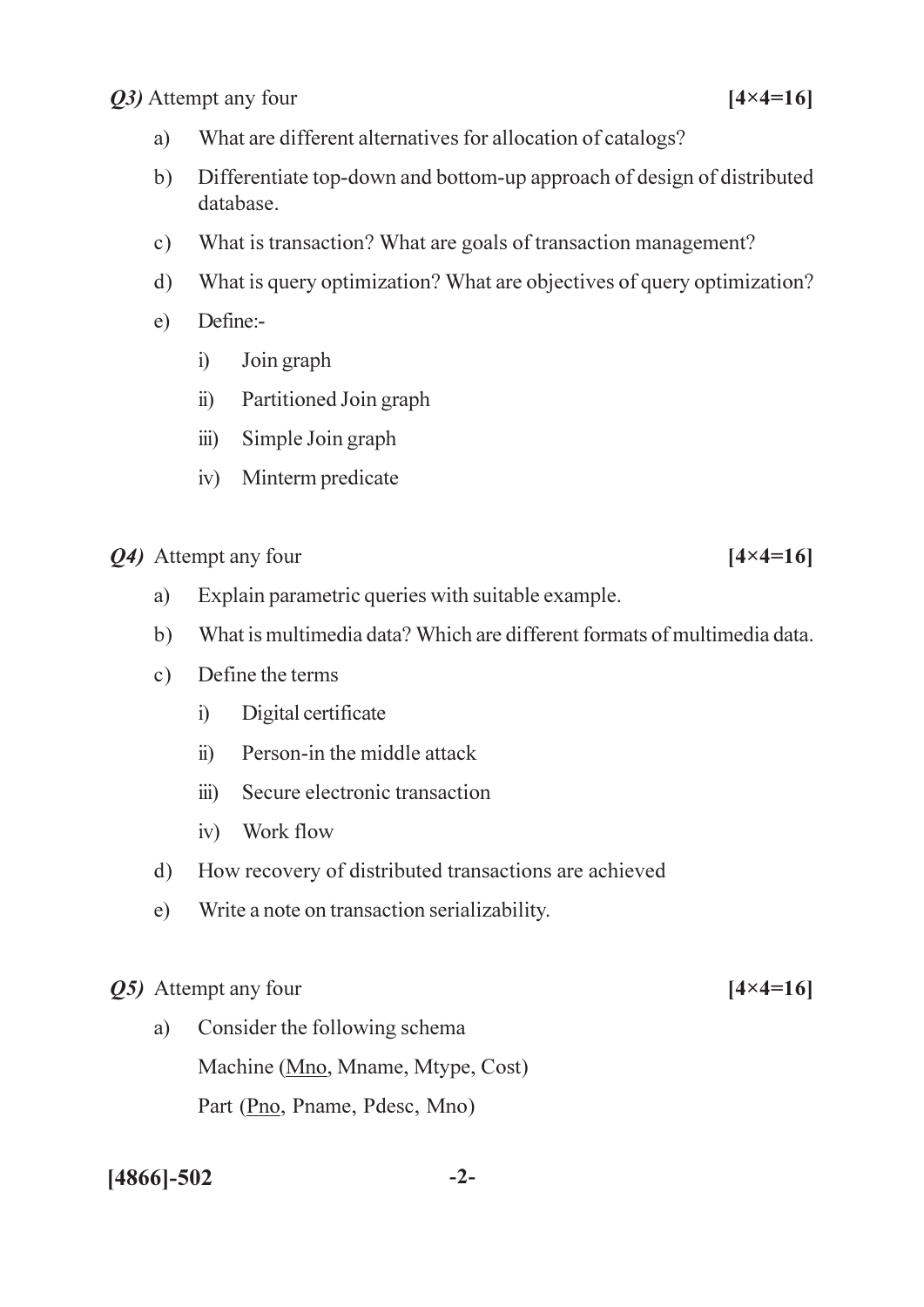***Q3)*** Attempt any four **[4×4=16]**

a) What are different alternatives for allocation of catalogs?

b) Differentiate top-down and bottom-up approach of design of distributed database.

c) What is transaction? What are goals of transaction management?

d) What is query optimization? What are objectives of query optimization?

e) Define:-

   i) Join graph

   ii) Partitioned Join graph

   iii) Simple Join graph

   iv) Minterm predicate

***Q4)*** Attempt any four **[4×4=16]**

a) Explain parametric queries with suitable example.

b) What is multimedia data? Which are different formats of multimedia data.

c) Define the terms

   i) Digital certificate

   ii) Person-in the middle attack

   iii) Secure electronic transaction

   iv) Work flow

d) How recovery of distributed transactions are achieved

e) Write a note on transaction serializability.

***Q5)*** Attempt any four **[4×4=16]**

a) Consider the following schema

   Machine (Mno, Mname, Mtype, Cost)

   Part (Pno, Pname, Pdesc, Mno)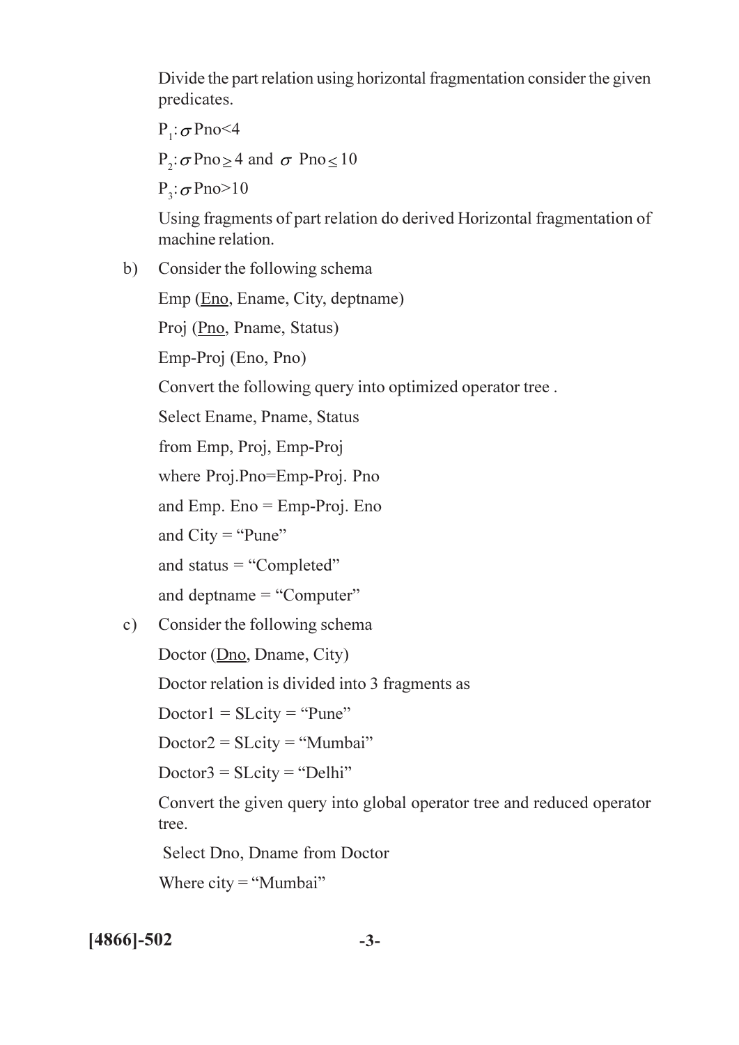Divide the part relation using horizontal fragmentation consider the given predicates.

$P_1 : \sigma$ Pno<4

$P_2 : \sigma$ Pno $\geq$ 4 and $\sigma$ Pno $\leq$ 10

$P_3 : \sigma$ Pno>10

Using fragments of part relation do derived Horizontal fragmentation of machine relation.

b) Consider the following schema

Emp (<u>Eno</u>, Ename, City, deptname)

Proj (<u>Pno</u>, Pname, Status)

Emp-Proj (Eno, Pno)

Convert the following query into optimized operator tree .

Select Ename, Pname, Status

from Emp, Proj, Emp-Proj

where Proj.Pno=Emp-Proj. Pno

and Emp. Eno = Emp-Proj. Eno

and City = "Pune"

and status = "Completed"

and deptname = "Computer"

c) Consider the following schema

Doctor (<u>Dno</u>, Dname, City)

Doctor relation is divided into 3 fragments as

Doctor1 = SLcity = "Pune"

Doctor2 = SLcity = "Mumbai"

Doctor3 = SLcity = "Delhi"

Convert the given query into global operator tree and reduced operator tree.

Select Dno, Dname from Doctor

Where city = "Mumbai"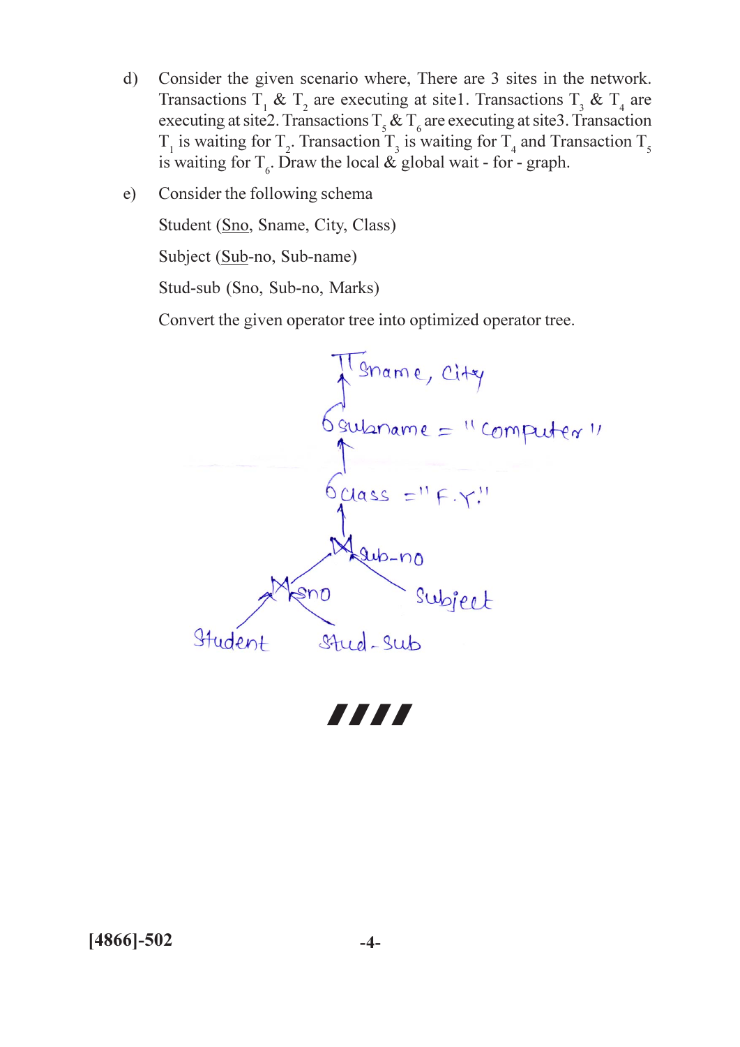d) Consider the given scenario where, There are 3 sites in the network. Transactions $T_1$ & $T_2$ are executing at site1. Transactions $T_3$ & $T_4$ are executing at site2. Transactions $T_5$ & $T_6$ are executing at site3. Transaction $T_1$ is waiting for $T_2$. Transaction $T_3$ is waiting for $T_4$ and Transaction $T_5$ is waiting for $T_6$. Draw the local & global wait - for - graph.

e) Consider the following schema

Student (Sno, Sname, City, Class)

Subject (Sub-no, Sub-name)

Stud-sub (Sno, Sub-no, Marks)

Convert the given operator tree into optimized operator tree.

$\pi_{\text{Sname, City}}$

↑

$\sigma_{\text{Subname = "Computer"}}$

↑

$\sigma_{\text{class = "F.Y."}}$

↑

$\bowtie_{\text{Sub-no}}$ (left child: $\bowtie_{\text{Sno}}$, right child: Subject)

$\bowtie_{\text{Sno}}$ (left child: Student, right child: Stud-Sub)

**////**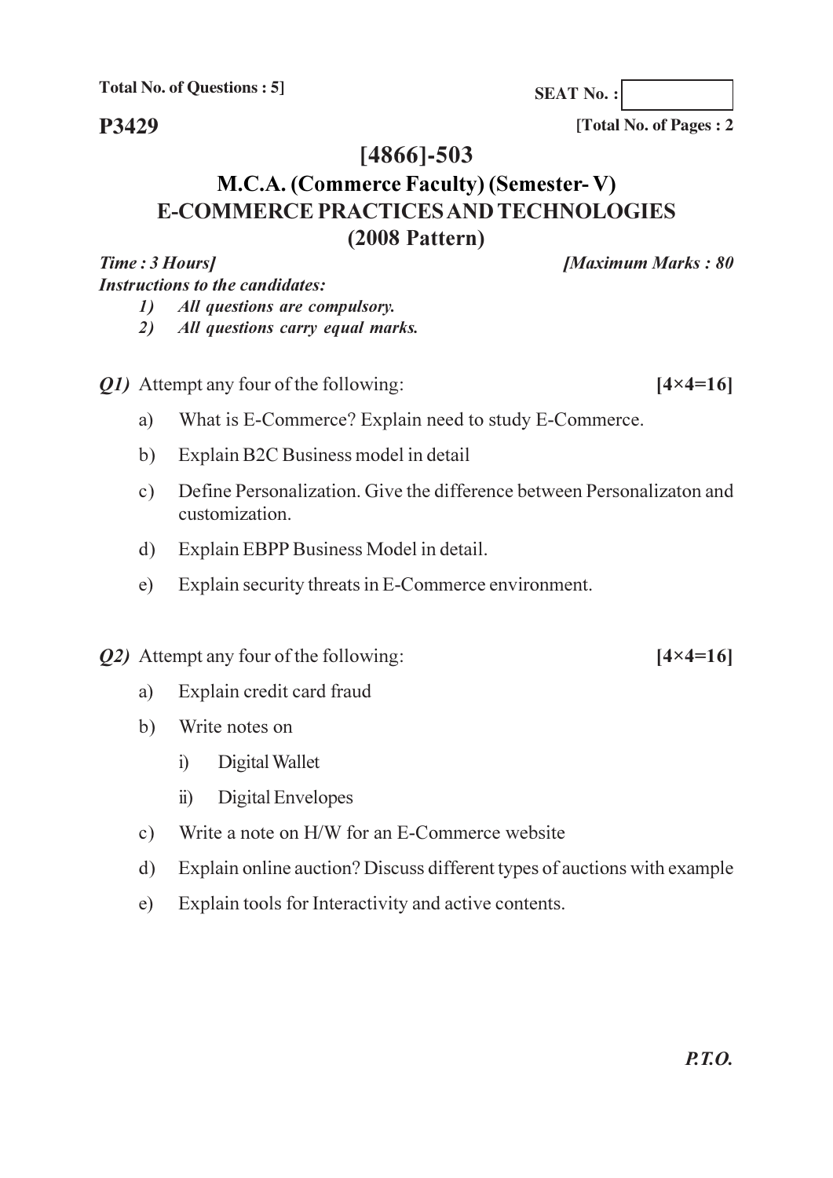**Total No. of Questions : 5]**

**SEAT No. :**

**P3429**

**[Total No. of Pages : 2**

# [4866]-503

## M.C.A. (Commerce Faculty) (Semester- V)
## E-COMMERCE PRACTICES AND TECHNOLOGIES
## (2008 Pattern)

***Time : 3 Hours]*** ***[Maximum Marks : 80***

***Instructions to the candidates:***

1) *All questions are compulsory.*
2) *All questions carry equal marks.*

***Q1)*** Attempt any four of the following: **[4×4=16]**

a) What is E-Commerce? Explain need to study E-Commerce.

b) Explain B2C Business model in detail

c) Define Personalization. Give the difference between Personalizaton and customization.

d) Explain EBPP Business Model in detail.

e) Explain security threats in E-Commerce environment.

***Q2)*** Attempt any four of the following: **[4×4=16]**

a) Explain credit card fraud

b) Write notes on

   i) Digital Wallet

   ii) Digital Envelopes

c) Write a note on H/W for an E-Commerce website

d) Explain online auction? Discuss different types of auctions with example

e) Explain tools for Interactivity and active contents.

***P.T.O.***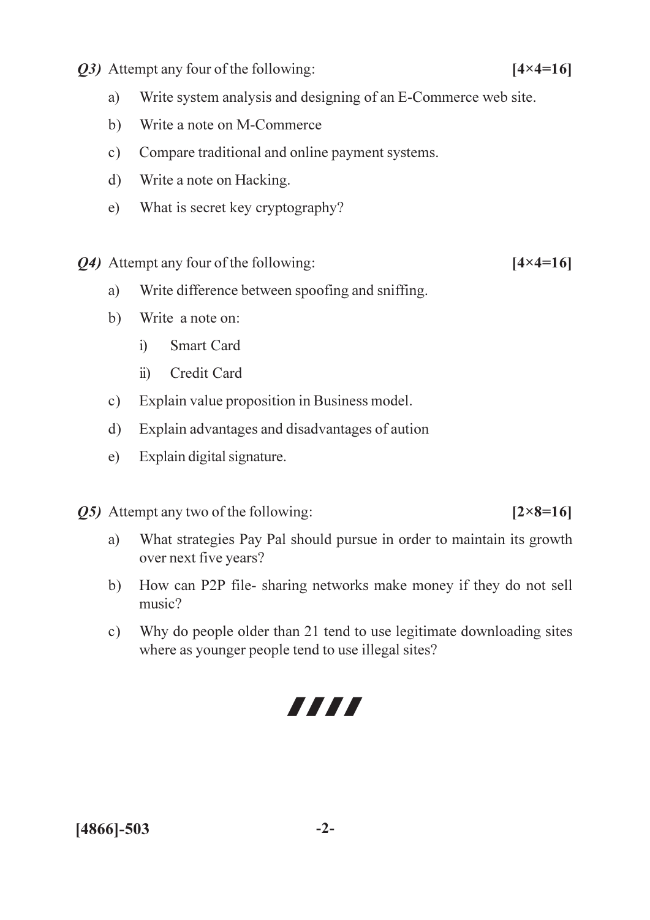***Q3)*** Attempt any four of the following: **[4×4=16]**

a) Write system analysis and designing of an E-Commerce web site.

b) Write a note on M-Commerce

c) Compare traditional and online payment systems.

d) Write a note on Hacking.

e) What is secret key cryptography?

***Q4)*** Attempt any four of the following: **[4×4=16]**

a) Write difference between spoofing and sniffing.

b) Write a note on:

   i) Smart Card

   ii) Credit Card

c) Explain value proposition in Business model.

d) Explain advantages and disadvantages of aution

e) Explain digital signature.

***Q5)*** Attempt any two of the following: **[2×8=16]**

a) What strategies Pay Pal should pursue in order to maintain its growth over next five years?

b) How can P2P file- sharing networks make money if they do not sell music?

c) Why do people older than 21 tend to use legitimate downloading sites where as younger people tend to use illegal sites?

**[4866]-503**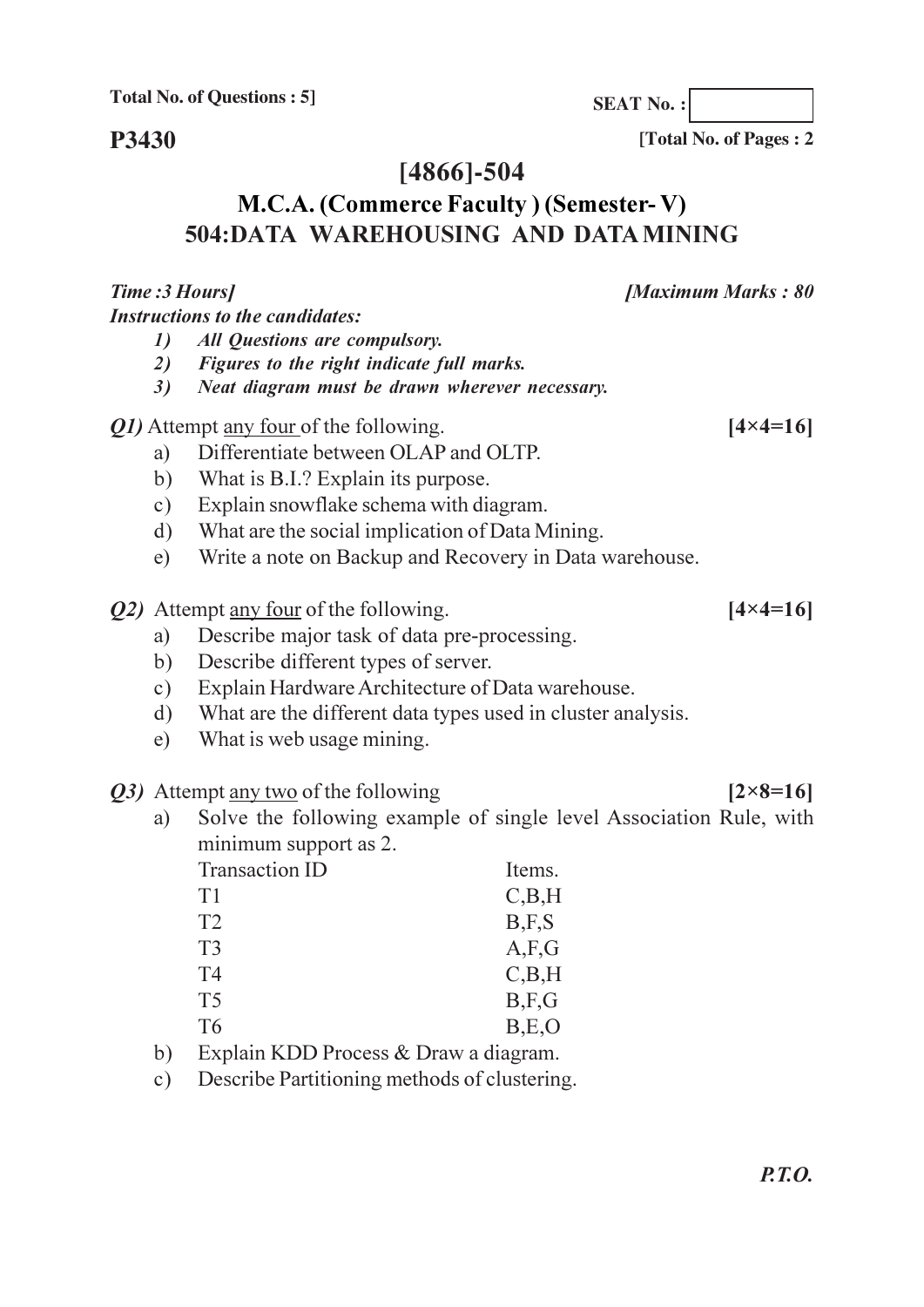**Total No. of Questions : 5]**

**SEAT No. :**

**P3430**

**[Total No. of Pages : 2**

# [4866]-504

## M.C.A. (Commerce Faculty ) (Semester- V)

## 504:DATA WAREHOUSING AND DATA MINING

***Time :3 Hours]*** ***[Maximum Marks : 80***

***Instructions to the candidates:***

1) *All Questions are compulsory.*
2) *Figures to the right indicate full marks.*
3) *Neat diagram must be drawn wherever necessary.*

***Q1)*** Attempt any four of the following. **[4×4=16]**

a) Differentiate between OLAP and OLTP.

b) What is B.I.? Explain its purpose.

c) Explain snowflake schema with diagram.

d) What are the social implication of Data Mining.

e) Write a note on Backup and Recovery in Data warehouse.

***Q2)*** Attempt any four of the following. **[4×4=16]**

a) Describe major task of data pre-processing.

b) Describe different types of server.

c) Explain Hardware Architecture of Data warehouse.

d) What are the different data types used in cluster analysis.

e) What is web usage mining.

***Q3)*** Attempt any two of the following **[2×8=16]**

a) Solve the following example of single level Association Rule, with minimum support as 2.

| Transaction ID | Items. |
|---|---|
| T1 | C,B,H |
| T2 | B,F,S |
| T3 | A,F,G |
| T4 | C,B,H |
| T5 | B,F,G |
| T6 | B,E,O |

b) Explain KDD Process & Draw a diagram.

c) Describe Partitioning methods of clustering.

***P.T.O.***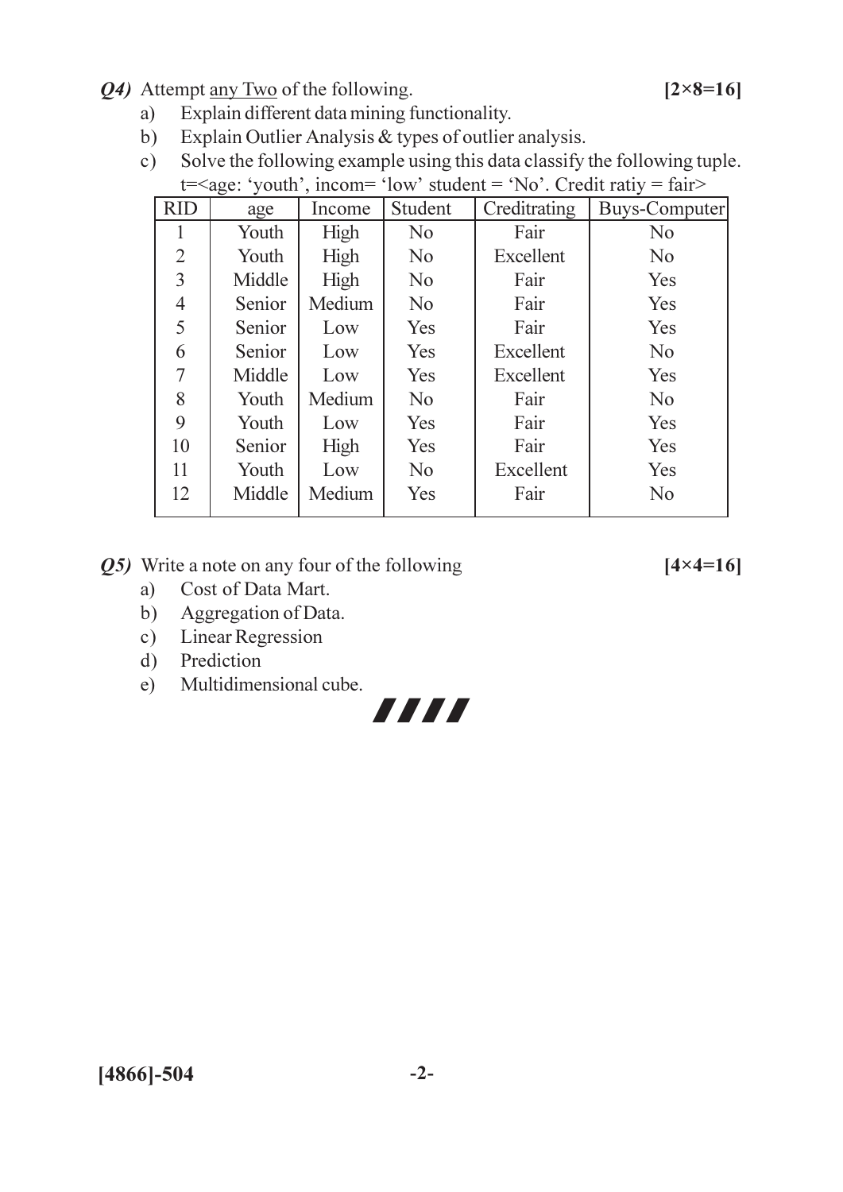***Q4)*** Attempt any Two of the following. **[2×8=16]**

a) Explain different data mining functionality.

b) Explain Outlier Analysis & types of outlier analysis.

c) Solve the following example using this data classify the following tuple.
t=<age: 'youth', incom= 'low' student = 'No'. Credit ratiy = fair>

| RID | age | Income | Student | Creditrating | Buys-Computer |
|---|---|---|---|---|---|
| 1 | Youth | High | No | Fair | No |
| 2 | Youth | High | No | Excellent | No |
| 3 | Middle | High | No | Fair | Yes |
| 4 | Senior | Medium | No | Fair | Yes |
| 5 | Senior | Low | Yes | Fair | Yes |
| 6 | Senior | Low | Yes | Excellent | No |
| 7 | Middle | Low | Yes | Excellent | Yes |
| 8 | Youth | Medium | No | Fair | No |
| 9 | Youth | Low | Yes | Fair | Yes |
| 10 | Senior | High | Yes | Fair | Yes |
| 11 | Youth | Low | No | Excellent | Yes |
| 12 | Middle | Medium | Yes | Fair | No |

***Q5)*** Write a note on any four of the following **[4×4=16]**

a) Cost of Data Mart.

b) Aggregation of Data.

c) Linear Regression

d) Prediction

e) Multidimensional cube.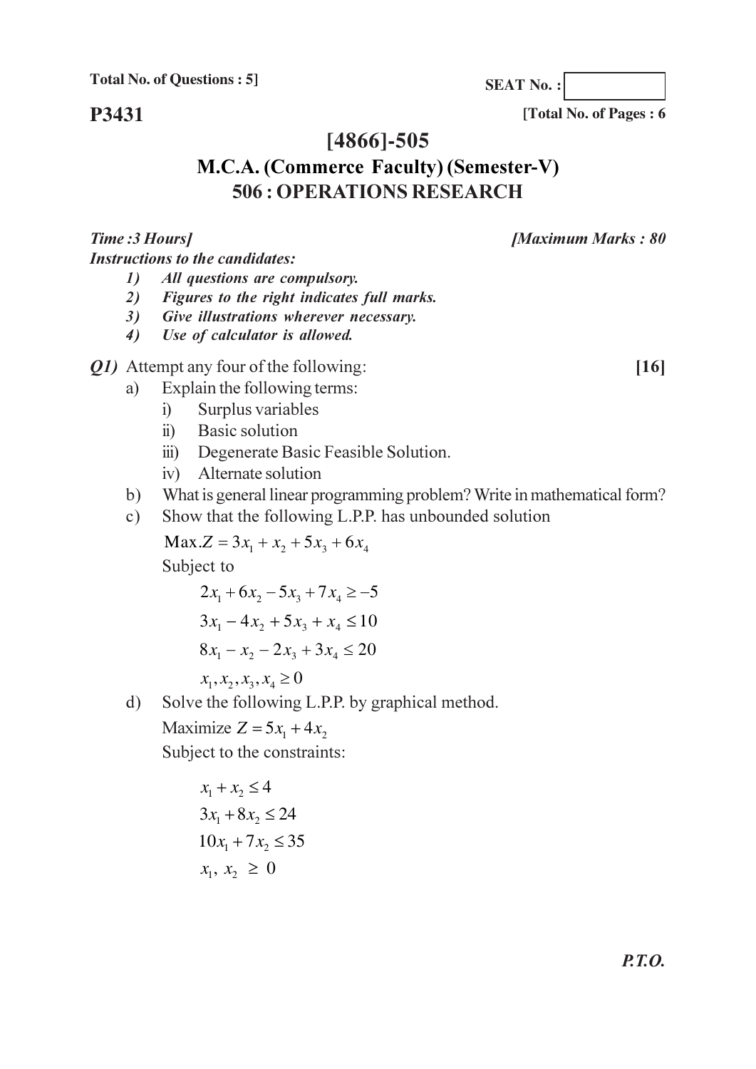**Total No. of Questions : 5]**

**SEAT No. :**

**P3431**

**[Total No. of Pages : 6**

# [4866]-505

## M.C.A. (Commerce Faculty) (Semester-V)

## 506 : OPERATIONS RESEARCH

***Time :3 Hours]*** ***[Maximum Marks : 80***

***Instructions to the candidates:***

1) *All questions are compulsory.*
2) *Figures to the right indicates full marks.*
3) *Give illustrations wherever necessary.*
4) *Use of calculator is allowed.*

***Q1)*** Attempt any four of the following: **[16]**

a) Explain the following terms:

   i) Surplus variables

   ii) Basic solution

   iii) Degenerate Basic Feasible Solution.

   iv) Alternate solution

b) What is general linear programming problem? Write in mathematical form?

c) Show that the following L.P.P. has unbounded solution

$$\text{Max.}Z = 3x_1 + x_2 + 5x_3 + 6x_4$$

Subject to

$$2x_1 + 6x_2 - 5x_3 + 7x_4 \geq -5$$

$$3x_1 - 4x_2 + 5x_3 + x_4 \leq 10$$

$$8x_1 - x_2 - 2x_3 + 3x_4 \leq 20$$

$$x_1, x_2, x_3, x_4 \geq 0$$

d) Solve the following L.P.P. by graphical method.

Maximize $Z = 5x_1 + 4x_2$

Subject to the constraints:

$$x_1 + x_2 \leq 4$$

$$3x_1 + 8x_2 \leq 24$$

$$10x_1 + 7x_2 \leq 35$$

$$x_1,\ x_2\ \geq\ 0$$

***P.T.O.***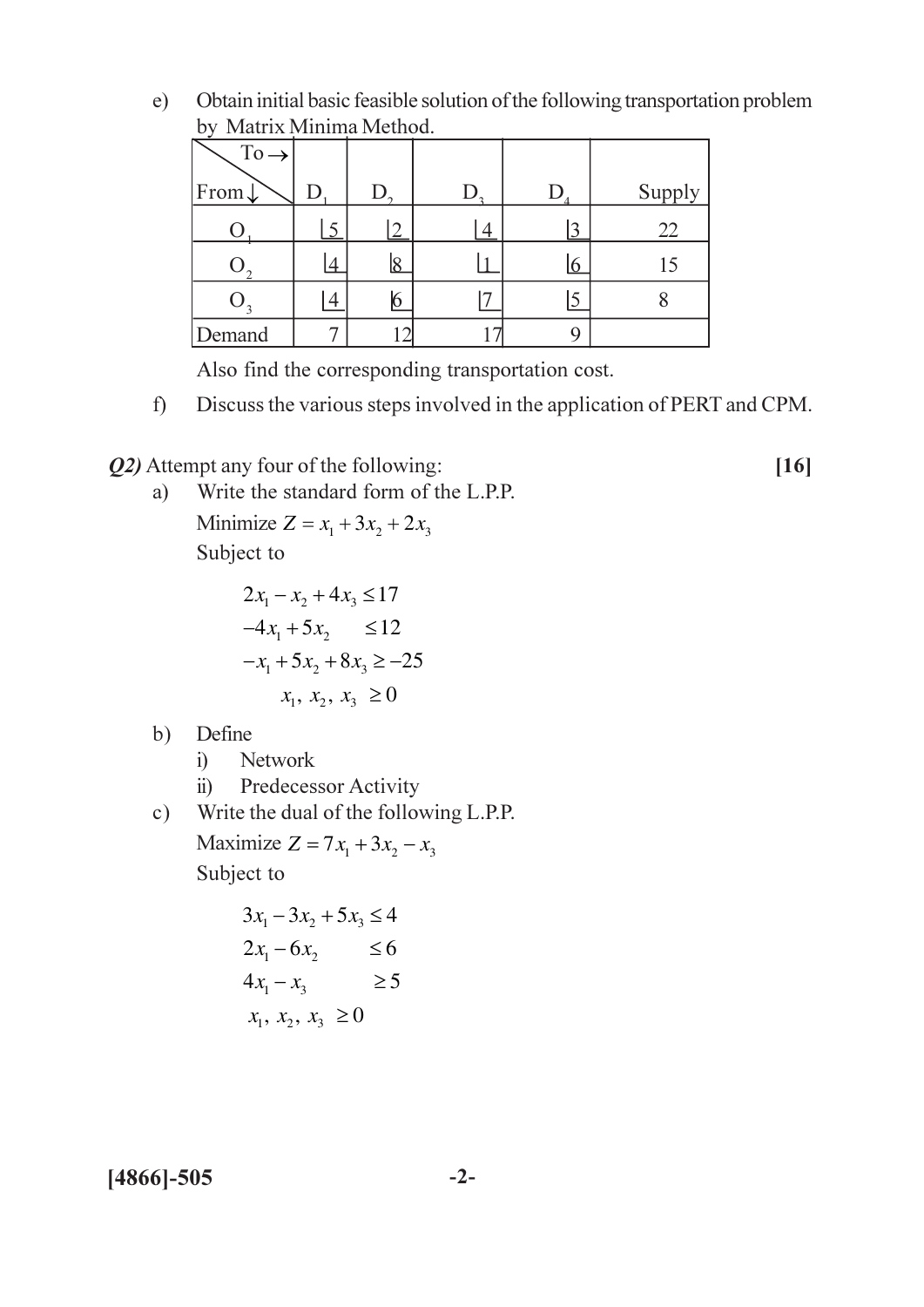e) Obtain initial basic feasible solution of the following transportation problem by Matrix Minima Method.

| To → From ↓ | $D_1$ | $D_2$ | $D_3$ | $D_4$ | Supply |
|---|---|---|---|---|---|
| $O_1$ | 5 | 2 | 4 | 3 | 22 |
| $O_2$ | 4 | 8 | 1 | 6 | 15 |
| $O_3$ | 4 | 6 | 7 | 5 | 8 |
| Demand | 7 | 12 | 17 | 9 | |

Also find the corresponding transportation cost.

f) Discuss the various steps involved in the application of PERT and CPM.

***Q2)*** Attempt any four of the following: **[16]**

a) Write the standard form of the L.P.P.

Minimize $Z = x_1 + 3x_2 + 2x_3$

Subject to

$$2x_1 - x_2 + 4x_3 \leq 17$$

$$-4x_1 + 5x_2 \leq 12$$

$$-x_1 + 5x_2 + 8x_3 \geq -25$$

$$x_1,\ x_2,\ x_3 \geq 0$$

b) Define

i) Network

ii) Predecessor Activity

c) Write the dual of the following L.P.P.

Maximize $Z = 7x_1 + 3x_2 - x_3$

Subject to

$$3x_1 - 3x_2 + 5x_3 \leq 4$$

$$2x_1 - 6x_2 \leq 6$$

$$4x_1 - x_3 \geq 5$$

$$x_1,\ x_2,\ x_3 \geq 0$$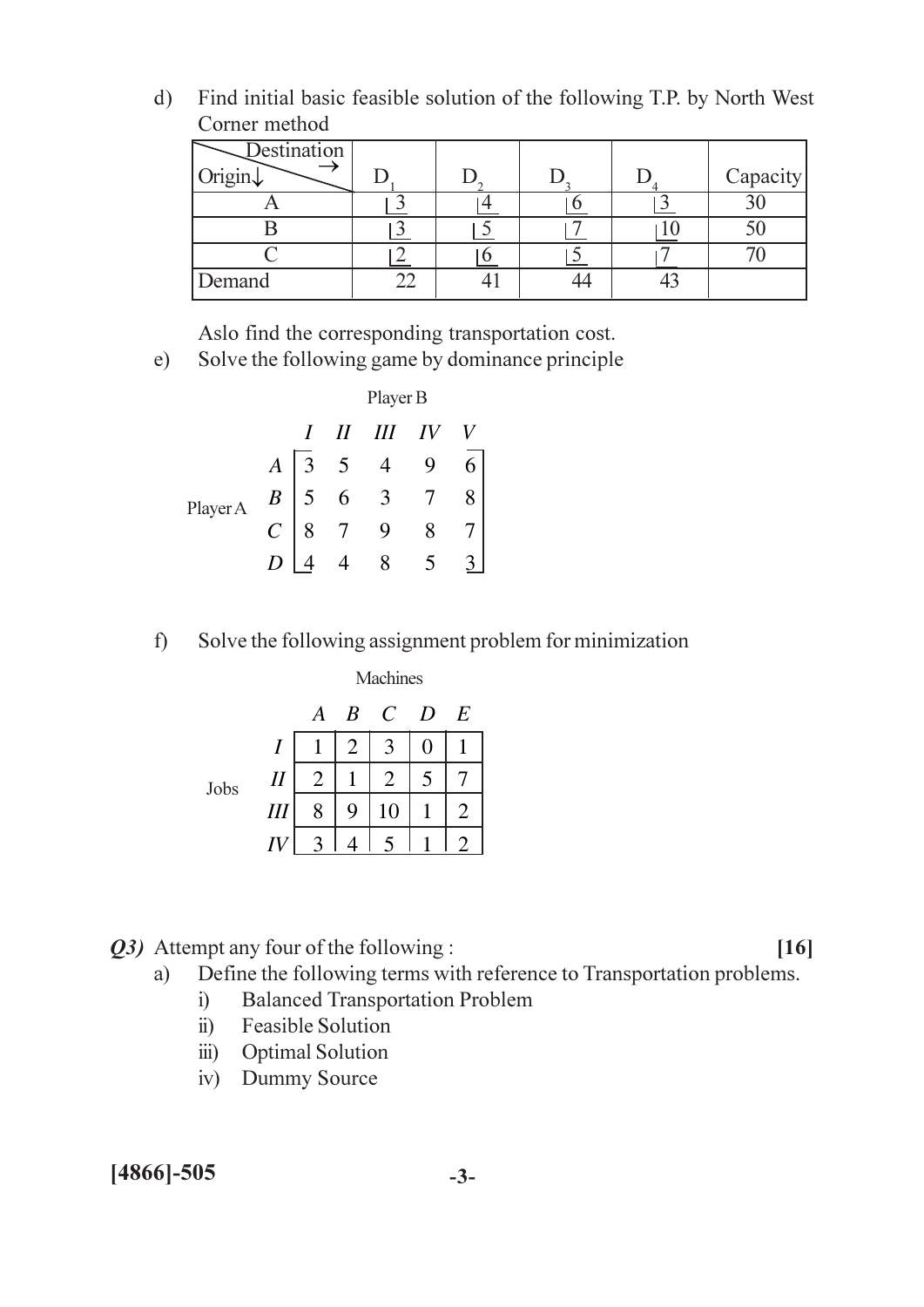d) Find initial basic feasible solution of the following T.P. by North West Corner method

| Destination → / Origin ↓ | $D_1$ | $D_2$ | $D_3$ | $D_4$ | Capacity |
|---|---|---|---|---|---|
| A | 3 | 4 | 6 | 3 | 30 |
| B | 3 | 5 | 7 | 10 | 50 |
| C | 2 | 6 | 5 | 7 | 70 |
| Demand | 22 | 41 | 44 | 43 | |

Aslo find the corresponding transportation cost.

e) Solve the following game by dominance principle

Player B

| Player A | I | II | III | IV | V |
|---|---|---|---|---|---|
| A | 3 | 5 | 4 | 9 | 6 |
| B | 5 | 6 | 3 | 7 | 8 |
| C | 8 | 7 | 9 | 8 | 7 |
| D | 4 | 4 | 8 | 5 | 3 |

f) Solve the following assignment problem for minimization

Machines

| Jobs | A | B | C | D | E |
|---|---|---|---|---|---|
| I | 1 | 2 | 3 | 0 | 1 |
| II | 2 | 1 | 2 | 5 | 7 |
| III | 8 | 9 | 10 | 1 | 2 |
| IV | 3 | 4 | 5 | 1 | 2 |

***Q3)*** Attempt any four of the following : **[16]**

a) Define the following terms with reference to Transportation problems.
   i) Balanced Transportation Problem
   ii) Feasible Solution
   iii) Optimal Solution
   iv) Dummy Source

**[4866]-505**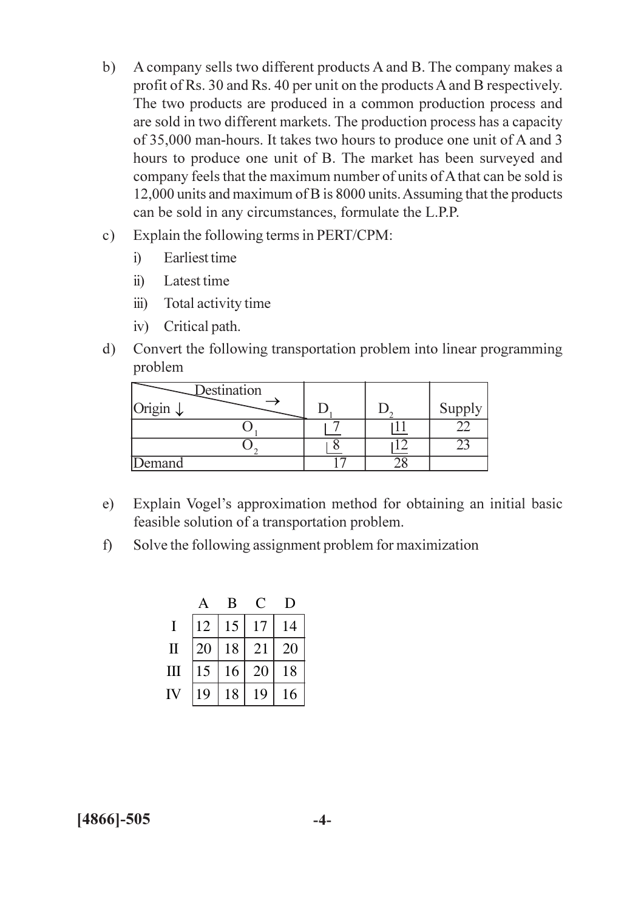b) A company sells two different products A and B. The company makes a profit of Rs. 30 and Rs. 40 per unit on the products A and B respectively. The two products are produced in a common production process and are sold in two different markets. The production process has a capacity of 35,000 man-hours. It takes two hours to produce one unit of A and 3 hours to produce one unit of B. The market has been surveyed and company feels that the maximum number of units of A that can be sold is 12,000 units and maximum of B is 8000 units. Assuming that the products can be sold in any circumstances, formulate the L.P.P.

c) Explain the following terms in PERT/CPM:

   i) Earliest time

   ii) Latest time

   iii) Total activity time

   iv) Critical path.

d) Convert the following transportation problem into linear programming problem

| Origin ↓ / Destination → | $D_1$ | $D_2$ | Supply |
|---|---|---|---|
| $O_1$ | 7 | 11 | 22 |
| $O_2$ | 8 | 12 | 23 |
| Demand | 17 | 28 | |

e) Explain Vogel's approximation method for obtaining an initial basic feasible solution of a transportation problem.

f) Solve the following assignment problem for maximization

| | A | B | C | D |
|---|---|---|---|---|
| I | 12 | 15 | 17 | 14 |
| II | 20 | 18 | 21 | 20 |
| III | 15 | 16 | 20 | 18 |
| IV | 19 | 18 | 19 | 16 |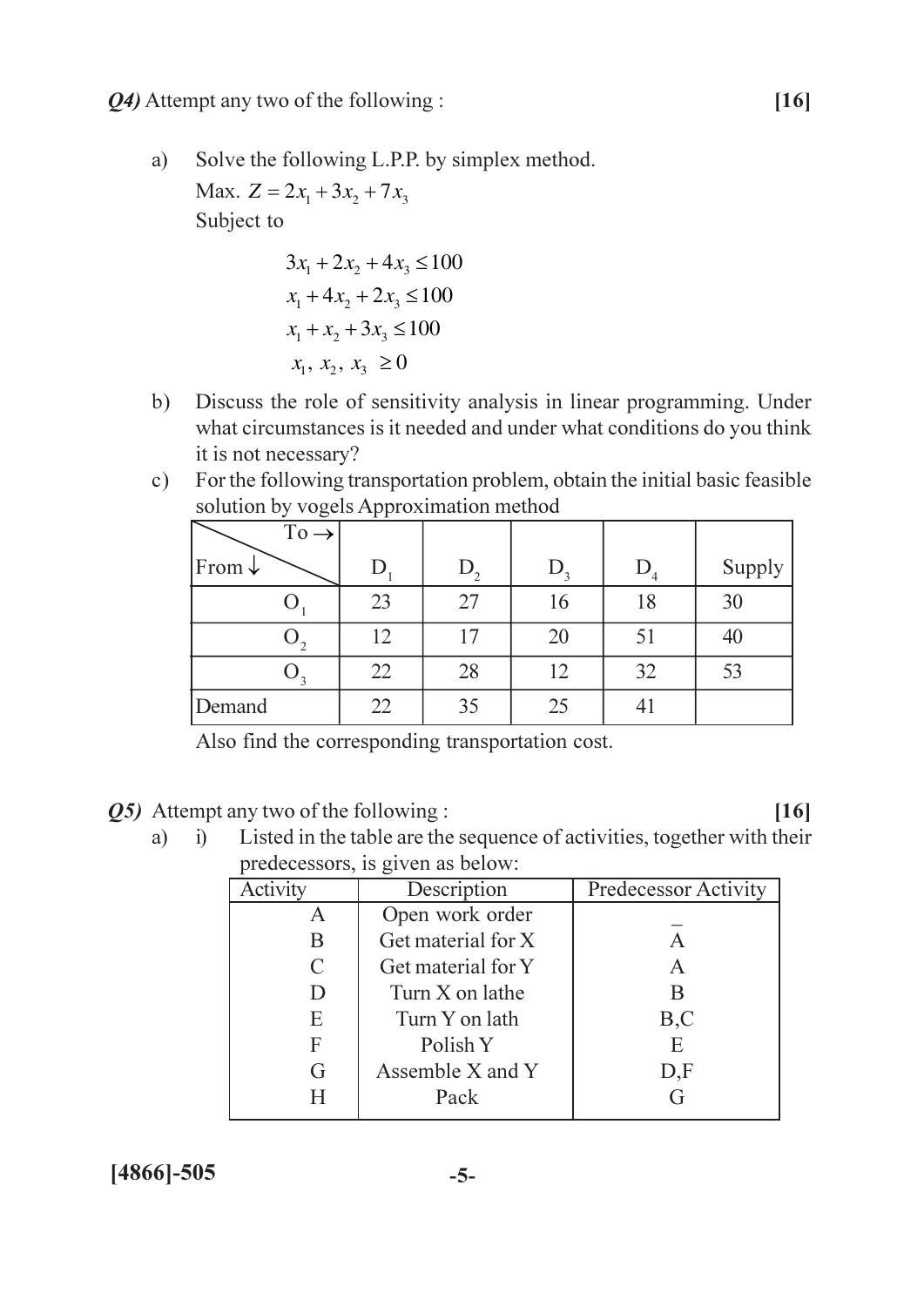***Q4)*** Attempt any two of the following : **[16]**

a) Solve the following L.P.P. by simplex method.

Max. $Z = 2x_1 + 3x_2 + 7x_3$

Subject to

$$3x_1 + 2x_2 + 4x_3 \leq 100$$
$$x_1 + 4x_2 + 2x_3 \leq 100$$
$$x_1 + x_2 + 3x_3 \leq 100$$
$$x_1,\ x_2,\ x_3 \ \geq 0$$

b) Discuss the role of sensitivity analysis in linear programming. Under what circumstances is it needed and under what conditions do you think it is not necessary?

c) For the following transportation problem, obtain the initial basic feasible solution by vogels Approximation method

| To → / From ↓ | $D_1$ | $D_2$ | $D_3$ | $D_4$ | Supply |
|---|---|---|---|---|---|
| $O_1$ | 23 | 27 | 16 | 18 | 30 |
| $O_2$ | 12 | 17 | 20 | 51 | 40 |
| $O_3$ | 22 | 28 | 12 | 32 | 53 |
| Demand | 22 | 35 | 25 | 41 | |

Also find the corresponding transportation cost.

***Q5)*** Attempt any two of the following : **[16]**

a) i) Listed in the table are the sequence of activities, together with their predecessors, is given as below:

| Activity | Description | Predecessor Activity |
|---|---|---|
| A | Open work order | _ |
| B | Get material for X | A |
| C | Get material for Y | A |
| D | Turn X on lathe | B |
| E | Turn Y on lath | B,C |
| F | Polish Y | E |
| G | Assemble X and Y | D,F |
| H | Pack | G |

**[4866]-505**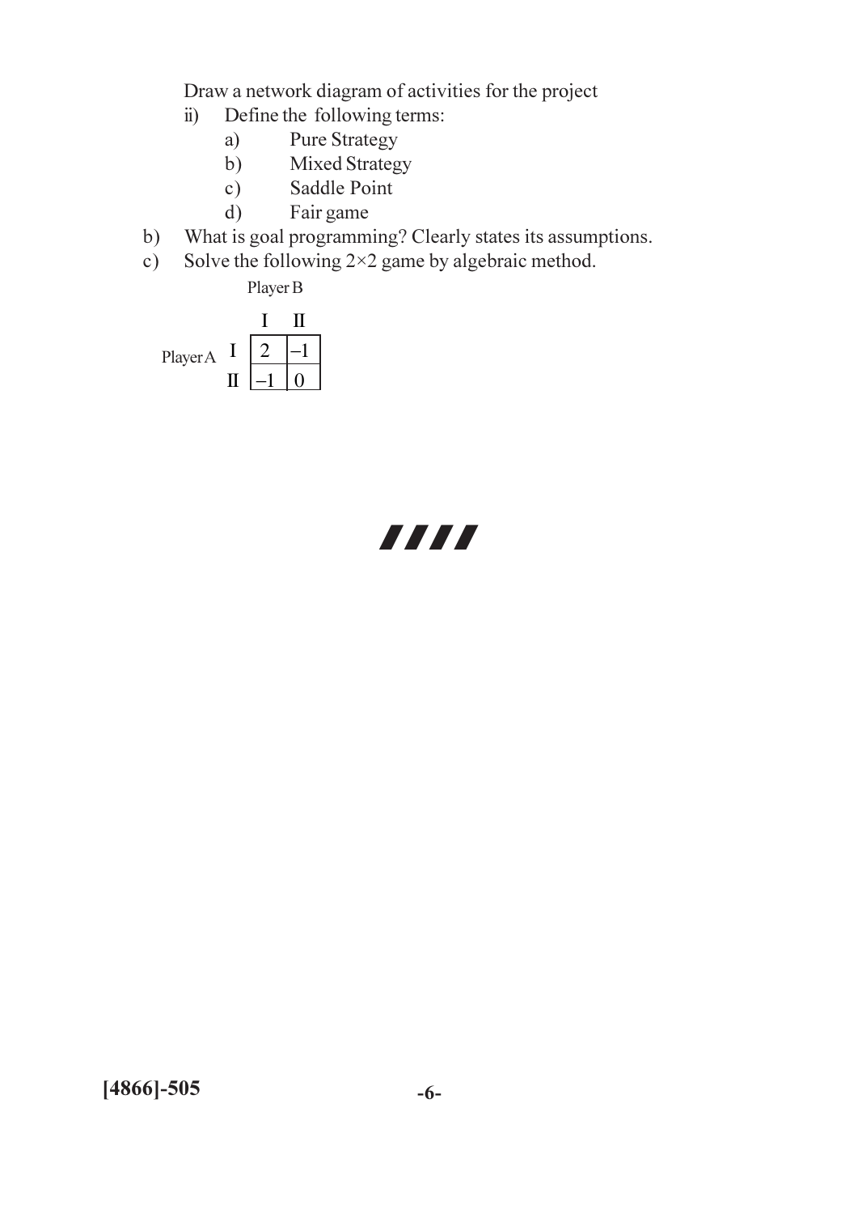Draw a network diagram of activities for the project

ii) Define the following terms:

a) Pure Strategy

b) Mixed Strategy

c) Saddle Point

d) Fair game

b) What is goal programming? Clearly states its assumptions.

c) Solve the following $2 \times 2$ game by algebraic method.

Player B

| | | I | II |
|---|---|---|---|
| Player A | I | 2 | –1 |
| | II | –1 | 0 |

////

[4866]-505